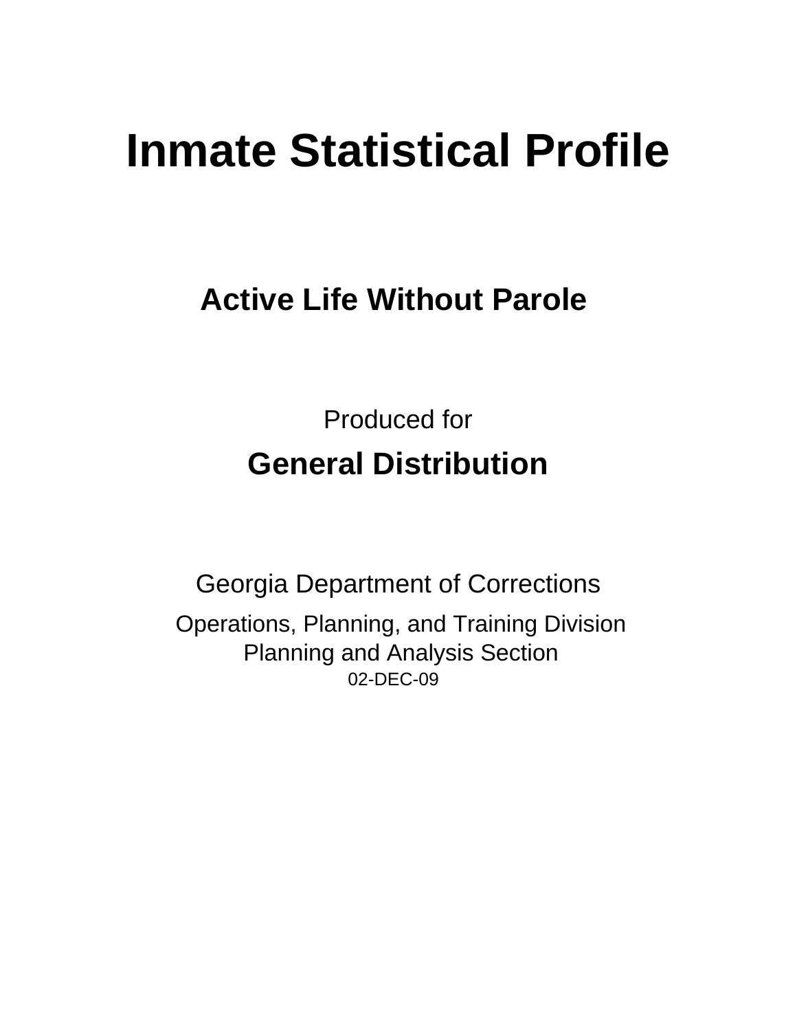# Inmate Statistical Profile

## Active Life Without Parole

Produced for

**General Distribution**

Georgia Department of Corrections

Operations, Planning, and Training Division
Planning and Analysis Section
02-DEC-09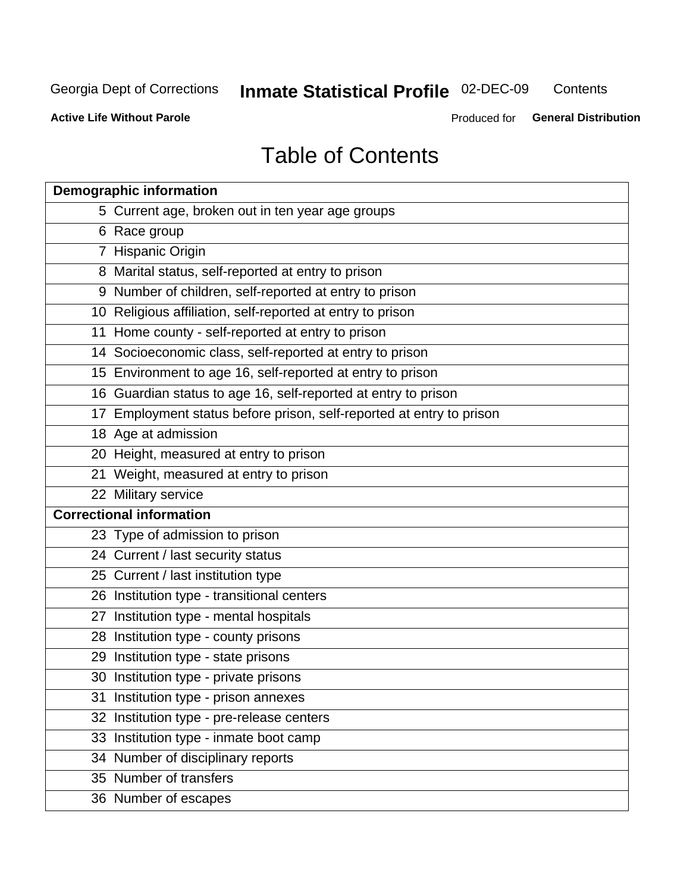# Table of Contents

| Demographic information | |
|---|---|
| 5 | Current age, broken out in ten year age groups |
| 6 | Race group |
| 7 | Hispanic Origin |
| 8 | Marital status, self-reported at entry to prison |
| 9 | Number of children, self-reported at entry to prison |
| 10 | Religious affiliation, self-reported at entry to prison |
| 11 | Home county - self-reported at entry to prison |
| 14 | Socioeconomic class, self-reported at entry to prison |
| 15 | Environment to age 16, self-reported at entry to prison |
| 16 | Guardian status to age 16, self-reported at entry to prison |
| 17 | Employment status before prison, self-reported at entry to prison |
| 18 | Age at admission |
| 20 | Height, measured at entry to prison |
| 21 | Weight, measured at entry to prison |
| 22 | Military service |
| **Correctional information** | |
| 23 | Type of admission to prison |
| 24 | Current / last security status |
| 25 | Current / last institution type |
| 26 | Institution type - transitional centers |
| 27 | Institution type - mental hospitals |
| 28 | Institution type - county prisons |
| 29 | Institution type - state prisons |
| 30 | Institution type - private prisons |
| 31 | Institution type - prison annexes |
| 32 | Institution type - pre-release centers |
| 33 | Institution type - inmate boot camp |
| 34 | Number of disciplinary reports |
| 35 | Number of transfers |
| 36 | Number of escapes |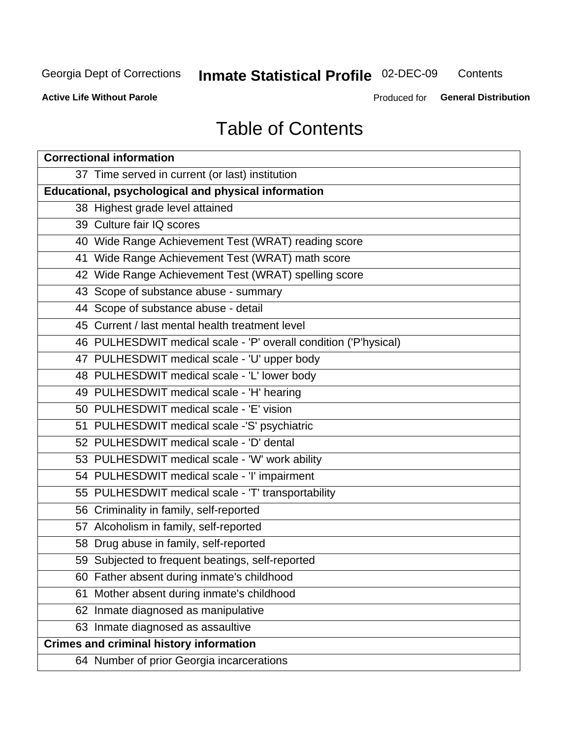Georgia Dept of Corrections **Inmate Statistical Profile** 02-DEC-09 Contents

**Active Life Without Parole** Produced for **General Distribution**

# Table of Contents

| **Correctional information** |
|---|
| 37 Time served in current (or last) institution |
| **Educational, psychological and physical information** |
| 38 Highest grade level attained |
| 39 Culture fair IQ scores |
| 40 Wide Range Achievement Test (WRAT) reading score |
| 41 Wide Range Achievement Test (WRAT) math score |
| 42 Wide Range Achievement Test (WRAT) spelling score |
| 43 Scope of substance abuse - summary |
| 44 Scope of substance abuse - detail |
| 45 Current / last mental health treatment level |
| 46 PULHESDWIT medical scale - 'P' overall condition ('P'hysical) |
| 47 PULHESDWIT medical scale - 'U' upper body |
| 48 PULHESDWIT medical scale - 'L' lower body |
| 49 PULHESDWIT medical scale - 'H' hearing |
| 50 PULHESDWIT medical scale - 'E' vision |
| 51 PULHESDWIT medical scale -'S' psychiatric |
| 52 PULHESDWIT medical scale - 'D' dental |
| 53 PULHESDWIT medical scale - 'W' work ability |
| 54 PULHESDWIT medical scale - 'I' impairment |
| 55 PULHESDWIT medical scale - 'T' transportability |
| 56 Criminality in family, self-reported |
| 57 Alcoholism in family, self-reported |
| 58 Drug abuse in family, self-reported |
| 59 Subjected to frequent beatings, self-reported |
| 60 Father absent during inmate's childhood |
| 61 Mother absent during inmate's childhood |
| 62 Inmate diagnosed as manipulative |
| 63 Inmate diagnosed as assaultive |
| **Crimes and criminal history information** |
| 64 Number of prior Georgia incarcerations |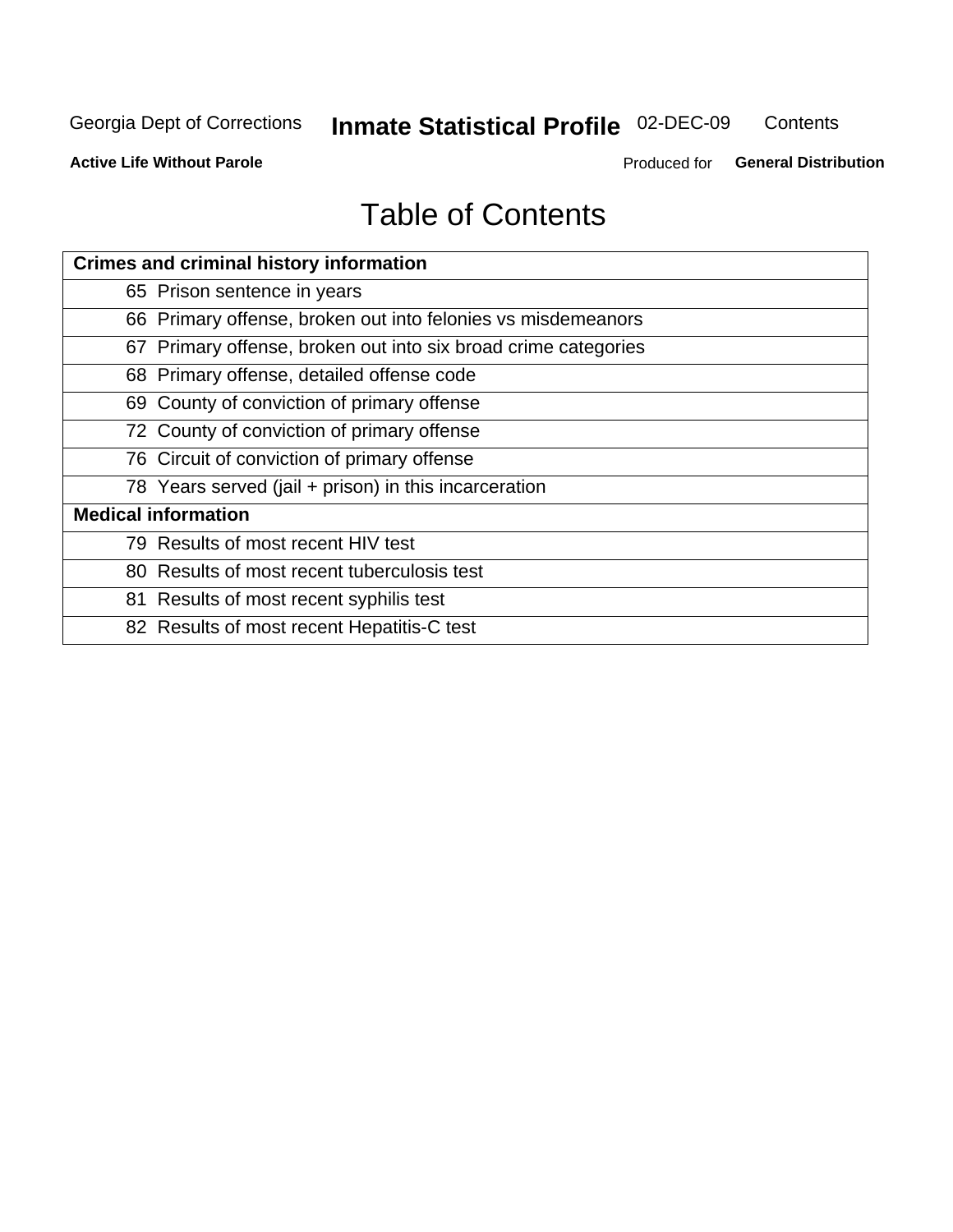# Table of Contents

| Crimes and criminal history information |
|---|
| 65 Prison sentence in years |
| 66 Primary offense, broken out into felonies vs misdemeanors |
| 67 Primary offense, broken out into six broad crime categories |
| 68 Primary offense, detailed offense code |
| 69 County of conviction of primary offense |
| 72 County of conviction of primary offense |
| 76 Circuit of conviction of primary offense |
| 78 Years served (jail + prison) in this incarceration |
| **Medical information** |
| 79 Results of most recent HIV test |
| 80 Results of most recent tuberculosis test |
| 81 Results of most recent syphilis test |
| 82 Results of most recent Hepatitis-C test |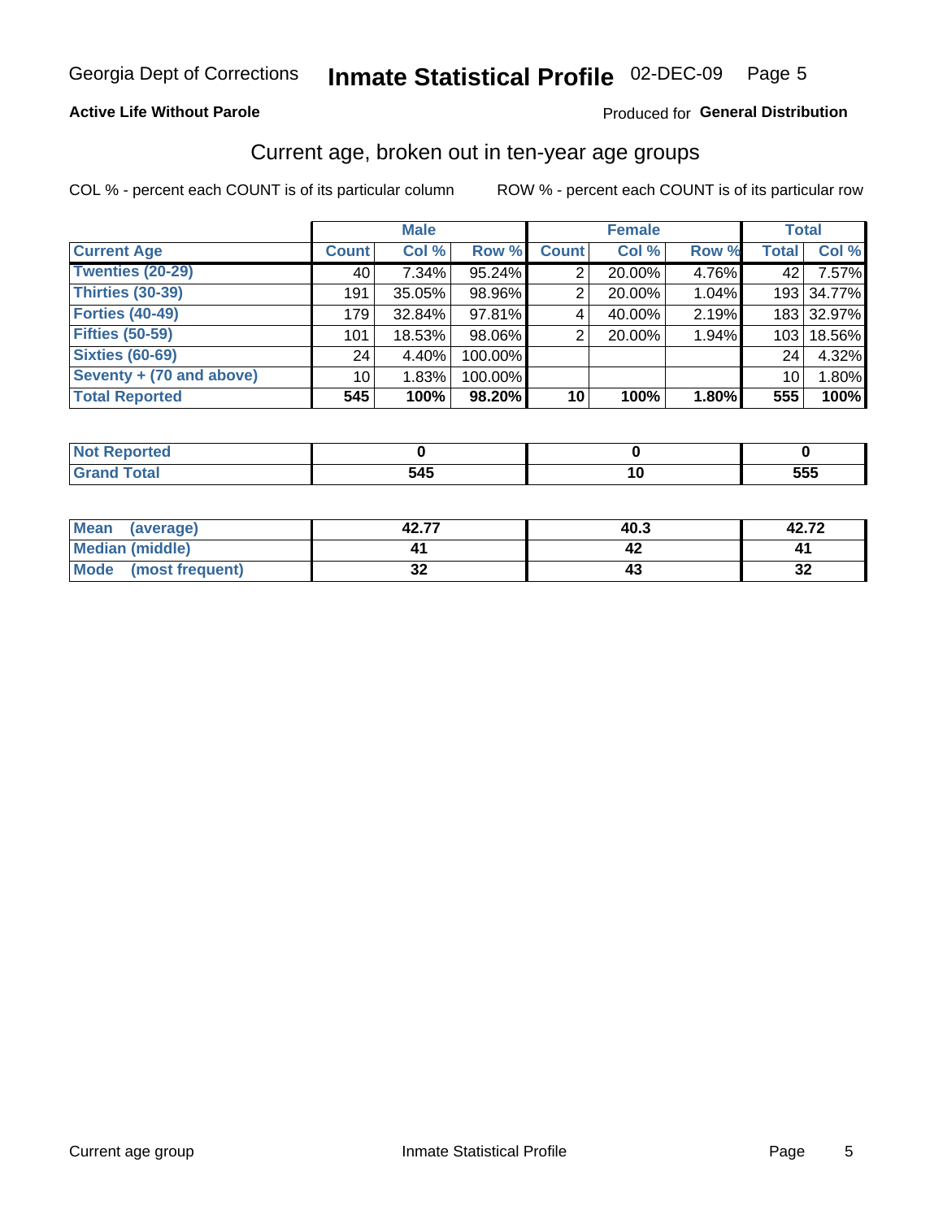Georgia Dept of Corrections **Inmate Statistical Profile** 02-DEC-09

**Active Life Without Parole**

Produced for **General Distribution**

## Current age, broken out in ten-year age groups

COL % - percent each COUNT is of its particular column    ROW % - percent each COUNT is of its particular row

| | Male | | | Female | | | Total | |
|---|---|---|---|---|---|---|---|---|
| **Current Age** | **Count** | **Col %** | **Row %** | **Count** | **Col %** | **Row %** | **Total** | **Col %** |
| **Twenties (20-29)** | 40 | 7.34% | 95.24% | 2 | 20.00% | 4.76% | 42 | 7.57% |
| **Thirties (30-39)** | 191 | 35.05% | 98.96% | 2 | 20.00% | 1.04% | 193 | 34.77% |
| **Forties (40-49)** | 179 | 32.84% | 97.81% | 4 | 40.00% | 2.19% | 183 | 32.97% |
| **Fifties (50-59)** | 101 | 18.53% | 98.06% | 2 | 20.00% | 1.94% | 103 | 18.56% |
| **Sixties (60-69)** | 24 | 4.40% | 100.00% | | | | 24 | 4.32% |
| **Seventy + (70 and above)** | 10 | 1.83% | 100.00% | | | | 10 | 1.80% |
| **Total Reported** | **545** | **100%** | **98.20%** | **10** | **100%** | **1.80%** | **555** | **100%** |

| | Male | Female | Total |
|---|---|---|---|
| **Not Reported** | **0** | **0** | **0** |
| **Grand Total** | **545** | **10** | **555** |

| | Male | Female | Total |
|---|---|---|---|
| **Mean (average)** | **42.77** | **40.3** | **42.72** |
| **Median (middle)** | **41** | **42** | **41** |
| **Mode (most frequent)** | **32** | **43** | **32** |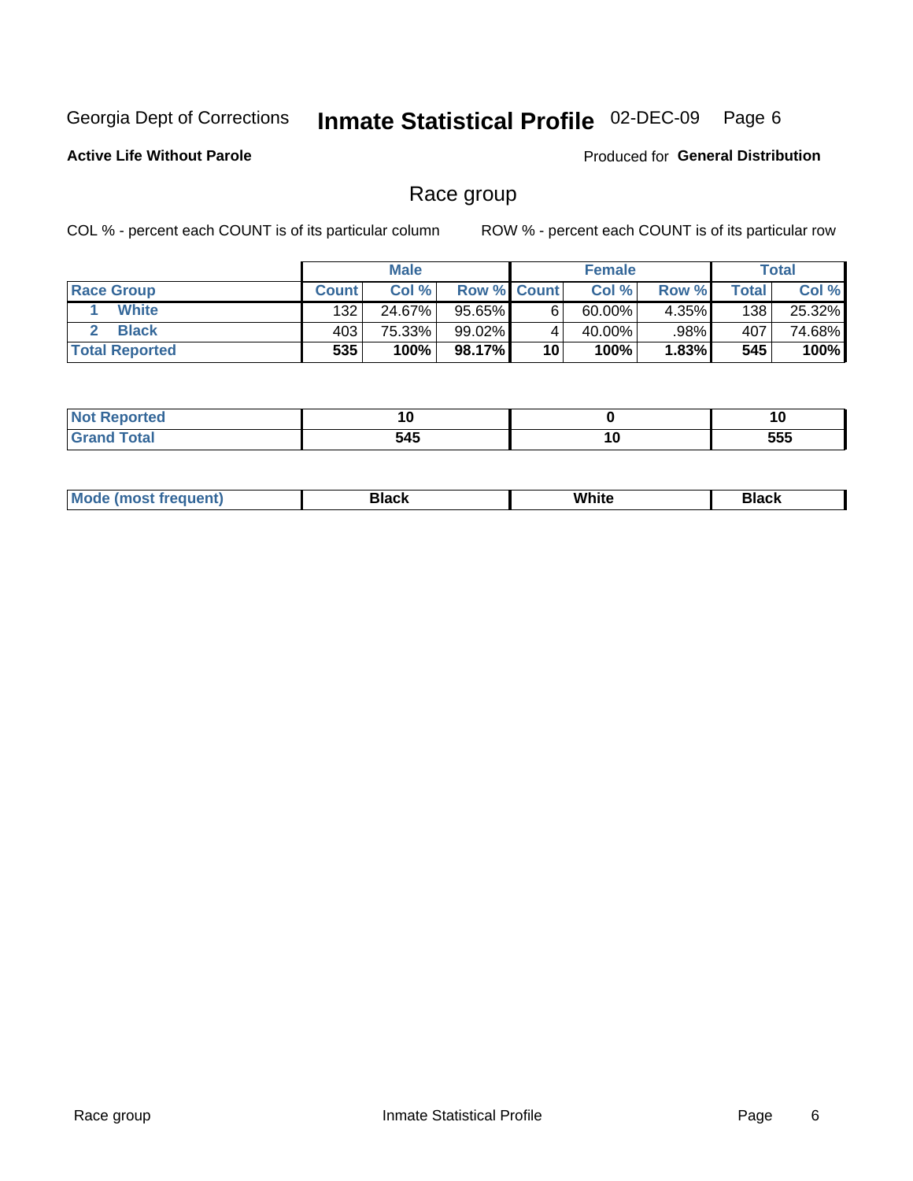Georgia Dept of Corrections **Inmate Statistical Profile** 02-DEC-09

**Active Life Without Parole**

Produced for **General Distribution**

## Race group

COL % - percent each COUNT is of its particular column ROW % - percent each COUNT is of its particular row

| | Male | | | Female | | | Total | |
|---|---|---|---|---|---|---|---|---|
| **Race Group** | **Count** | **Col %** | **Row %** | **Count** | **Col %** | **Row %** | **Total** | **Col %** |
| 1 **White** | 132 | 24.67% | 95.65% | 6 | 60.00% | 4.35% | 138 | 25.32% |
| 2 **Black** | 403 | 75.33% | 99.02% | 4 | 40.00% | .98% | 407 | 74.68% |
| **Total Reported** | **535** | **100%** | **98.17%** | **10** | **100%** | **1.83%** | **545** | **100%** |

| | Male | Female | Total |
|---|---|---|---|
| **Not Reported** | **10** | **0** | **10** |
| **Grand Total** | **545** | **10** | **555** |

| | Male | Female | Total |
|---|---|---|---|
| **Mode (most frequent)** | **Black** | **White** | **Black** |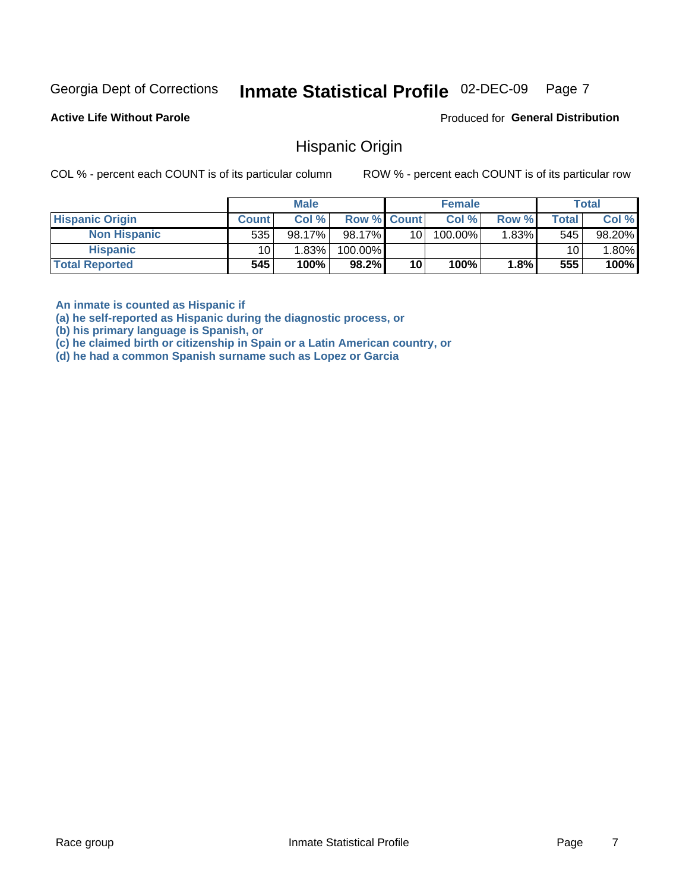Georgia Dept of Corrections **Inmate Statistical Profile** 02-DEC-09 Page 7

**Active Life Without Parole**

Produced for **General Distribution**

## Hispanic Origin

COL % - percent each COUNT is of its particular column    ROW % - percent each COUNT is of its particular row

| | Male | | | Female | | | Total | |
|---|---|---|---|---|---|---|---|---|
| **Hispanic Origin** | **Count** | **Col %** | **Row %** | **Count** | **Col %** | **Row %** | **Total** | **Col %** |
| **Non Hispanic** | 535 | 98.17% | 98.17% | 10 | 100.00% | 1.83% | 545 | 98.20% |
| **Hispanic** | 10 | 1.83% | 100.00% | | | | 10 | 1.80% |
| **Total Reported** | **545** | **100%** | **98.2%** | **10** | **100%** | **1.8%** | **555** | **100%** |

**An inmate is counted as Hispanic if**
**(a) he self-reported as Hispanic during the diagnostic process, or**
**(b) his primary language is Spanish, or**
**(c) he claimed birth or citizenship in Spain or a Latin American country, or**
**(d) he had a common Spanish surname such as Lopez or Garcia**

Race group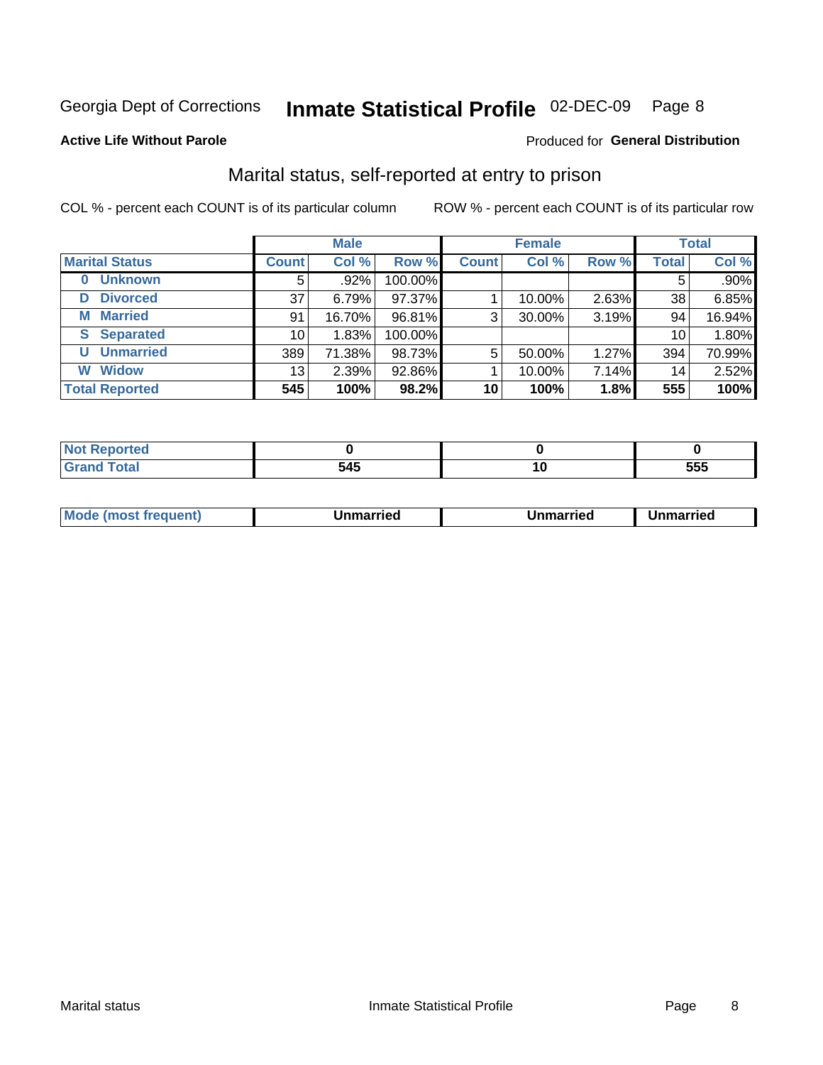Georgia Dept of Corrections **Inmate Statistical Profile** 02-DEC-09

**Active Life Without Parole**

Produced for **General Distribution**

## Marital status, self-reported at entry to prison

COL % - percent each COUNT is of its particular column

ROW % - percent each COUNT is of its particular row

| | Male | | | Female | | | Total | |
|---|---|---|---|---|---|---|---|---|
| **Marital Status** | **Count** | **Col %** | **Row %** | **Count** | **Col %** | **Row %** | **Total** | **Col %** |
| 0 Unknown | 5 | .92% | 100.00% | | | | 5 | .90% |
| D Divorced | 37 | 6.79% | 97.37% | 1 | 10.00% | 2.63% | 38 | 6.85% |
| M Married | 91 | 16.70% | 96.81% | 3 | 30.00% | 3.19% | 94 | 16.94% |
| S Separated | 10 | 1.83% | 100.00% | | | | 10 | 1.80% |
| U Unmarried | 389 | 71.38% | 98.73% | 5 | 50.00% | 1.27% | 394 | 70.99% |
| W Widow | 13 | 2.39% | 92.86% | 1 | 10.00% | 7.14% | 14 | 2.52% |
| **Total Reported** | **545** | **100%** | **98.2%** | **10** | **100%** | **1.8%** | **555** | **100%** |

| | Male | Female | Total |
|---|---|---|---|
| Not Reported | **0** | **0** | **0** |
| Grand Total | **545** | **10** | **555** |

| | Male | Female | Total |
|---|---|---|---|
| Mode (most frequent) | **Unmarried** | **Unmarried** | **Unmarried** |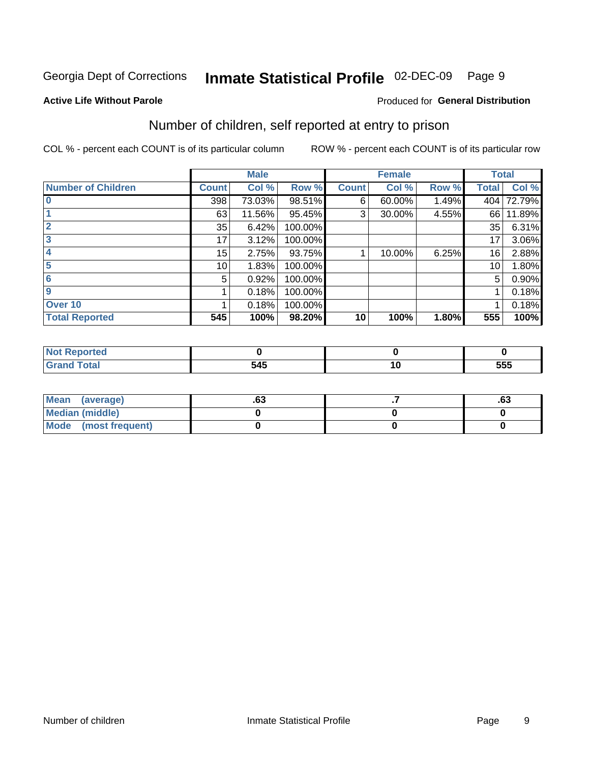Georgia Dept of Corrections **Inmate Statistical Profile** 02-DEC-09 Page 9

**Active Life Without Parole**

Produced for **General Distribution**

## Number of children, self reported at entry to prison

COL % - percent each COUNT is of its particular column

ROW % - percent each COUNT is of its particular row

| | Male | | | Female | | | Total | |
|---|---|---|---|---|---|---|---|---|
| **Number of Children** | **Count** | **Col %** | **Row %** | **Count** | **Col %** | **Row %** | **Total** | **Col %** |
| **0** | 398 | 73.03% | 98.51% | 6 | 60.00% | 1.49% | 404 | 72.79% |
| **1** | 63 | 11.56% | 95.45% | 3 | 30.00% | 4.55% | 66 | 11.89% |
| **2** | 35 | 6.42% | 100.00% | | | | 35 | 6.31% |
| **3** | 17 | 3.12% | 100.00% | | | | 17 | 3.06% |
| **4** | 15 | 2.75% | 93.75% | 1 | 10.00% | 6.25% | 16 | 2.88% |
| **5** | 10 | 1.83% | 100.00% | | | | 10 | 1.80% |
| **6** | 5 | 0.92% | 100.00% | | | | 5 | 0.90% |
| **9** | 1 | 0.18% | 100.00% | | | | 1 | 0.18% |
| **Over 10** | 1 | 0.18% | 100.00% | | | | 1 | 0.18% |
| **Total Reported** | **545** | **100%** | **98.20%** | **10** | **100%** | **1.80%** | **555** | **100%** |

| | Male | Female | Total |
|---|---|---|---|
| **Not Reported** | **0** | **0** | **0** |
| **Grand Total** | **545** | **10** | **555** |

| | Male | Female | Total |
|---|---|---|---|
| **Mean (average)** | **.63** | **.7** | **.63** |
| **Median (middle)** | **0** | **0** | **0** |
| **Mode (most frequent)** | **0** | **0** | **0** |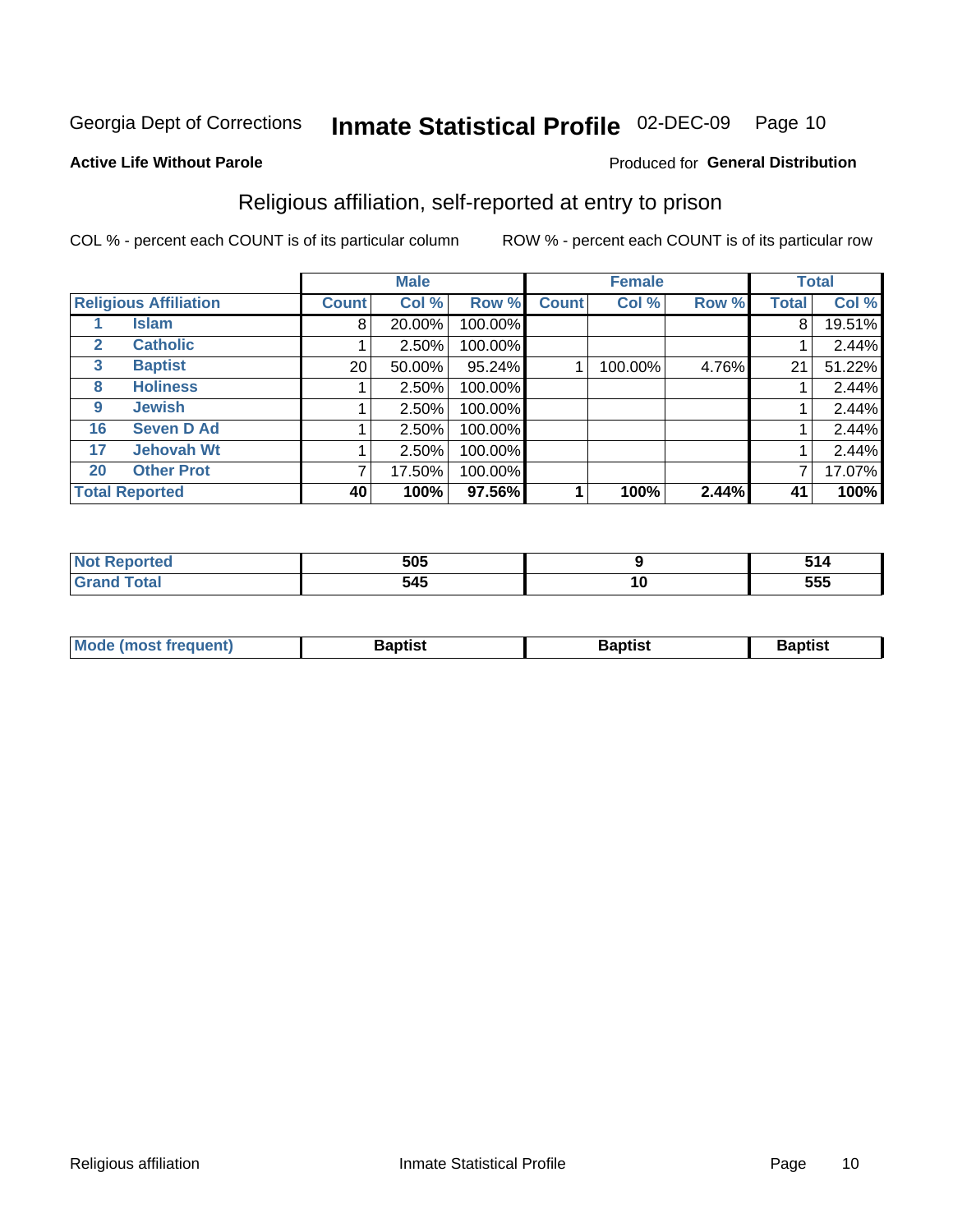Georgia Dept of Corrections **Inmate Statistical Profile** 02-DEC-09

**Active Life Without Parole**

Produced for **General Distribution**

## Religious affiliation, self-reported at entry to prison

COL % - percent each COUNT is of its particular column ROW % - percent each COUNT is of its particular row

| | | Male | | | Female | | | Total | |
|---|---|---|---|---|---|---|---|---|---|
| **Religious Affiliation** | | **Count** | **Col %** | **Row %** | **Count** | **Col %** | **Row %** | **Total** | **Col %** |
| 1 | Islam | 8 | 20.00% | 100.00% | | | | 8 | 19.51% |
| 2 | Catholic | 1 | 2.50% | 100.00% | | | | 1 | 2.44% |
| 3 | Baptist | 20 | 50.00% | 95.24% | 1 | 100.00% | 4.76% | 21 | 51.22% |
| 8 | Holiness | 1 | 2.50% | 100.00% | | | | 1 | 2.44% |
| 9 | Jewish | 1 | 2.50% | 100.00% | | | | 1 | 2.44% |
| 16 | Seven D Ad | 1 | 2.50% | 100.00% | | | | 1 | 2.44% |
| 17 | Jehovah Wt | 1 | 2.50% | 100.00% | | | | 1 | 2.44% |
| 20 | Other Prot | 7 | 17.50% | 100.00% | | | | 7 | 17.07% |
| **Total Reported** | | **40** | **100%** | **97.56%** | **1** | **100%** | **2.44%** | **41** | **100%** |

| | Male | Female | Total |
|---|---|---|---|
| **Not Reported** | **505** | **9** | **514** |
| **Grand Total** | **545** | **10** | **555** |

| | Male | Female | Total |
|---|---|---|---|
| **Mode (most frequent)** | **Baptist** | **Baptist** | **Baptist** |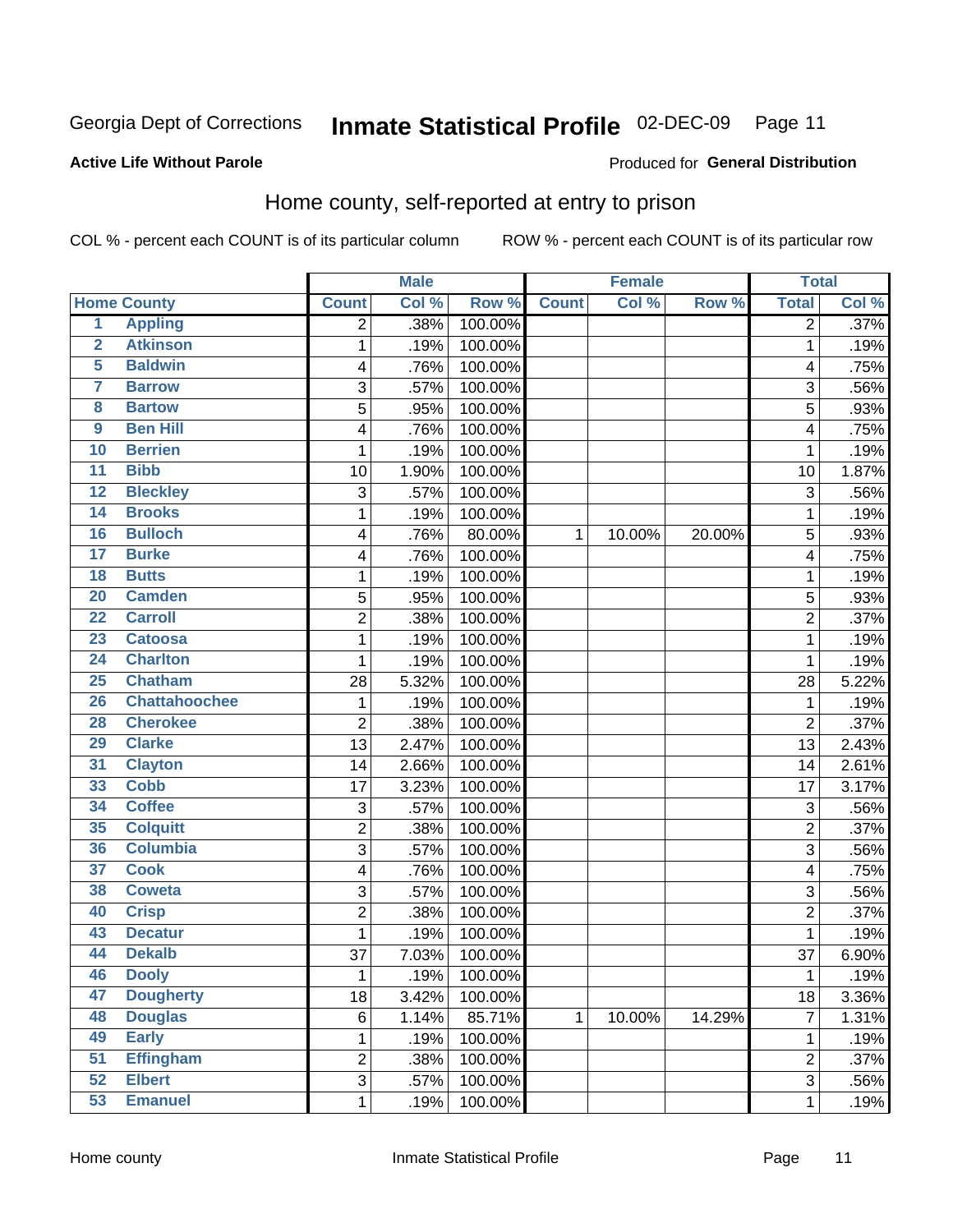Georgia Dept of Corrections **Inmate Statistical Profile** 02-DEC-09

**Active Life Without Parole**

Produced for **General Distribution**

## Home county, self-reported at entry to prison

COL % - percent each COUNT is of its particular column    ROW % - percent each COUNT is of its particular row

| | | Male | | | Female | | | Total | |
|---|---|---|---|---|---|---|---|---|---|
| **Home County** | | **Count** | **Col %** | **Row %** | **Count** | **Col %** | **Row %** | **Total** | **Col %** |
| 1 | Appling | 2 | .38% | 100.00% | | | | 2 | .37% |
| 2 | Atkinson | 1 | .19% | 100.00% | | | | 1 | .19% |
| 5 | Baldwin | 4 | .76% | 100.00% | | | | 4 | .75% |
| 7 | Barrow | 3 | .57% | 100.00% | | | | 3 | .56% |
| 8 | Bartow | 5 | .95% | 100.00% | | | | 5 | .93% |
| 9 | Ben Hill | 4 | .76% | 100.00% | | | | 4 | .75% |
| 10 | Berrien | 1 | .19% | 100.00% | | | | 1 | .19% |
| 11 | Bibb | 10 | 1.90% | 100.00% | | | | 10 | 1.87% |
| 12 | Bleckley | 3 | .57% | 100.00% | | | | 3 | .56% |
| 14 | Brooks | 1 | .19% | 100.00% | | | | 1 | .19% |
| 16 | Bulloch | 4 | .76% | 80.00% | 1 | 10.00% | 20.00% | 5 | .93% |
| 17 | Burke | 4 | .76% | 100.00% | | | | 4 | .75% |
| 18 | Butts | 1 | .19% | 100.00% | | | | 1 | .19% |
| 20 | Camden | 5 | .95% | 100.00% | | | | 5 | .93% |
| 22 | Carroll | 2 | .38% | 100.00% | | | | 2 | .37% |
| 23 | Catoosa | 1 | .19% | 100.00% | | | | 1 | .19% |
| 24 | Charlton | 1 | .19% | 100.00% | | | | 1 | .19% |
| 25 | Chatham | 28 | 5.32% | 100.00% | | | | 28 | 5.22% |
| 26 | Chattahoochee | 1 | .19% | 100.00% | | | | 1 | .19% |
| 28 | Cherokee | 2 | .38% | 100.00% | | | | 2 | .37% |
| 29 | Clarke | 13 | 2.47% | 100.00% | | | | 13 | 2.43% |
| 31 | Clayton | 14 | 2.66% | 100.00% | | | | 14 | 2.61% |
| 33 | Cobb | 17 | 3.23% | 100.00% | | | | 17 | 3.17% |
| 34 | Coffee | 3 | .57% | 100.00% | | | | 3 | .56% |
| 35 | Colquitt | 2 | .38% | 100.00% | | | | 2 | .37% |
| 36 | Columbia | 3 | .57% | 100.00% | | | | 3 | .56% |
| 37 | Cook | 4 | .76% | 100.00% | | | | 4 | .75% |
| 38 | Coweta | 3 | .57% | 100.00% | | | | 3 | .56% |
| 40 | Crisp | 2 | .38% | 100.00% | | | | 2 | .37% |
| 43 | Decatur | 1 | .19% | 100.00% | | | | 1 | .19% |
| 44 | Dekalb | 37 | 7.03% | 100.00% | | | | 37 | 6.90% |
| 46 | Dooly | 1 | .19% | 100.00% | | | | 1 | .19% |
| 47 | Dougherty | 18 | 3.42% | 100.00% | | | | 18 | 3.36% |
| 48 | Douglas | 6 | 1.14% | 85.71% | 1 | 10.00% | 14.29% | 7 | 1.31% |
| 49 | Early | 1 | .19% | 100.00% | | | | 1 | .19% |
| 51 | Effingham | 2 | .38% | 100.00% | | | | 2 | .37% |
| 52 | Elbert | 3 | .57% | 100.00% | | | | 3 | .56% |
| 53 | Emanuel | 1 | .19% | 100.00% | | | | 1 | .19% |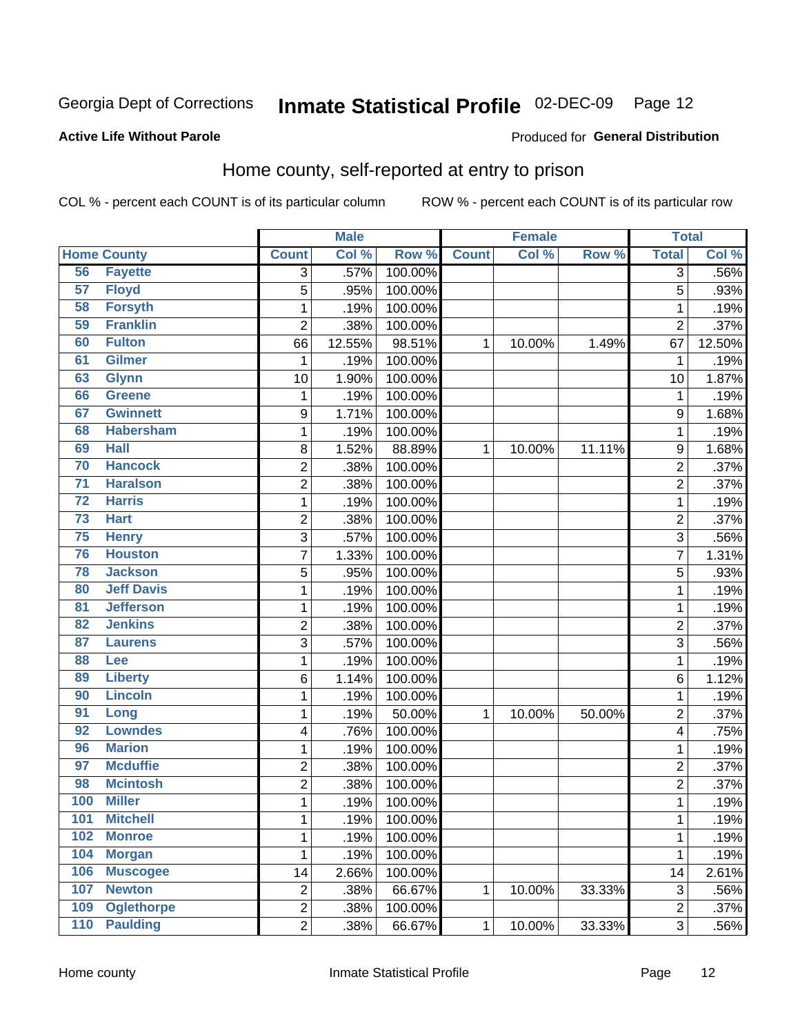Georgia Dept of Corrections **Inmate Statistical Profile** 02-DEC-09

**Active Life Without Parole**

Produced for **General Distribution**

## Home county, self-reported at entry to prison

COL % - percent each COUNT is of its particular column ROW % - percent each COUNT is of its particular row

| | | Male | | | Female | | | Total | |
|---|---|---|---|---|---|---|---|---|---|
| | Home County | Count | Col % | Row % | Count | Col % | Row % | Total | Col % |
| 56 | Fayette | 3 | .57% | 100.00% | | | | 3 | .56% |
| 57 | Floyd | 5 | .95% | 100.00% | | | | 5 | .93% |
| 58 | Forsyth | 1 | .19% | 100.00% | | | | 1 | .19% |
| 59 | Franklin | 2 | .38% | 100.00% | | | | 2 | .37% |
| 60 | Fulton | 66 | 12.55% | 98.51% | 1 | 10.00% | 1.49% | 67 | 12.50% |
| 61 | Gilmer | 1 | .19% | 100.00% | | | | 1 | .19% |
| 63 | Glynn | 10 | 1.90% | 100.00% | | | | 10 | 1.87% |
| 66 | Greene | 1 | .19% | 100.00% | | | | 1 | .19% |
| 67 | Gwinnett | 9 | 1.71% | 100.00% | | | | 9 | 1.68% |
| 68 | Habersham | 1 | .19% | 100.00% | | | | 1 | .19% |
| 69 | Hall | 8 | 1.52% | 88.89% | 1 | 10.00% | 11.11% | 9 | 1.68% |
| 70 | Hancock | 2 | .38% | 100.00% | | | | 2 | .37% |
| 71 | Haralson | 2 | .38% | 100.00% | | | | 2 | .37% |
| 72 | Harris | 1 | .19% | 100.00% | | | | 1 | .19% |
| 73 | Hart | 2 | .38% | 100.00% | | | | 2 | .37% |
| 75 | Henry | 3 | .57% | 100.00% | | | | 3 | .56% |
| 76 | Houston | 7 | 1.33% | 100.00% | | | | 7 | 1.31% |
| 78 | Jackson | 5 | .95% | 100.00% | | | | 5 | .93% |
| 80 | Jeff Davis | 1 | .19% | 100.00% | | | | 1 | .19% |
| 81 | Jefferson | 1 | .19% | 100.00% | | | | 1 | .19% |
| 82 | Jenkins | 2 | .38% | 100.00% | | | | 2 | .37% |
| 87 | Laurens | 3 | .57% | 100.00% | | | | 3 | .56% |
| 88 | Lee | 1 | .19% | 100.00% | | | | 1 | .19% |
| 89 | Liberty | 6 | 1.14% | 100.00% | | | | 6 | 1.12% |
| 90 | Lincoln | 1 | .19% | 100.00% | | | | 1 | .19% |
| 91 | Long | 1 | .19% | 50.00% | 1 | 10.00% | 50.00% | 2 | .37% |
| 92 | Lowndes | 4 | .76% | 100.00% | | | | 4 | .75% |
| 96 | Marion | 1 | .19% | 100.00% | | | | 1 | .19% |
| 97 | Mcduffie | 2 | .38% | 100.00% | | | | 2 | .37% |
| 98 | Mcintosh | 2 | .38% | 100.00% | | | | 2 | .37% |
| 100 | Miller | 1 | .19% | 100.00% | | | | 1 | .19% |
| 101 | Mitchell | 1 | .19% | 100.00% | | | | 1 | .19% |
| 102 | Monroe | 1 | .19% | 100.00% | | | | 1 | .19% |
| 104 | Morgan | 1 | .19% | 100.00% | | | | 1 | .19% |
| 106 | Muscogee | 14 | 2.66% | 100.00% | | | | 14 | 2.61% |
| 107 | Newton | 2 | .38% | 66.67% | 1 | 10.00% | 33.33% | 3 | .56% |
| 109 | Oglethorpe | 2 | .38% | 100.00% | | | | 2 | .37% |
| 110 | Paulding | 2 | .38% | 66.67% | 1 | 10.00% | 33.33% | 3 | .56% |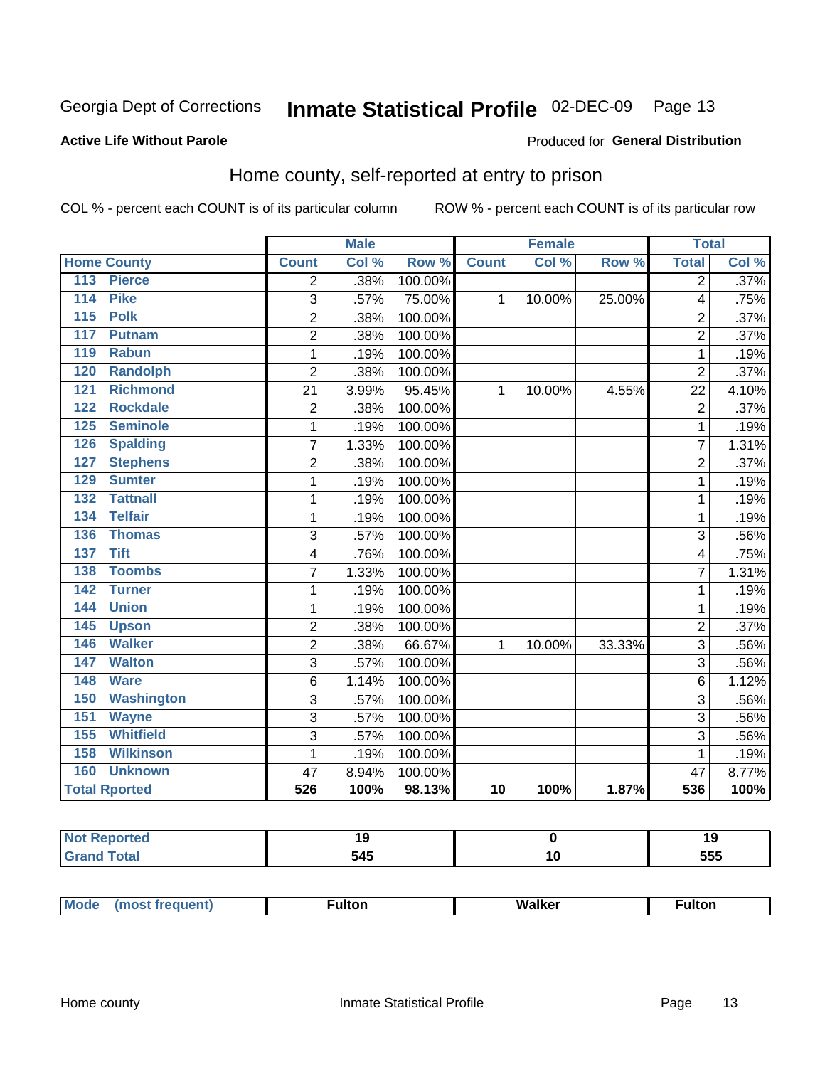Georgia Dept of Corrections **Inmate Statistical Profile** 02-DEC-09

**Active Life Without Parole**

Produced for **General Distribution**

## Home county, self-reported at entry to prison

COL % - percent each COUNT is of its particular column    ROW % - percent each COUNT is of its particular row

| | Male | | | Female | | | Total | |
|---|---|---|---|---|---|---|---|---|
| **Home County** | **Count** | **Col %** | **Row %** | **Count** | **Col %** | **Row %** | **Total** | **Col %** |
| 113 Pierce | 2 | .38% | 100.00% | | | | 2 | .37% |
| 114 Pike | 3 | .57% | 75.00% | 1 | 10.00% | 25.00% | 4 | .75% |
| 115 Polk | 2 | .38% | 100.00% | | | | 2 | .37% |
| 117 Putnam | 2 | .38% | 100.00% | | | | 2 | .37% |
| 119 Rabun | 1 | .19% | 100.00% | | | | 1 | .19% |
| 120 Randolph | 2 | .38% | 100.00% | | | | 2 | .37% |
| 121 Richmond | 21 | 3.99% | 95.45% | 1 | 10.00% | 4.55% | 22 | 4.10% |
| 122 Rockdale | 2 | .38% | 100.00% | | | | 2 | .37% |
| 125 Seminole | 1 | .19% | 100.00% | | | | 1 | .19% |
| 126 Spalding | 7 | 1.33% | 100.00% | | | | 7 | 1.31% |
| 127 Stephens | 2 | .38% | 100.00% | | | | 2 | .37% |
| 129 Sumter | 1 | .19% | 100.00% | | | | 1 | .19% |
| 132 Tattnall | 1 | .19% | 100.00% | | | | 1 | .19% |
| 134 Telfair | 1 | .19% | 100.00% | | | | 1 | .19% |
| 136 Thomas | 3 | .57% | 100.00% | | | | 3 | .56% |
| 137 Tift | 4 | .76% | 100.00% | | | | 4 | .75% |
| 138 Toombs | 7 | 1.33% | 100.00% | | | | 7 | 1.31% |
| 142 Turner | 1 | .19% | 100.00% | | | | 1 | .19% |
| 144 Union | 1 | .19% | 100.00% | | | | 1 | .19% |
| 145 Upson | 2 | .38% | 100.00% | | | | 2 | .37% |
| 146 Walker | 2 | .38% | 66.67% | 1 | 10.00% | 33.33% | 3 | .56% |
| 147 Walton | 3 | .57% | 100.00% | | | | 3 | .56% |
| 148 Ware | 6 | 1.14% | 100.00% | | | | 6 | 1.12% |
| 150 Washington | 3 | .57% | 100.00% | | | | 3 | .56% |
| 151 Wayne | 3 | .57% | 100.00% | | | | 3 | .56% |
| 155 Whitfield | 3 | .57% | 100.00% | | | | 3 | .56% |
| 158 Wilkinson | 1 | .19% | 100.00% | | | | 1 | .19% |
| 160 Unknown | 47 | 8.94% | 100.00% | | | | 47 | 8.77% |
| **Total Rported** | **526** | **100%** | **98.13%** | **10** | **100%** | **1.87%** | **536** | **100%** |

| | Male | Female | Total |
|---|---|---|---|
| **Not Reported** | **19** | **0** | **19** |
| **Grand Total** | **545** | **10** | **555** |

| | Male | Female | Total |
|---|---|---|---|
| **Mode (most frequent)** | **Fulton** | **Walker** | **Fulton** |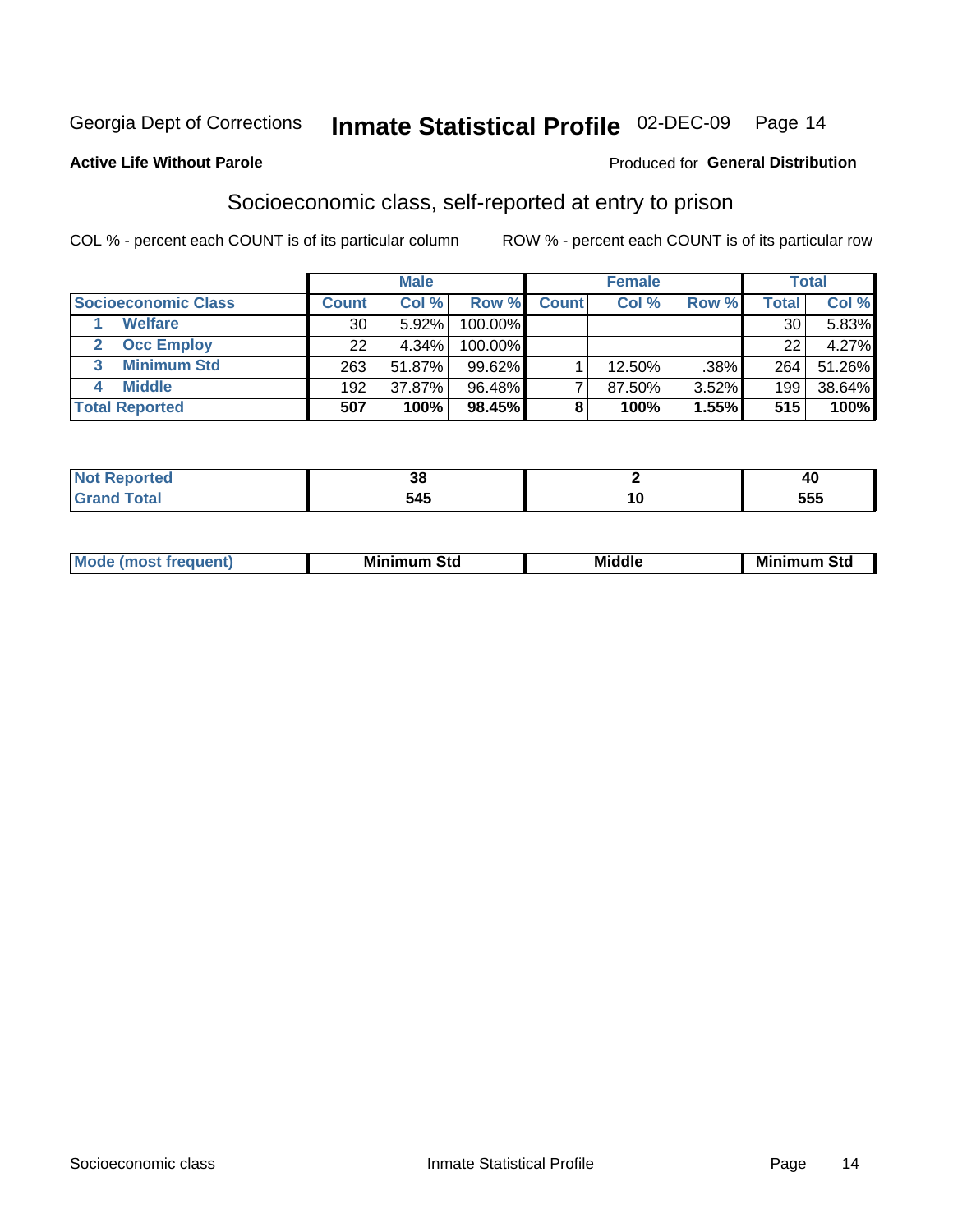Georgia Dept of Corrections **Inmate Statistical Profile** 02-DEC-09

**Active Life Without Parole**

Produced for **General Distribution**

## Socioeconomic class, self-reported at entry to prison

COL % - percent each COUNT is of its particular column

ROW % - percent each COUNT is of its particular row

| | Male | | | Female | | | Total | |
|---|---|---|---|---|---|---|---|---|
| **Socioeconomic Class** | **Count** | **Col %** | **Row %** | **Count** | **Col %** | **Row %** | **Total** | **Col %** |
| 1 **Welfare** | 30 | 5.92% | 100.00% | | | | 30 | 5.83% |
| 2 **Occ Employ** | 22 | 4.34% | 100.00% | | | | 22 | 4.27% |
| 3 **Minimum Std** | 263 | 51.87% | 99.62% | 1 | 12.50% | .38% | 264 | 51.26% |
| 4 **Middle** | 192 | 37.87% | 96.48% | 7 | 87.50% | 3.52% | 199 | 38.64% |
| **Total Reported** | **507** | **100%** | **98.45%** | **8** | **100%** | **1.55%** | **515** | **100%** |

| | Male | Female | Total |
|---|---|---|---|
| **Not Reported** | **38** | **2** | **40** |
| **Grand Total** | **545** | **10** | **555** |

| | Male | Female | Total |
|---|---|---|---|
| **Mode (most frequent)** | **Minimum Std** | **Middle** | **Minimum Std** |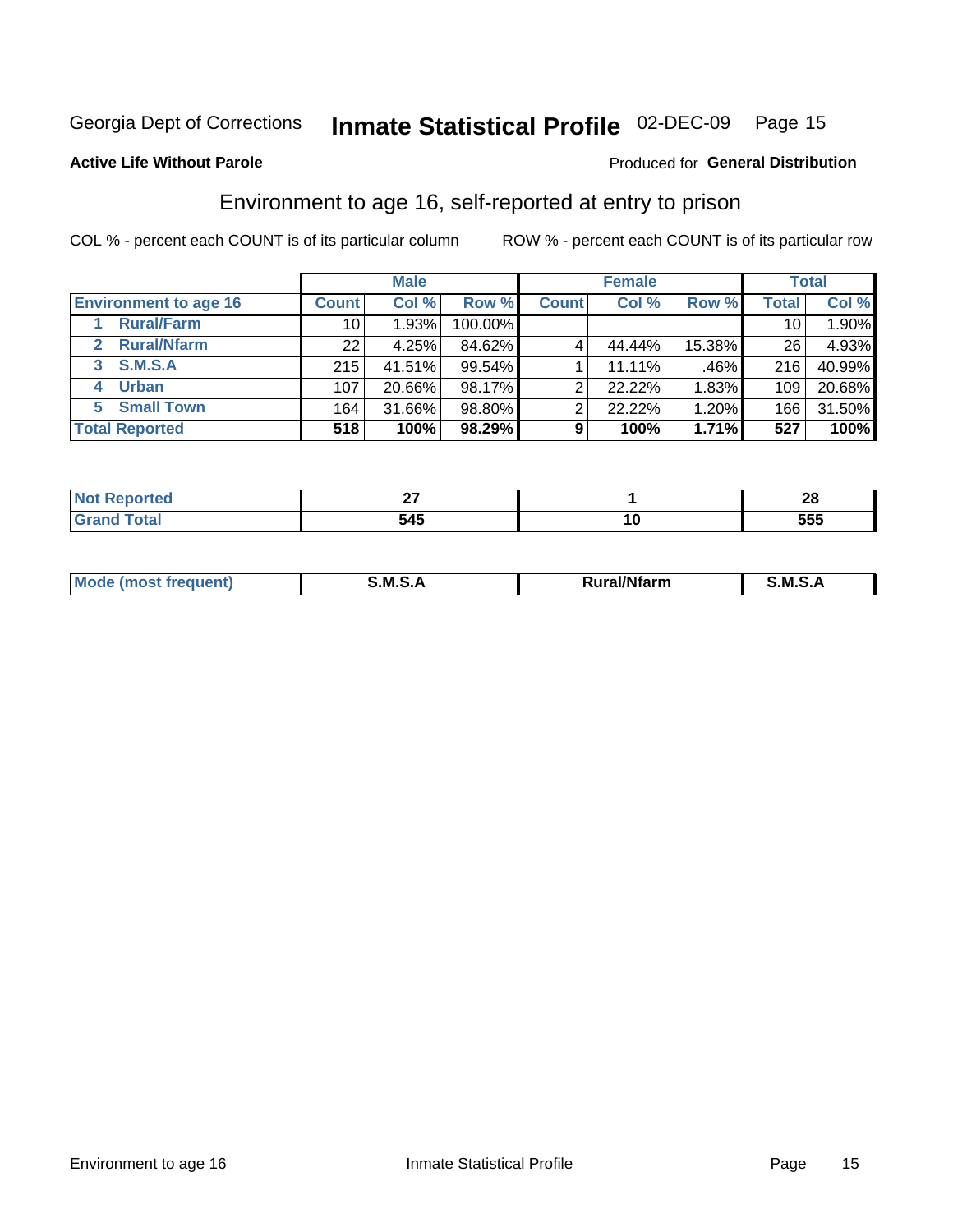Georgia Dept of Corrections **Inmate Statistical Profile** 02-DEC-09 Page 15

**Active Life Without Parole**

Produced for **General Distribution**

## Environment to age 16, self-reported at entry to prison

COL % - percent each COUNT is of its particular column

ROW % - percent each COUNT is of its particular row

| | Male | | | Female | | | Total | |
|---|---|---|---|---|---|---|---|---|
| **Environment to age 16** | **Count** | **Col %** | **Row %** | **Count** | **Col %** | **Row %** | **Total** | **Col %** |
| 1 Rural/Farm | 10 | 1.93% | 100.00% | | | | 10 | 1.90% |
| 2 Rural/Nfarm | 22 | 4.25% | 84.62% | 4 | 44.44% | 15.38% | 26 | 4.93% |
| 3 S.M.S.A | 215 | 41.51% | 99.54% | 1 | 11.11% | .46% | 216 | 40.99% |
| 4 Urban | 107 | 20.66% | 98.17% | 2 | 22.22% | 1.83% | 109 | 20.68% |
| 5 Small Town | 164 | 31.66% | 98.80% | 2 | 22.22% | 1.20% | 166 | 31.50% |
| **Total Reported** | **518** | **100%** | **98.29%** | **9** | **100%** | **1.71%** | **527** | **100%** |

| | Male | Female | Total |
|---|---|---|---|
| **Not Reported** | **27** | **1** | **28** |
| **Grand Total** | **545** | **10** | **555** |

| | Male | Female | Total |
|---|---|---|---|
| **Mode (most frequent)** | **S.M.S.A** | **Rural/Nfarm** | **S.M.S.A** |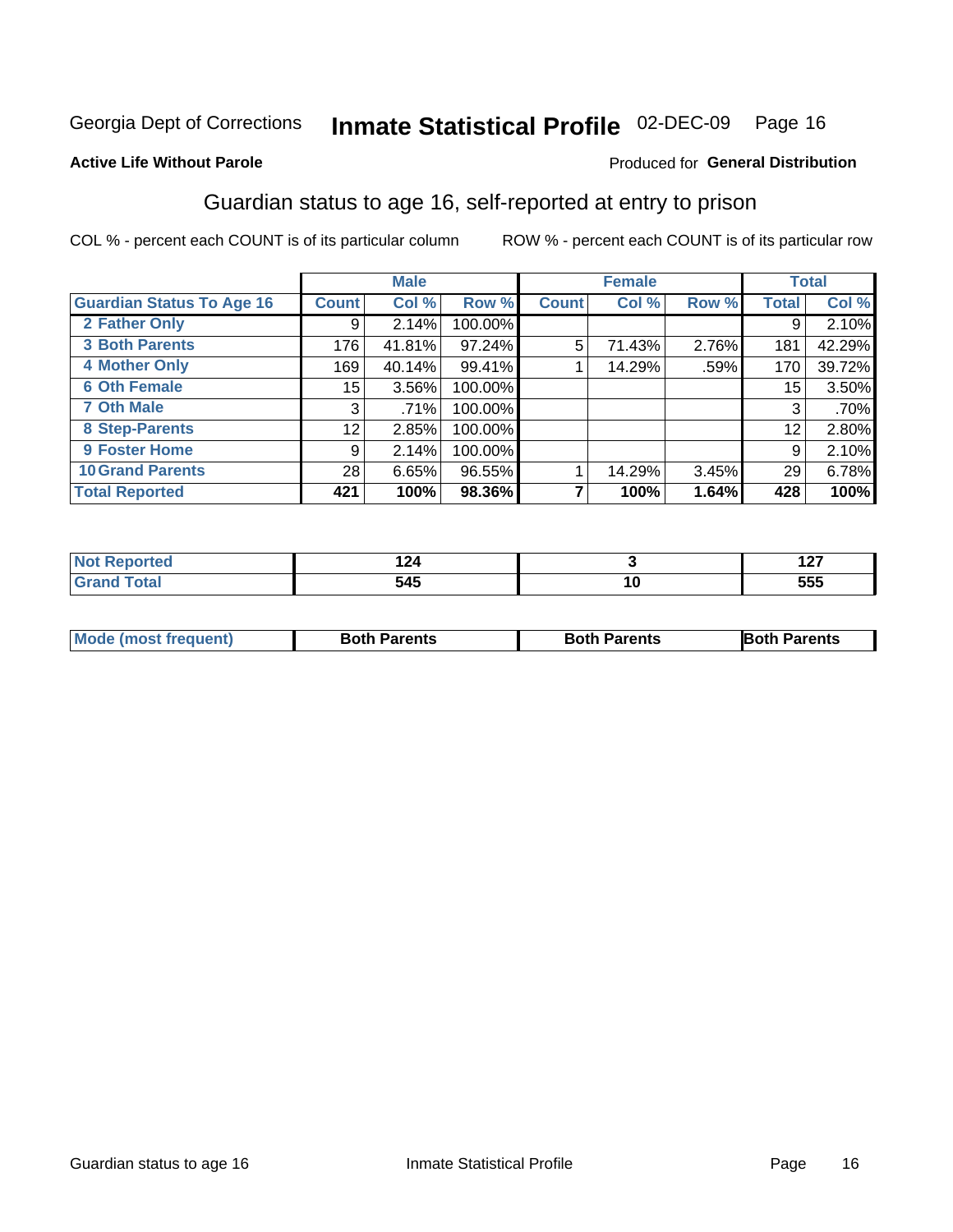Georgia Dept of Corrections **Inmate Statistical Profile** 02-DEC-09

**Active Life Without Parole**

Produced for **General Distribution**

## Guardian status to age 16, self-reported at entry to prison

COL % - percent each COUNT is of its particular column ROW % - percent each COUNT is of its particular row

| | Male | | | Female | | | Total | |
|---|---|---|---|---|---|---|---|---|
| **Guardian Status To Age 16** | **Count** | **Col %** | **Row %** | **Count** | **Col %** | **Row %** | **Total** | **Col %** |
| 2 Father Only | 9 | 2.14% | 100.00% | | | | 9 | 2.10% |
| 3 Both Parents | 176 | 41.81% | 97.24% | 5 | 71.43% | 2.76% | 181 | 42.29% |
| 4 Mother Only | 169 | 40.14% | 99.41% | 1 | 14.29% | .59% | 170 | 39.72% |
| 6 Oth Female | 15 | 3.56% | 100.00% | | | | 15 | 3.50% |
| 7 Oth Male | 3 | .71% | 100.00% | | | | 3 | .70% |
| 8 Step-Parents | 12 | 2.85% | 100.00% | | | | 12 | 2.80% |
| 9 Foster Home | 9 | 2.14% | 100.00% | | | | 9 | 2.10% |
| 10 Grand Parents | 28 | 6.65% | 96.55% | 1 | 14.29% | 3.45% | 29 | 6.78% |
| **Total Reported** | **421** | **100%** | **98.36%** | **7** | **100%** | **1.64%** | **428** | **100%** |

| | Male | Female | Total |
|---|---|---|---|
| Not Reported | 124 | 3 | 127 |
| Grand Total | 545 | 10 | 555 |

| | Male | Female | Total |
|---|---|---|---|
| Mode (most frequent) | Both Parents | Both Parents | Both Parents |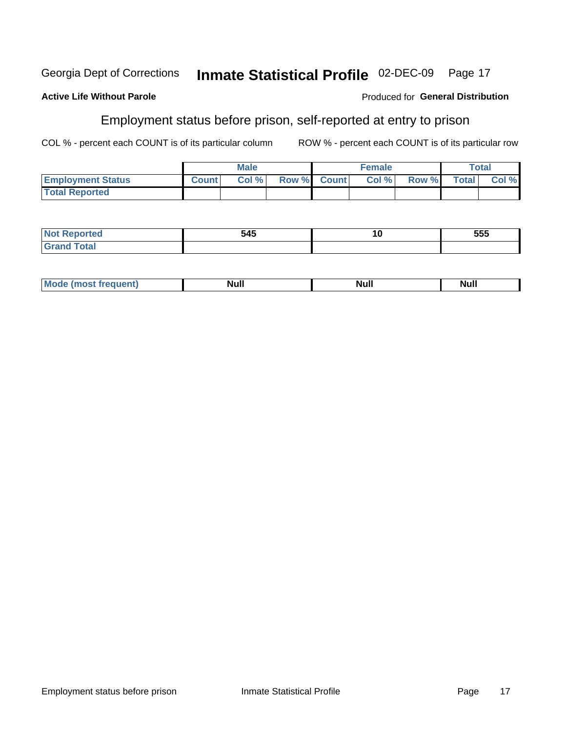Georgia Dept of Corrections **Inmate Statistical Profile** 02-DEC-09

**Active Life Without Parole**

Produced for **General Distribution**

## Employment status before prison, self-reported at entry to prison

COL % - percent each COUNT is of its particular column     ROW % - percent each COUNT is of its particular row

| | Male | | | Female | | | Total | |
|---|---|---|---|---|---|---|---|---|
| **Employment Status** | Count | Col % | Row % | Count | Col % | Row % | Total | Col % |
| **Total Reported** | | | | | | | | |
| **Not Reported** | 545 | | | 10 | | | 555 | |
| **Grand Total** | | | | | | | | |
| **Mode (most frequent)** | Null | | | Null | | | Null | |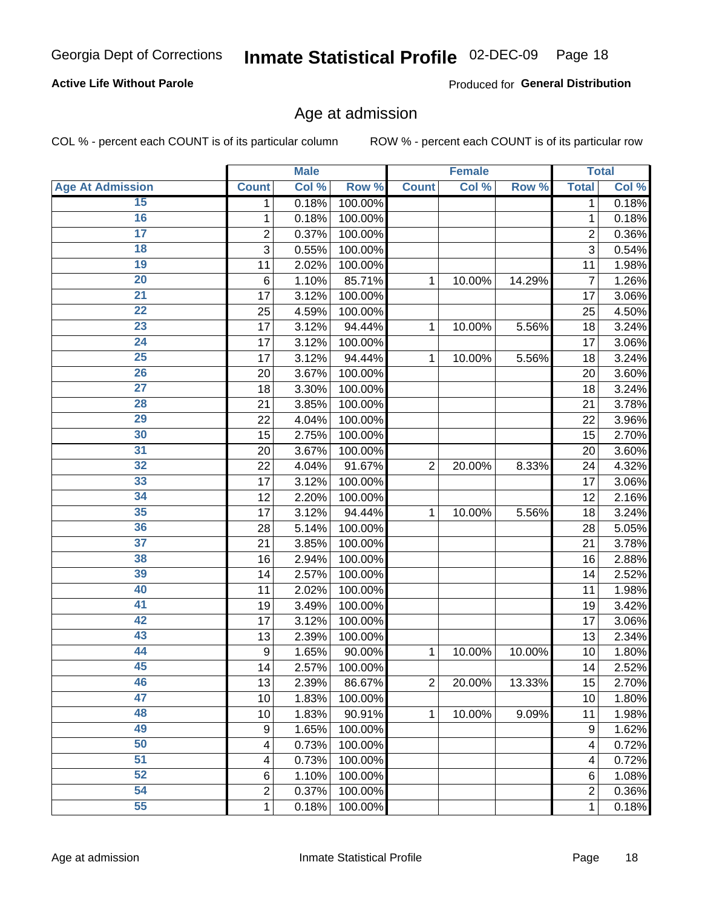Georgia Dept of Corrections **Inmate Statistical Profile** 02-DEC-09

**Active Life Without Parole**

Produced for **General Distribution**

## Age at admission

COL % - percent each COUNT is of its particular column ROW % - percent each COUNT is of its particular row

| | Male | | | Female | | | Total | |
|---|---|---|---|---|---|---|---|---|
| **Age At Admission** | **Count** | **Col %** | **Row %** | **Count** | **Col %** | **Row %** | **Total** | **Col %** |
| 15 | 1 | 0.18% | 100.00% | | | | 1 | 0.18% |
| 16 | 1 | 0.18% | 100.00% | | | | 1 | 0.18% |
| 17 | 2 | 0.37% | 100.00% | | | | 2 | 0.36% |
| 18 | 3 | 0.55% | 100.00% | | | | 3 | 0.54% |
| 19 | 11 | 2.02% | 100.00% | | | | 11 | 1.98% |
| 20 | 6 | 1.10% | 85.71% | 1 | 10.00% | 14.29% | 7 | 1.26% |
| 21 | 17 | 3.12% | 100.00% | | | | 17 | 3.06% |
| 22 | 25 | 4.59% | 100.00% | | | | 25 | 4.50% |
| 23 | 17 | 3.12% | 94.44% | 1 | 10.00% | 5.56% | 18 | 3.24% |
| 24 | 17 | 3.12% | 100.00% | | | | 17 | 3.06% |
| 25 | 17 | 3.12% | 94.44% | 1 | 10.00% | 5.56% | 18 | 3.24% |
| 26 | 20 | 3.67% | 100.00% | | | | 20 | 3.60% |
| 27 | 18 | 3.30% | 100.00% | | | | 18 | 3.24% |
| 28 | 21 | 3.85% | 100.00% | | | | 21 | 3.78% |
| 29 | 22 | 4.04% | 100.00% | | | | 22 | 3.96% |
| 30 | 15 | 2.75% | 100.00% | | | | 15 | 2.70% |
| 31 | 20 | 3.67% | 100.00% | | | | 20 | 3.60% |
| 32 | 22 | 4.04% | 91.67% | 2 | 20.00% | 8.33% | 24 | 4.32% |
| 33 | 17 | 3.12% | 100.00% | | | | 17 | 3.06% |
| 34 | 12 | 2.20% | 100.00% | | | | 12 | 2.16% |
| 35 | 17 | 3.12% | 94.44% | 1 | 10.00% | 5.56% | 18 | 3.24% |
| 36 | 28 | 5.14% | 100.00% | | | | 28 | 5.05% |
| 37 | 21 | 3.85% | 100.00% | | | | 21 | 3.78% |
| 38 | 16 | 2.94% | 100.00% | | | | 16 | 2.88% |
| 39 | 14 | 2.57% | 100.00% | | | | 14 | 2.52% |
| 40 | 11 | 2.02% | 100.00% | | | | 11 | 1.98% |
| 41 | 19 | 3.49% | 100.00% | | | | 19 | 3.42% |
| 42 | 17 | 3.12% | 100.00% | | | | 17 | 3.06% |
| 43 | 13 | 2.39% | 100.00% | | | | 13 | 2.34% |
| 44 | 9 | 1.65% | 90.00% | 1 | 10.00% | 10.00% | 10 | 1.80% |
| 45 | 14 | 2.57% | 100.00% | | | | 14 | 2.52% |
| 46 | 13 | 2.39% | 86.67% | 2 | 20.00% | 13.33% | 15 | 2.70% |
| 47 | 10 | 1.83% | 100.00% | | | | 10 | 1.80% |
| 48 | 10 | 1.83% | 90.91% | 1 | 10.00% | 9.09% | 11 | 1.98% |
| 49 | 9 | 1.65% | 100.00% | | | | 9 | 1.62% |
| 50 | 4 | 0.73% | 100.00% | | | | 4 | 0.72% |
| 51 | 4 | 0.73% | 100.00% | | | | 4 | 0.72% |
| 52 | 6 | 1.10% | 100.00% | | | | 6 | 1.08% |
| 54 | 2 | 0.37% | 100.00% | | | | 2 | 0.36% |
| 55 | 1 | 0.18% | 100.00% | | | | 1 | 0.18% |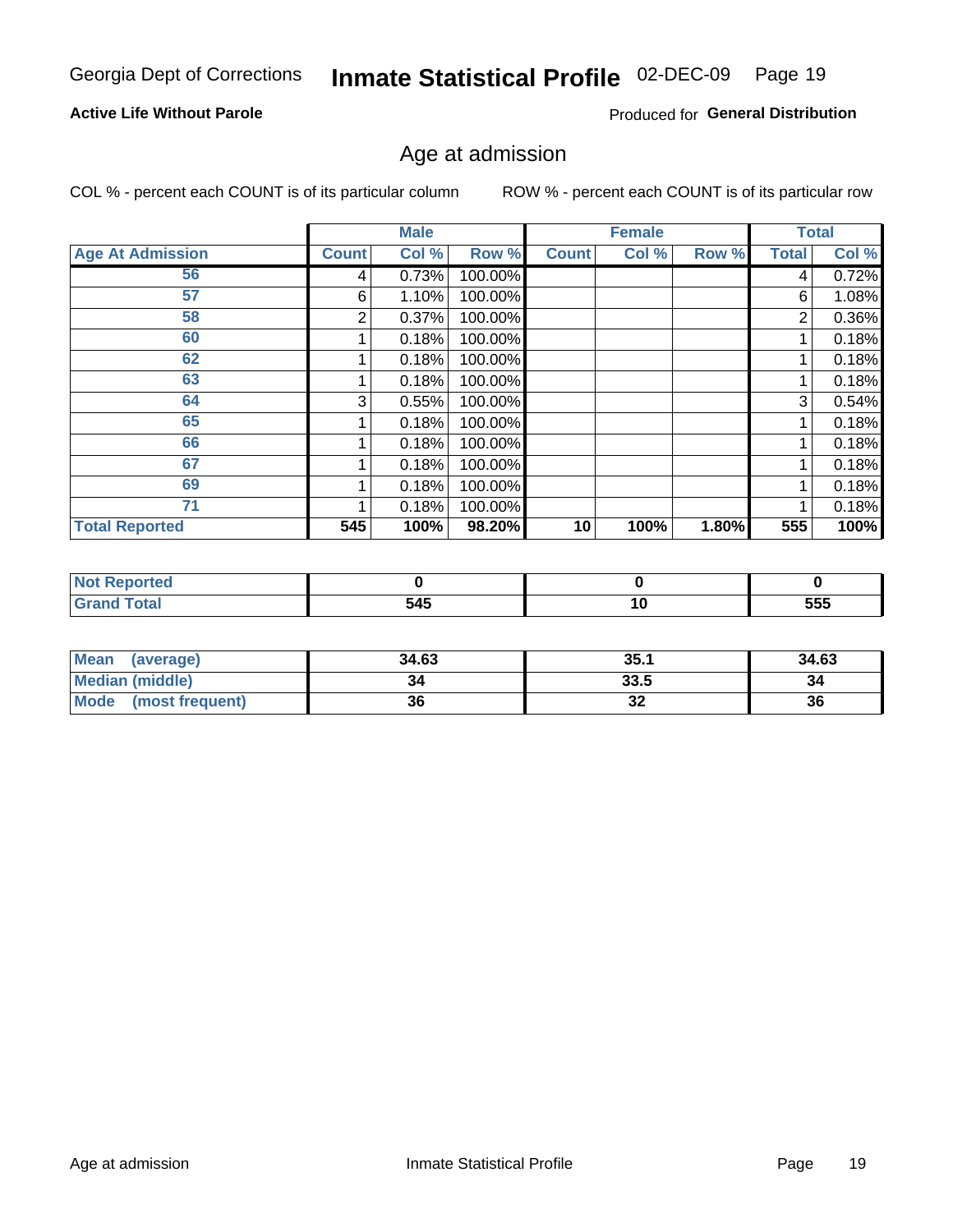Georgia Dept of Corrections **Inmate Statistical Profile** 02-DEC-09

**Active Life Without Parole**

Produced for **General Distribution**

## Age at admission

COL % - percent each COUNT is of its particular column    ROW % - percent each COUNT is of its particular row

| | Male | | | Female | | | Total | |
|---|---|---|---|---|---|---|---|---|
| **Age At Admission** | **Count** | **Col %** | **Row %** | **Count** | **Col %** | **Row %** | **Total** | **Col %** |
| 56 | 4 | 0.73% | 100.00% | | | | 4 | 0.72% |
| 57 | 6 | 1.10% | 100.00% | | | | 6 | 1.08% |
| 58 | 2 | 0.37% | 100.00% | | | | 2 | 0.36% |
| 60 | 1 | 0.18% | 100.00% | | | | 1 | 0.18% |
| 62 | 1 | 0.18% | 100.00% | | | | 1 | 0.18% |
| 63 | 1 | 0.18% | 100.00% | | | | 1 | 0.18% |
| 64 | 3 | 0.55% | 100.00% | | | | 3 | 0.54% |
| 65 | 1 | 0.18% | 100.00% | | | | 1 | 0.18% |
| 66 | 1 | 0.18% | 100.00% | | | | 1 | 0.18% |
| 67 | 1 | 0.18% | 100.00% | | | | 1 | 0.18% |
| 69 | 1 | 0.18% | 100.00% | | | | 1 | 0.18% |
| 71 | 1 | 0.18% | 100.00% | | | | 1 | 0.18% |
| **Total Reported** | **545** | **100%** | **98.20%** | **10** | **100%** | **1.80%** | **555** | **100%** |

| | Male | Female | Total |
|---|---|---|---|
| **Not Reported** | **0** | **0** | **0** |
| **Grand Total** | **545** | **10** | **555** |

| | Male | Female | Total |
|---|---|---|---|
| **Mean (average)** | **34.63** | **35.1** | **34.63** |
| **Median (middle)** | **34** | **33.5** | **34** |
| **Mode (most frequent)** | **36** | **32** | **36** |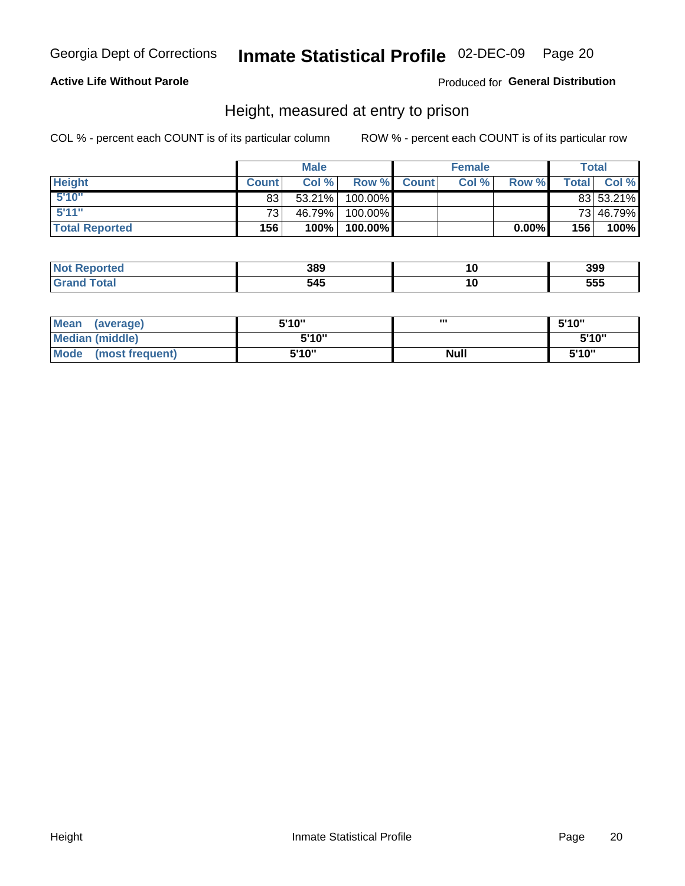Georgia Dept of Corrections **Inmate Statistical Profile** 02-DEC-09

**Active Life Without Parole**

Produced for **General Distribution**

## Height, measured at entry to prison

COL % - percent each COUNT is of its particular column

ROW % - percent each COUNT is of its particular row

| | Male | | | Female | | | Total | |
|---|---|---|---|---|---|---|---|---|
| **Height** | **Count** | **Col %** | **Row %** | **Count** | **Col %** | **Row %** | **Total** | **Col %** |
| **5'10"** | 83 | 53.21% | 100.00% | | | | 83 | 53.21% |
| **5'11"** | 73 | 46.79% | 100.00% | | | | 73 | 46.79% |
| **Total Reported** | **156** | **100%** | **100.00%** | | | **0.00%** | **156** | **100%** |

| | Male | Female | Total |
|---|---|---|---|
| **Not Reported** | **389** | **10** | **399** |
| **Grand Total** | **545** | **10** | **555** |

| | Male | Female | Total |
|---|---|---|---|
| **Mean (average)** | **5'10"** | **'''** | **5'10"** |
| **Median (middle)** | **5'10"** | | **5'10"** |
| **Mode (most frequent)** | **5'10"** | **Null** | **5'10"** |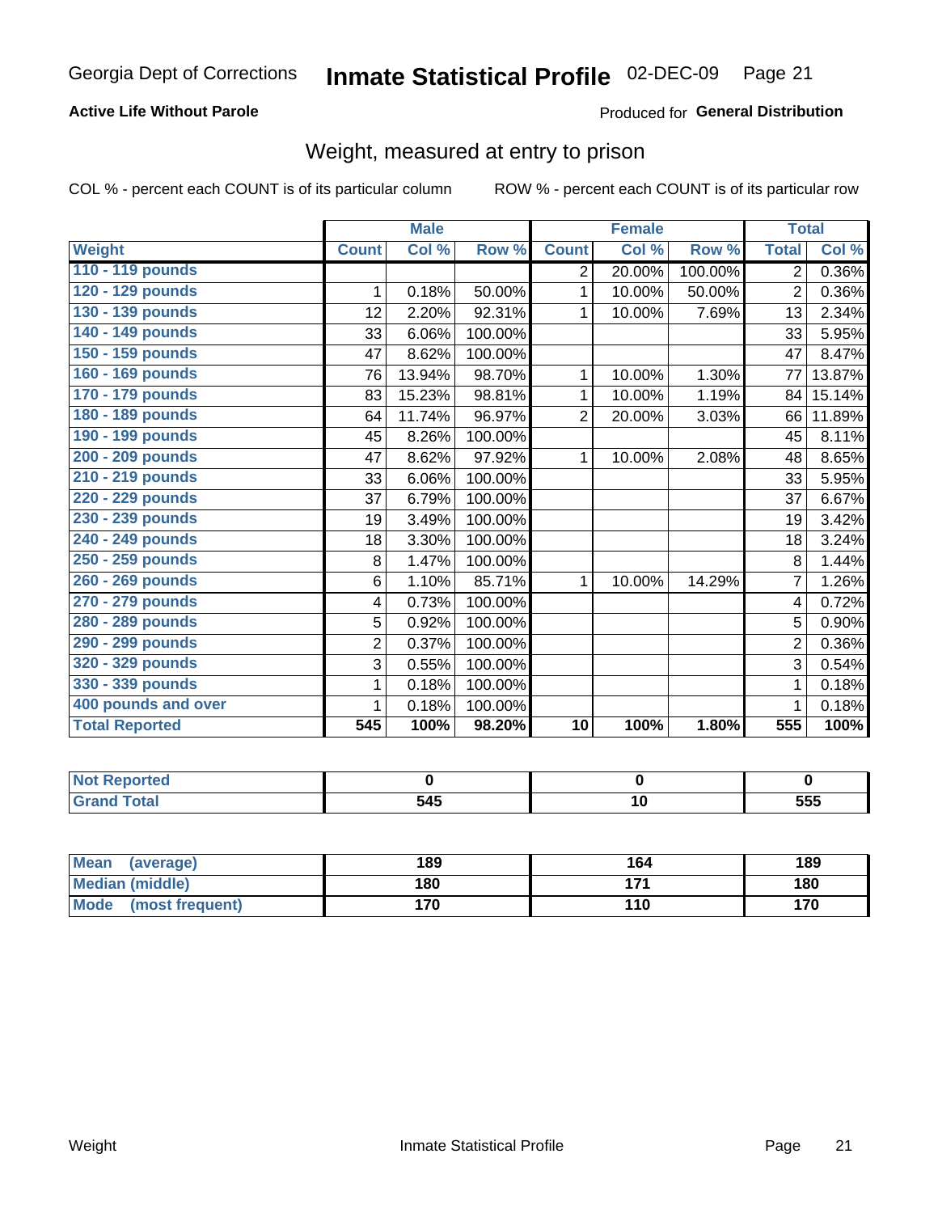Georgia Dept of Corrections **Inmate Statistical Profile** 02-DEC-09

**Active Life Without Parole**

Produced for **General Distribution**

## Weight, measured at entry to prison

COL % - percent each COUNT is of its particular column    ROW % - percent each COUNT is of its particular row

| | Male | | | Female | | | Total | |
|---|---|---|---|---|---|---|---|---|
| **Weight** | **Count** | **Col %** | **Row %** | **Count** | **Col %** | **Row %** | **Total** | **Col %** |
| 110 - 119 pounds | | | | 2 | 20.00% | 100.00% | 2 | 0.36% |
| 120 - 129 pounds | 1 | 0.18% | 50.00% | 1 | 10.00% | 50.00% | 2 | 0.36% |
| 130 - 139 pounds | 12 | 2.20% | 92.31% | 1 | 10.00% | 7.69% | 13 | 2.34% |
| 140 - 149 pounds | 33 | 6.06% | 100.00% | | | | 33 | 5.95% |
| 150 - 159 pounds | 47 | 8.62% | 100.00% | | | | 47 | 8.47% |
| 160 - 169 pounds | 76 | 13.94% | 98.70% | 1 | 10.00% | 1.30% | 77 | 13.87% |
| 170 - 179 pounds | 83 | 15.23% | 98.81% | 1 | 10.00% | 1.19% | 84 | 15.14% |
| 180 - 189 pounds | 64 | 11.74% | 96.97% | 2 | 20.00% | 3.03% | 66 | 11.89% |
| 190 - 199 pounds | 45 | 8.26% | 100.00% | | | | 45 | 8.11% |
| 200 - 209 pounds | 47 | 8.62% | 97.92% | 1 | 10.00% | 2.08% | 48 | 8.65% |
| 210 - 219 pounds | 33 | 6.06% | 100.00% | | | | 33 | 5.95% |
| 220 - 229 pounds | 37 | 6.79% | 100.00% | | | | 37 | 6.67% |
| 230 - 239 pounds | 19 | 3.49% | 100.00% | | | | 19 | 3.42% |
| 240 - 249 pounds | 18 | 3.30% | 100.00% | | | | 18 | 3.24% |
| 250 - 259 pounds | 8 | 1.47% | 100.00% | | | | 8 | 1.44% |
| 260 - 269 pounds | 6 | 1.10% | 85.71% | 1 | 10.00% | 14.29% | 7 | 1.26% |
| 270 - 279 pounds | 4 | 0.73% | 100.00% | | | | 4 | 0.72% |
| 280 - 289 pounds | 5 | 0.92% | 100.00% | | | | 5 | 0.90% |
| 290 - 299 pounds | 2 | 0.37% | 100.00% | | | | 2 | 0.36% |
| 320 - 329 pounds | 3 | 0.55% | 100.00% | | | | 3 | 0.54% |
| 330 - 339 pounds | 1 | 0.18% | 100.00% | | | | 1 | 0.18% |
| 400 pounds and over | 1 | 0.18% | 100.00% | | | | 1 | 0.18% |
| **Total Reported** | **545** | **100%** | **98.20%** | **10** | **100%** | **1.80%** | **555** | **100%** |

| | Male | Female | Total |
|---|---|---|---|
| Not Reported | 0 | 0 | 0 |
| Grand Total | 545 | 10 | 555 |

| | Male | Female | Total |
|---|---|---|---|
| Mean (average) | 189 | 164 | 189 |
| Median (middle) | 180 | 171 | 180 |
| Mode (most frequent) | 170 | 110 | 170 |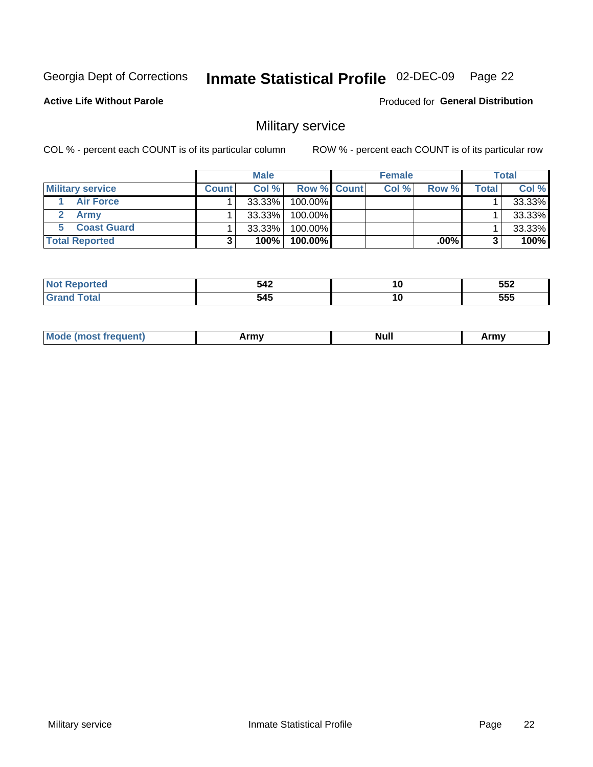Georgia Dept of Corrections **Inmate Statistical Profile** 02-DEC-09

**Active Life Without Parole**

Produced for **General Distribution**

## Military service

COL % - percent each COUNT is of its particular column ROW % - percent each COUNT is of its particular row

| | Male | | | Female | | | Total | |
|---|---|---|---|---|---|---|---|---|
| Military service | Count | Col % | Row % | Count | Col % | Row % | Total | Col % |
| 1 Air Force | 1 | 33.33% | 100.00% | | | | 1 | 33.33% |
| 2 Army | 1 | 33.33% | 100.00% | | | | 1 | 33.33% |
| 5 Coast Guard | 1 | 33.33% | 100.00% | | | | 1 | 33.33% |
| **Total Reported** | **3** | **100%** | **100.00%** | | | **.00%** | **3** | **100%** |

| | Male | Female | Total |
|---|---|---|---|
| Not Reported | 542 | 10 | 552 |
| Grand Total | 545 | 10 | 555 |

| | Male | Female | Total |
|---|---|---|---|
| Mode (most frequent) | Army | Null | Army |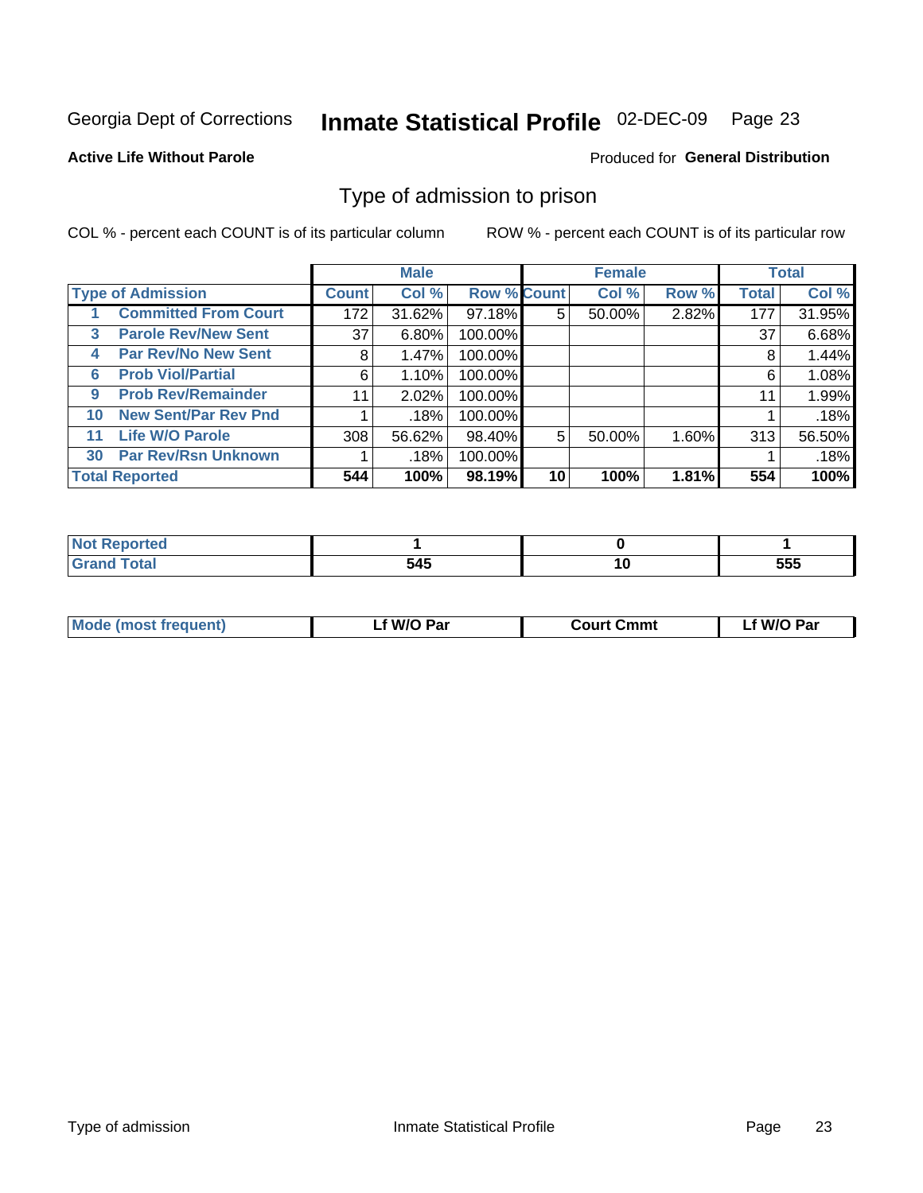Georgia Dept of Corrections **Inmate Statistical Profile** 02-DEC-09 Page 23

**Active Life Without Parole**

Produced for **General Distribution**

## Type of admission to prison

COL % - percent each COUNT is of its particular column ROW % - percent each COUNT is of its particular row

| Type of Admission | Male | | | Female | | | Total | |
|---|---|---|---|---|---|---|---|---|
| | Count | Col % | Row % | Count | Col % | Row % | Total | Col % |
| 1 Committed From Court | 172 | 31.62% | 97.18% | 5 | 50.00% | 2.82% | 177 | 31.95% |
| 3 Parole Rev/New Sent | 37 | 6.80% | 100.00% | | | | 37 | 6.68% |
| 4 Par Rev/No New Sent | 8 | 1.47% | 100.00% | | | | 8 | 1.44% |
| 6 Prob Viol/Partial | 6 | 1.10% | 100.00% | | | | 6 | 1.08% |
| 9 Prob Rev/Remainder | 11 | 2.02% | 100.00% | | | | 11 | 1.99% |
| 10 New Sent/Par Rev Pnd | 1 | .18% | 100.00% | | | | 1 | .18% |
| 11 Life W/O Parole | 308 | 56.62% | 98.40% | 5 | 50.00% | 1.60% | 313 | 56.50% |
| 30 Par Rev/Rsn Unknown | 1 | .18% | 100.00% | | | | 1 | .18% |
| **Total Reported** | **544** | **100%** | **98.19%** | **10** | **100%** | **1.81%** | **554** | **100%** |

| | Male | Female | Total |
|---|---|---|---|
| Not Reported | 1 | 0 | 1 |
| Grand Total | 545 | 10 | 555 |

| | Male | Female | Total |
|---|---|---|---|
| Mode (most frequent) | Lf W/O Par | Court Cmmt | Lf W/O Par |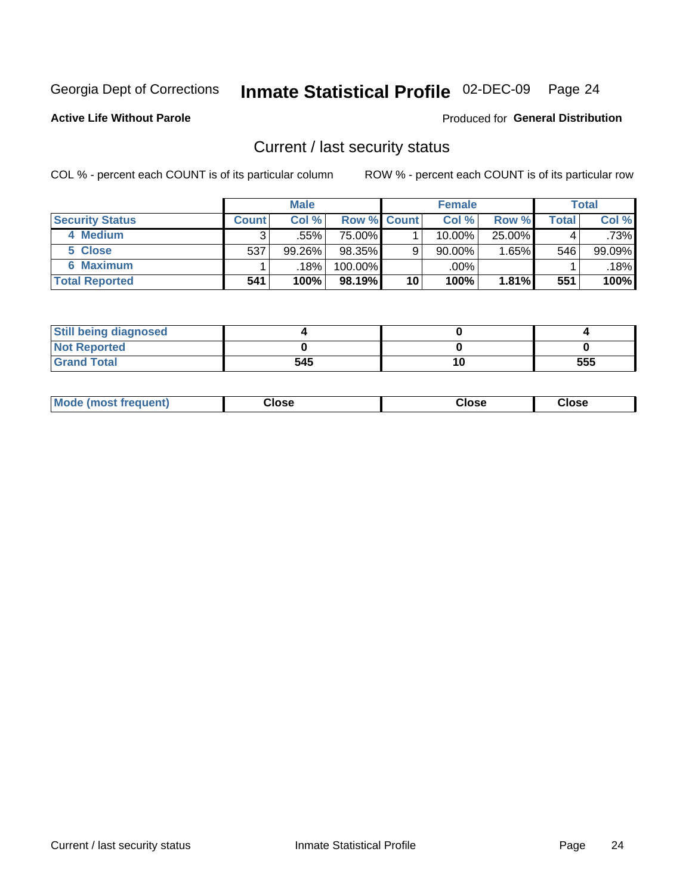Georgia Dept of Corrections **Inmate Statistical Profile** 02-DEC-09 Page 24

**Active Life Without Parole**

Produced for **General Distribution**

## Current / last security status

COL % - percent each COUNT is of its particular column

ROW % - percent each COUNT is of its particular row

| | Male | | | Female | | | Total | |
|---|---|---|---|---|---|---|---|---|
| **Security Status** | **Count** | **Col %** | **Row %** | **Count** | **Col %** | **Row %** | **Total** | **Col %** |
| 4 Medium | 3 | .55% | 75.00% | 1 | 10.00% | 25.00% | 4 | .73% |
| 5 Close | 537 | 99.26% | 98.35% | 9 | 90.00% | 1.65% | 546 | 99.09% |
| 6 Maximum | 1 | .18% | 100.00% | | .00% | | 1 | .18% |
| **Total Reported** | **541** | **100%** | **98.19%** | **10** | **100%** | **1.81%** | **551** | **100%** |

| | Male | Female | Total |
|---|---|---|---|
| **Still being diagnosed** | **4** | **0** | **4** |
| **Not Reported** | **0** | **0** | **0** |
| **Grand Total** | **545** | **10** | **555** |

| | Male | Female | Total |
|---|---|---|---|
| **Mode (most frequent)** | **Close** | **Close** | **Close** |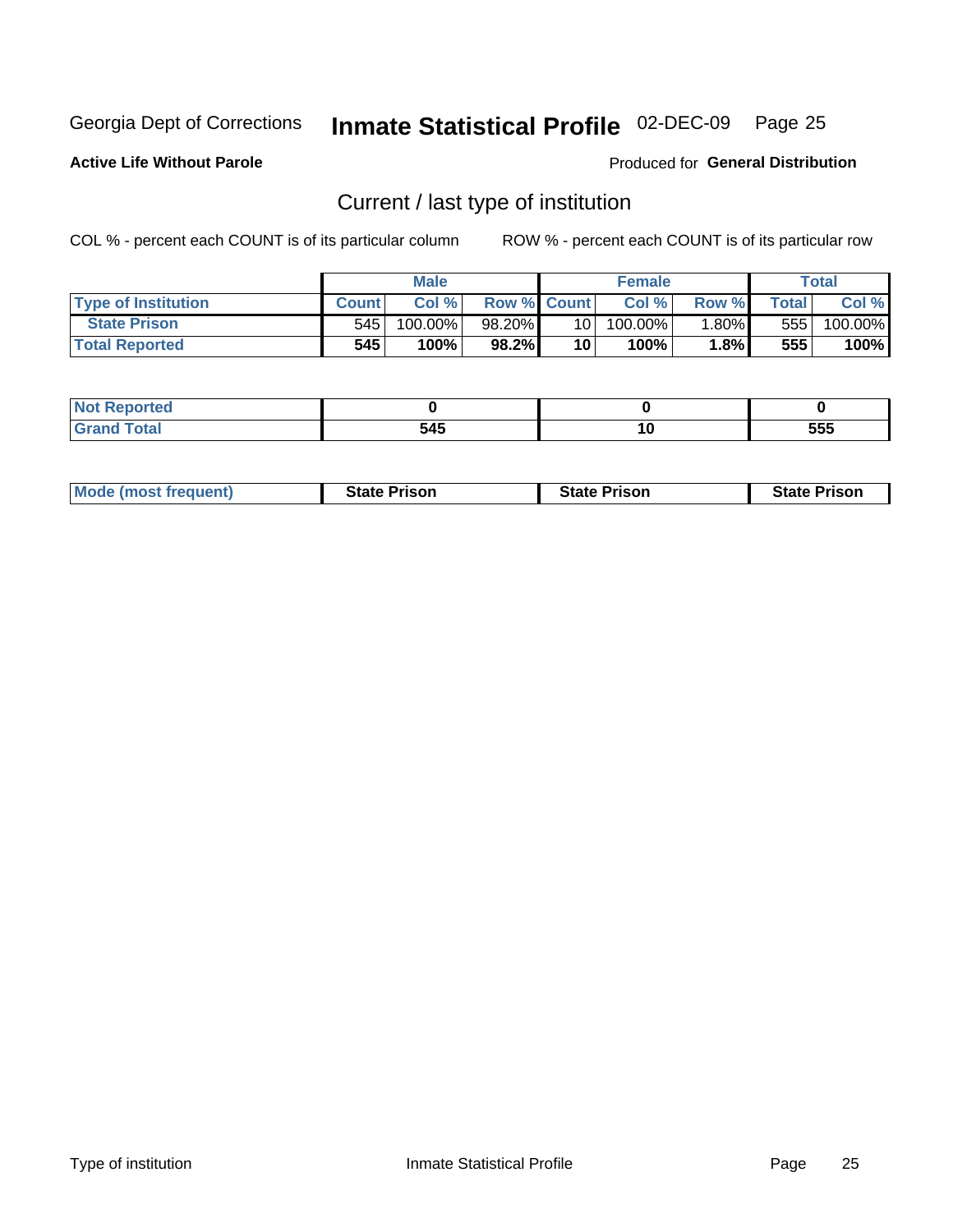Georgia Dept of Corrections **Inmate Statistical Profile** 02-DEC-09

**Active Life Without Parole**

Produced for **General Distribution**

## Current / last type of institution

COL % - percent each COUNT is of its particular column     ROW % - percent each COUNT is of its particular row

| | Male | | | Female | | | Total | |
|---|---|---|---|---|---|---|---|---|
| **Type of Institution** | **Count** | **Col %** | **Row %** | **Count** | **Col %** | **Row %** | **Total** | **Col %** |
| **State Prison** | 545 | 100.00% | 98.20% | 10 | 100.00% | 1.80% | 555 | 100.00% |
| **Total Reported** | **545** | **100%** | **98.2%** | **10** | **100%** | **1.8%** | **555** | **100%** |

| | Male | Female | Total |
|---|---|---|---|
| **Not Reported** | **0** | **0** | **0** |
| **Grand Total** | **545** | **10** | **555** |

| | Male | Female | Total |
|---|---|---|---|
| **Mode (most frequent)** | **State Prison** | **State Prison** | **State Prison** |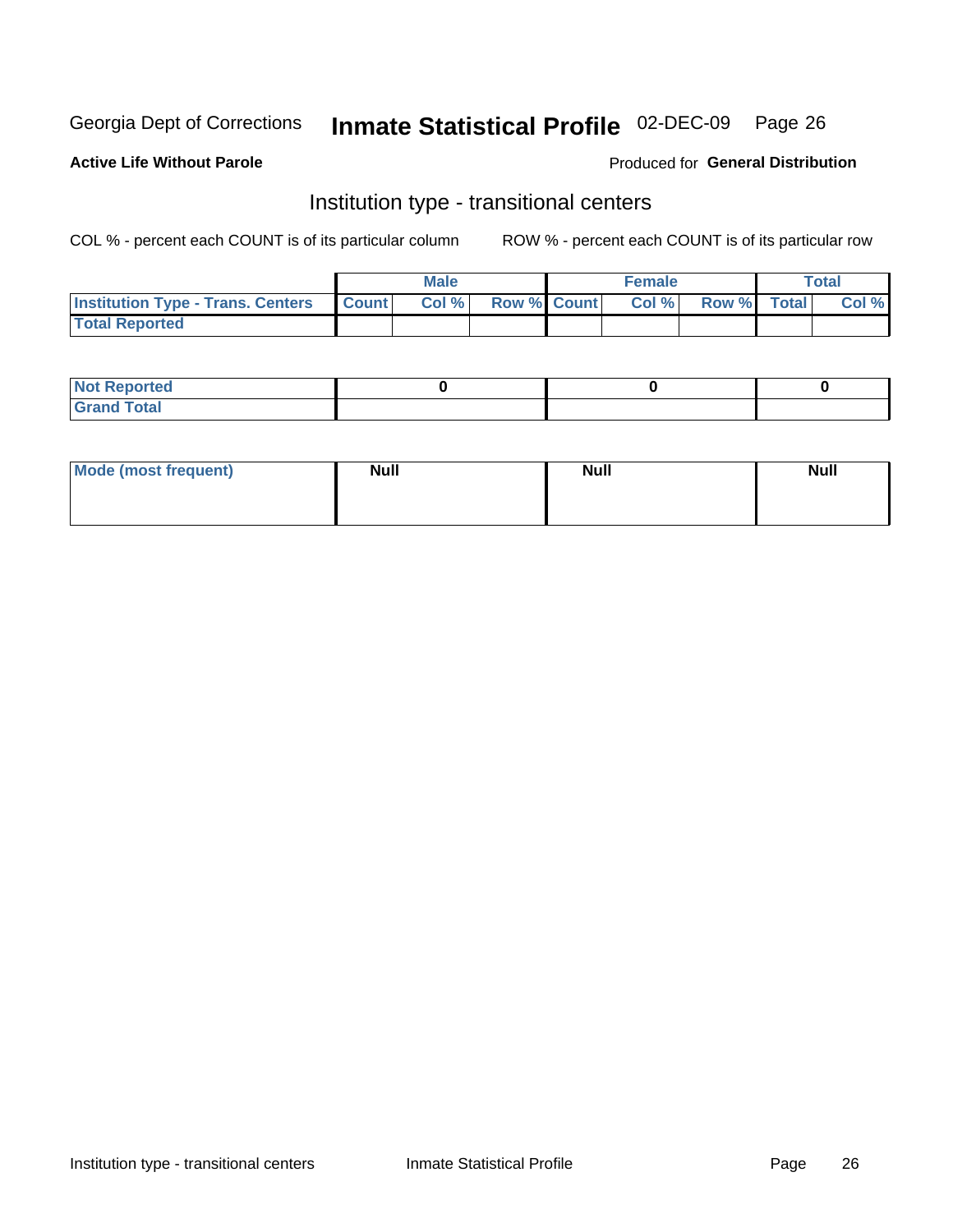Georgia Dept of Corrections **Inmate Statistical Profile** 02-DEC-09

**Active Life Without Parole**

Produced for **General Distribution**

## Institution type - transitional centers

COL % - percent each COUNT is of its particular column

ROW % - percent each COUNT is of its particular row

| | Male | | | Female | | | Total | |
|---|---|---|---|---|---|---|---|---|
| **Institution Type - Trans. Centers** | **Count** | **Col %** | **Row %** | **Count** | **Col %** | **Row %** | **Total** | **Col %** |
| **Total Reported** | | | | | | | | |

| | Male | Female | Total |
|---|---|---|---|
| **Not Reported** | 0 | 0 | 0 |
| **Grand Total** | | | |

| | Male | Female | Total |
|---|---|---|---|
| **Mode (most frequent)** | Null | Null | Null |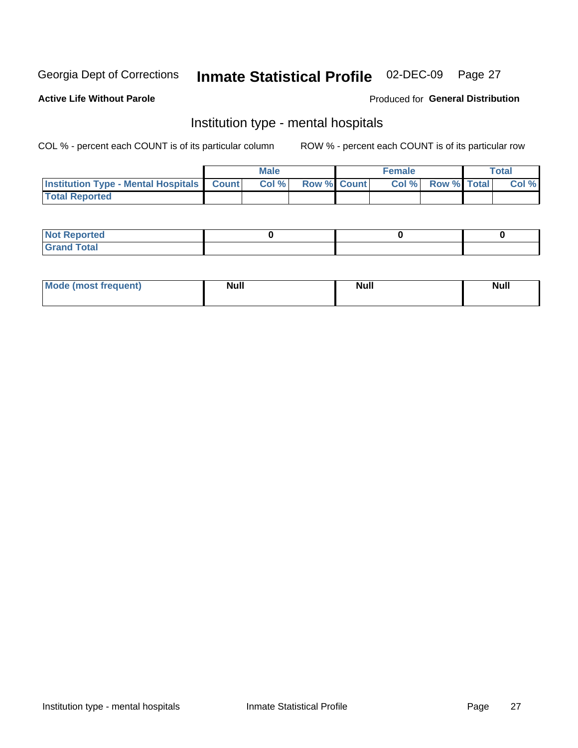Georgia Dept of Corrections **Inthe Statistical Profile** 02-DEC-09

**Active Life Without Parole**

Produced for **General Distribution**

## Institution type - mental hospitals

COL % - percent each COUNT is of its particular column

ROW % - percent each COUNT is of its particular row

| | Male | | | Female | | | Total | |
|---|---|---|---|---|---|---|---|---|
| **Institution Type - Mental Hospitals** | **Count** | **Col %** | **Row %** | **Count** | **Col %** | **Row %** | **Total** | **Col %** |
| **Total Reported** | | | | | | | | |

| | Male | Female | Total |
|---|---|---|---|
| **Not Reported** | **0** | **0** | **0** |
| **Grand Total** | | | |

| | Male | Female | Total |
|---|---|---|---|
| **Mode (most frequent)** | **Null** | **Null** | **Null** |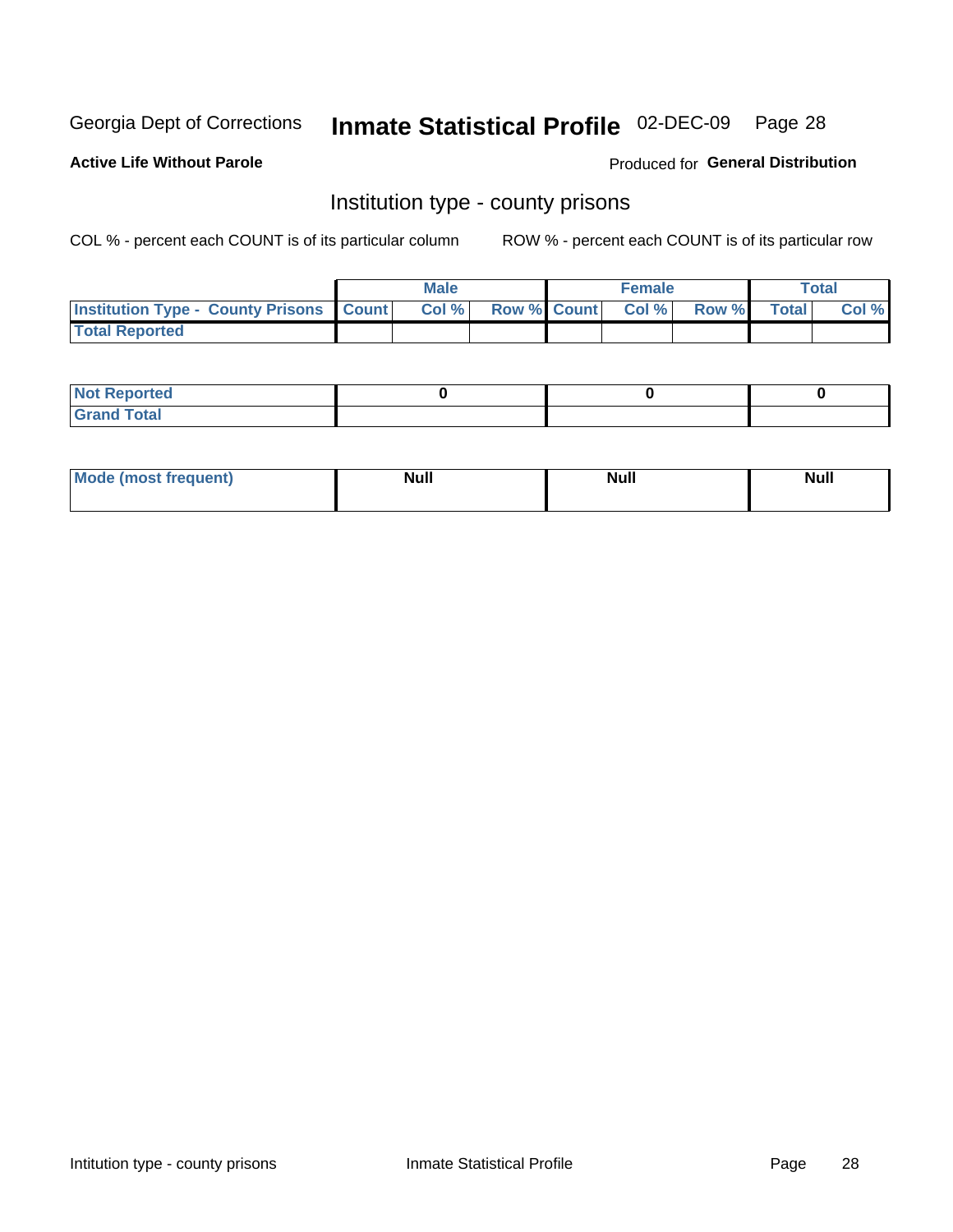Georgia Dept of Corrections **Inmate Statistical Profile** 02-DEC-09

**Active Life Without Parole**

Produced for **General Distribution**

## Institution type - county prisons

COL % - percent each COUNT is of its particular column

ROW % - percent each COUNT is of its particular row

| | Male | | | Female | | | Total | |
|---|---|---|---|---|---|---|---|---|
| **Institution Type - County Prisons** | **Count** | **Col %** | **Row %** | **Count** | **Col %** | **Row %** | **Total** | **Col %** |
| **Total Reported** | | | | | | | | |

| | Male | Female | Total |
|---|---|---|---|
| **Not Reported** | **0** | **0** | **0** |
| **Grand Total** | | | |

| | Male | Female | Total |
|---|---|---|---|
| **Mode (most frequent)** | **Null** | **Null** | **Null** |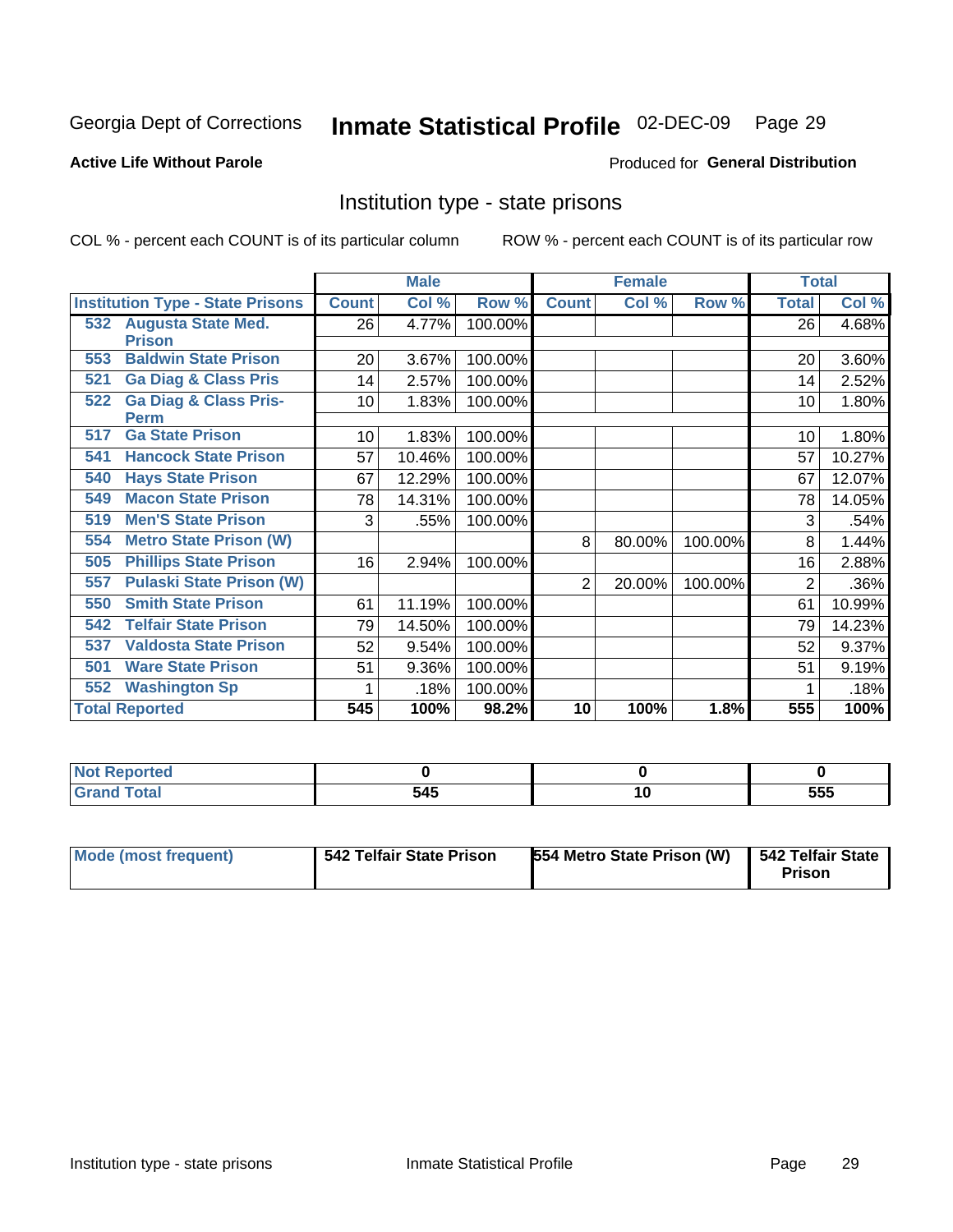Georgia Dept of Corrections **Inmate Statistical Profile** 02-DEC-09 Page 29

**Active Life Without Parole**

Produced for **General Distribution**

## Institution type - state prisons

COL % - percent each COUNT is of its particular column ROW % - percent each COUNT is of its particular row

| | Male | | | Female | | | Total | |
|---|---|---|---|---|---|---|---|---|
| Institution Type - State Prisons | Count | Col % | Row % | Count | Col % | Row % | Total | Col % |
| 532 Augusta State Med. Prison | 26 | 4.77% | 100.00% | | | | 26 | 4.68% |
| 553 Baldwin State Prison | 20 | 3.67% | 100.00% | | | | 20 | 3.60% |
| 521 Ga Diag & Class Pris | 14 | 2.57% | 100.00% | | | | 14 | 2.52% |
| 522 Ga Diag & Class Pris-Perm | 10 | 1.83% | 100.00% | | | | 10 | 1.80% |
| 517 Ga State Prison | 10 | 1.83% | 100.00% | | | | 10 | 1.80% |
| 541 Hancock State Prison | 57 | 10.46% | 100.00% | | | | 57 | 10.27% |
| 540 Hays State Prison | 67 | 12.29% | 100.00% | | | | 67 | 12.07% |
| 549 Macon State Prison | 78 | 14.31% | 100.00% | | | | 78 | 14.05% |
| 519 Men'S State Prison | 3 | .55% | 100.00% | | | | 3 | .54% |
| 554 Metro State Prison (W) | | | | 8 | 80.00% | 100.00% | 8 | 1.44% |
| 505 Phillips State Prison | 16 | 2.94% | 100.00% | | | | 16 | 2.88% |
| 557 Pulaski State Prison (W) | | | | 2 | 20.00% | 100.00% | 2 | .36% |
| 550 Smith State Prison | 61 | 11.19% | 100.00% | | | | 61 | 10.99% |
| 542 Telfair State Prison | 79 | 14.50% | 100.00% | | | | 79 | 14.23% |
| 537 Valdosta State Prison | 52 | 9.54% | 100.00% | | | | 52 | 9.37% |
| 501 Ware State Prison | 51 | 9.36% | 100.00% | | | | 51 | 9.19% |
| 552 Washington Sp | 1 | .18% | 100.00% | | | | 1 | .18% |
| **Total Reported** | **545** | **100%** | **98.2%** | **10** | **100%** | **1.8%** | **555** | **100%** |

| | Male | Female | Total |
|---|---|---|---|
| Not Reported | 0 | 0 | 0 |
| Grand Total | 545 | 10 | 555 |

| | Male | Female | Total |
|---|---|---|---|
| Mode (most frequent) | 542 Telfair State Prison | 554 Metro State Prison (W) | 542 Telfair State Prison |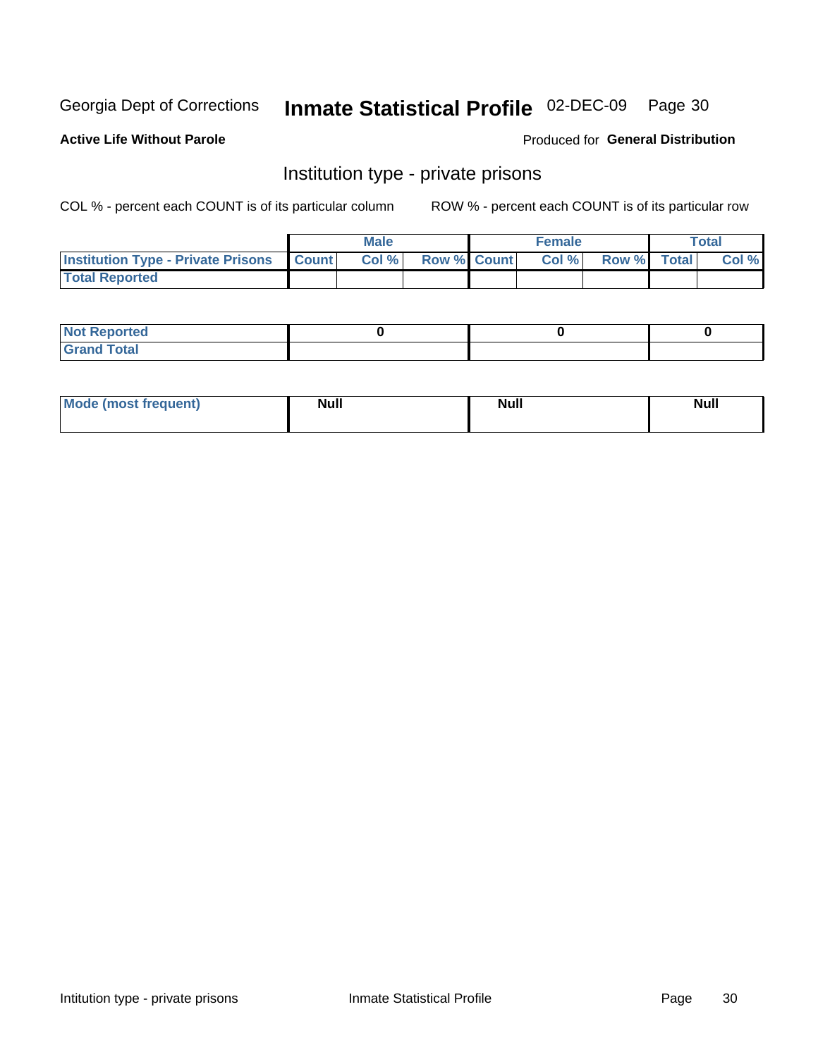Georgia Dept of Corrections **Inmate Statistical Profile** 02-DEC-09 Page 30

**Active Life Without Parole**

Produced for **General Distribution**

## Institution type - private prisons

COL % - percent each COUNT is of its particular column    ROW % - percent each COUNT is of its particular row

| | Male | | | Female | | | Total | |
|---|---|---|---|---|---|---|---|---|
| **Institution Type - Private Prisons** | **Count** | **Col %** | **Row %** | **Count** | **Col %** | **Row %** | **Total** | **Col %** |
| **Total Reported** | | | | | | | | |

| | Male | Female | Total |
|---|---|---|---|
| **Not Reported** | 0 | 0 | 0 |
| **Grand Total** | | | |

| | Male | Female | Total |
|---|---|---|---|
| **Mode (most frequent)** | Null | Null | Null |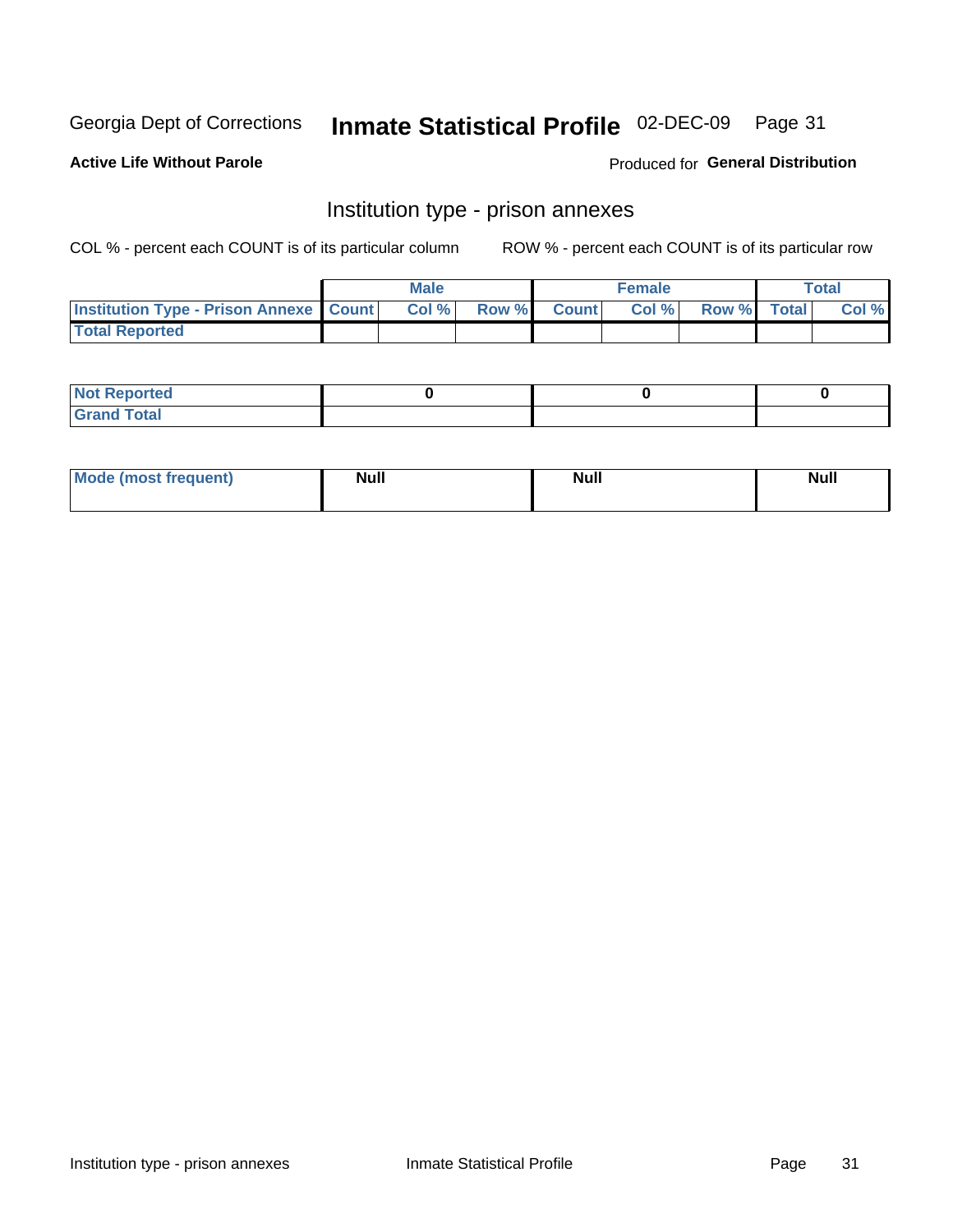Georgia Dept of Corrections **Inmate Statistical Profile** 02-DEC-09

**Active Life Without Parole**

Produced for **General Distribution**

## Institution type - prison annexes

COL % - percent each COUNT is of its particular column ROW % - percent each COUNT is of its particular row

| | Male | | | Female | | | Total | |
|---|---|---|---|---|---|---|---|---|
| Institution Type - Prison Annexe | Count | Col % | Row % | Count | Col % | Row % | Total | Col % |
| Total Reported | | | | | | | | |

| | Male | Female | Total |
|---|---|---|---|
| Not Reported | 0 | 0 | 0 |
| Grand Total | | | |

| | Male | Female | Total |
|---|---|---|---|
| Mode (most frequent) | Null | Null | Null |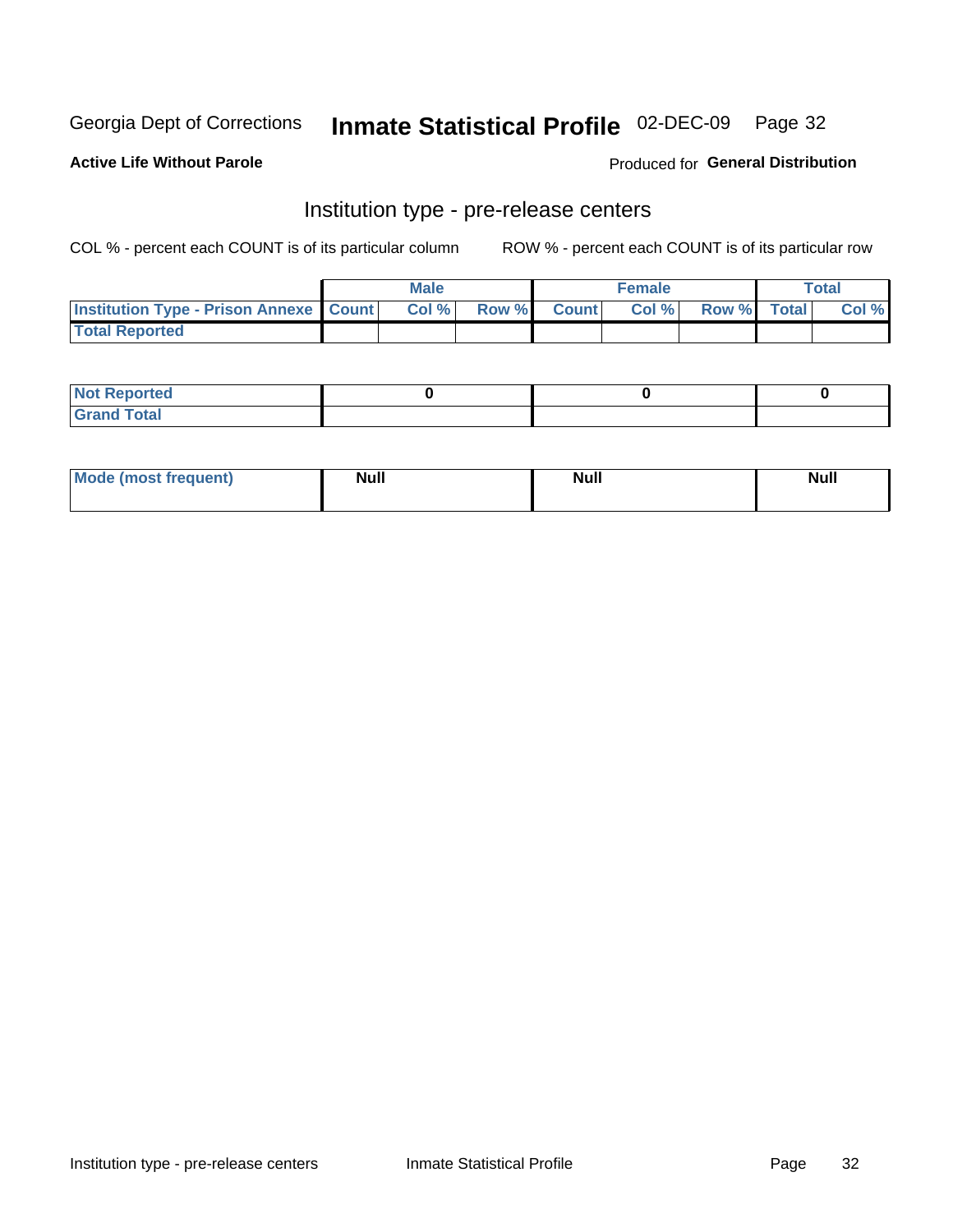Georgia Dept of Corrections **Inmate Statistical Profile** 02-DEC-09

**Active Life Without Parole**

Produced for **General Distribution**

## Institution type - pre-release centers

COL % - percent each COUNT is of its particular column

ROW % - percent each COUNT is of its particular row

| | Male | | | Female | | | Total | |
|---|---|---|---|---|---|---|---|---|
| Institution Type - Prison Annexe | Count | Col % | Row % | Count | Col % | Row % | Total | Col % |
| Total Reported | | | | | | | | |

| | Male | Female | Total |
|---|---|---|---|
| Not Reported | 0 | 0 | 0 |
| Grand Total | | | |

| | Male | Female | Total |
|---|---|---|---|
| Mode (most frequent) | Null | Null | Null |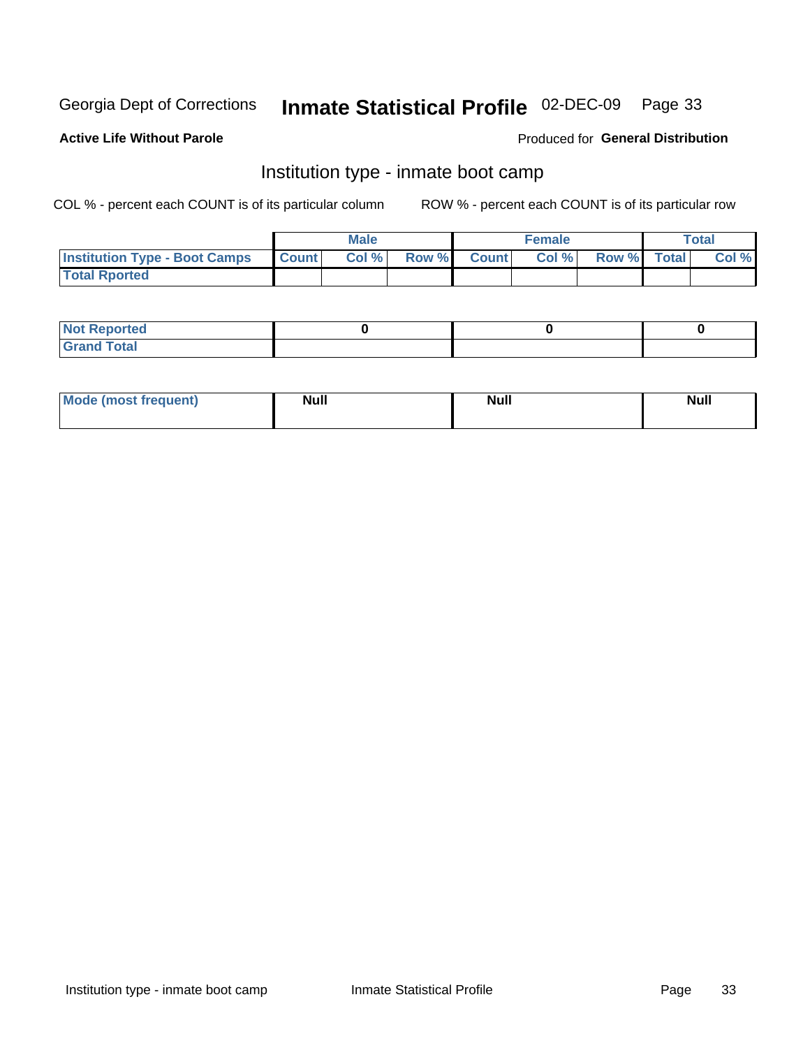Georgia Dept of Corrections **Inmate Statistical Profile** 02-DEC-09

**Active Life Without Parole**

Produced for **General Distribution**

## Institution type - inmate boot camp

COL % - percent each COUNT is of its particular column

ROW % - percent each COUNT is of its particular row

| | Male | | | Female | | | Total | |
|---|---|---|---|---|---|---|---|---|
| **Institution Type - Boot Camps** | **Count** | **Col %** | **Row %** | **Count** | **Col %** | **Row %** | **Total** | **Col %** |
| **Total Rported** | | | | | | | | |

| | Male | Female | Total |
|---|---|---|---|
| **Not Reported** | 0 | 0 | 0 |
| **Grand Total** | | | |

| | Male | Female | Total |
|---|---|---|---|
| **Mode (most frequent)** | Null | Null | Null |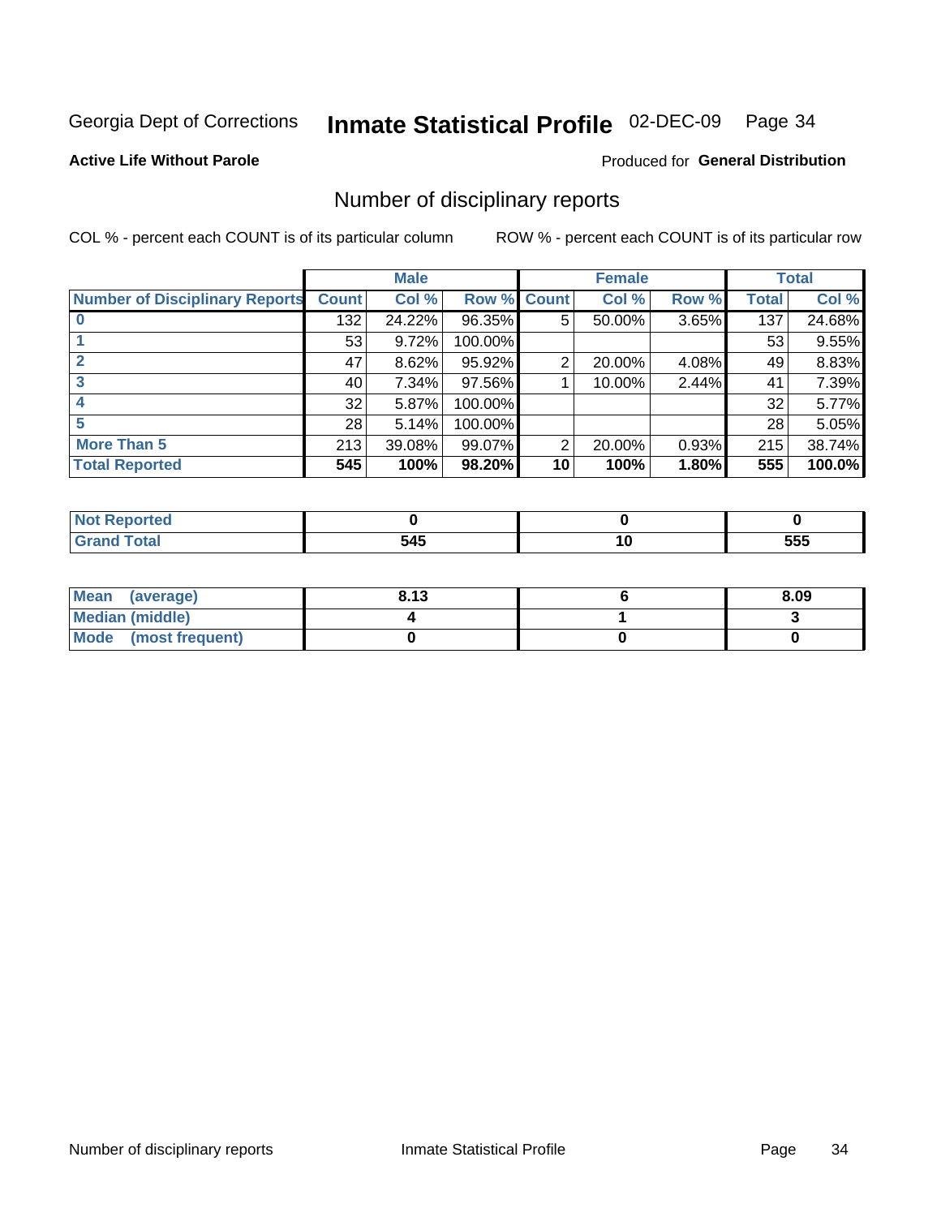Georgia Dept of Corrections **Inmate Statistical Profile** 02-DEC-09

**Active Life Without Parole**

Produced for **General Distribution**

## Number of disciplinary reports

COL % - percent each COUNT is of its particular column ROW % - percent each COUNT is of its particular row

| | Male | | | Female | | | Total | |
|---|---|---|---|---|---|---|---|---|
| Number of Disciplinary Reports | Count | Col % | Row % | Count | Col % | Row % | Total | Col % |
| 0 | 132 | 24.22% | 96.35% | 5 | 50.00% | 3.65% | 137 | 24.68% |
| 1 | 53 | 9.72% | 100.00% | | | | 53 | 9.55% |
| 2 | 47 | 8.62% | 95.92% | 2 | 20.00% | 4.08% | 49 | 8.83% |
| 3 | 40 | 7.34% | 97.56% | 1 | 10.00% | 2.44% | 41 | 7.39% |
| 4 | 32 | 5.87% | 100.00% | | | | 32 | 5.77% |
| 5 | 28 | 5.14% | 100.00% | | | | 28 | 5.05% |
| More Than 5 | 213 | 39.08% | 99.07% | 2 | 20.00% | 0.93% | 215 | 38.74% |
| **Total Reported** | **545** | **100%** | **98.20%** | **10** | **100%** | **1.80%** | **555** | **100.0%** |

| | Male | Female | Total |
|---|---|---|---|
| Not Reported | 0 | 0 | 0 |
| Grand Total | 545 | 10 | 555 |

| | Male | Female | Total |
|---|---|---|---|
| Mean (average) | 8.13 | 6 | 8.09 |
| Median (middle) | 4 | 1 | 3 |
| Mode (most frequent) | 0 | 0 | 0 |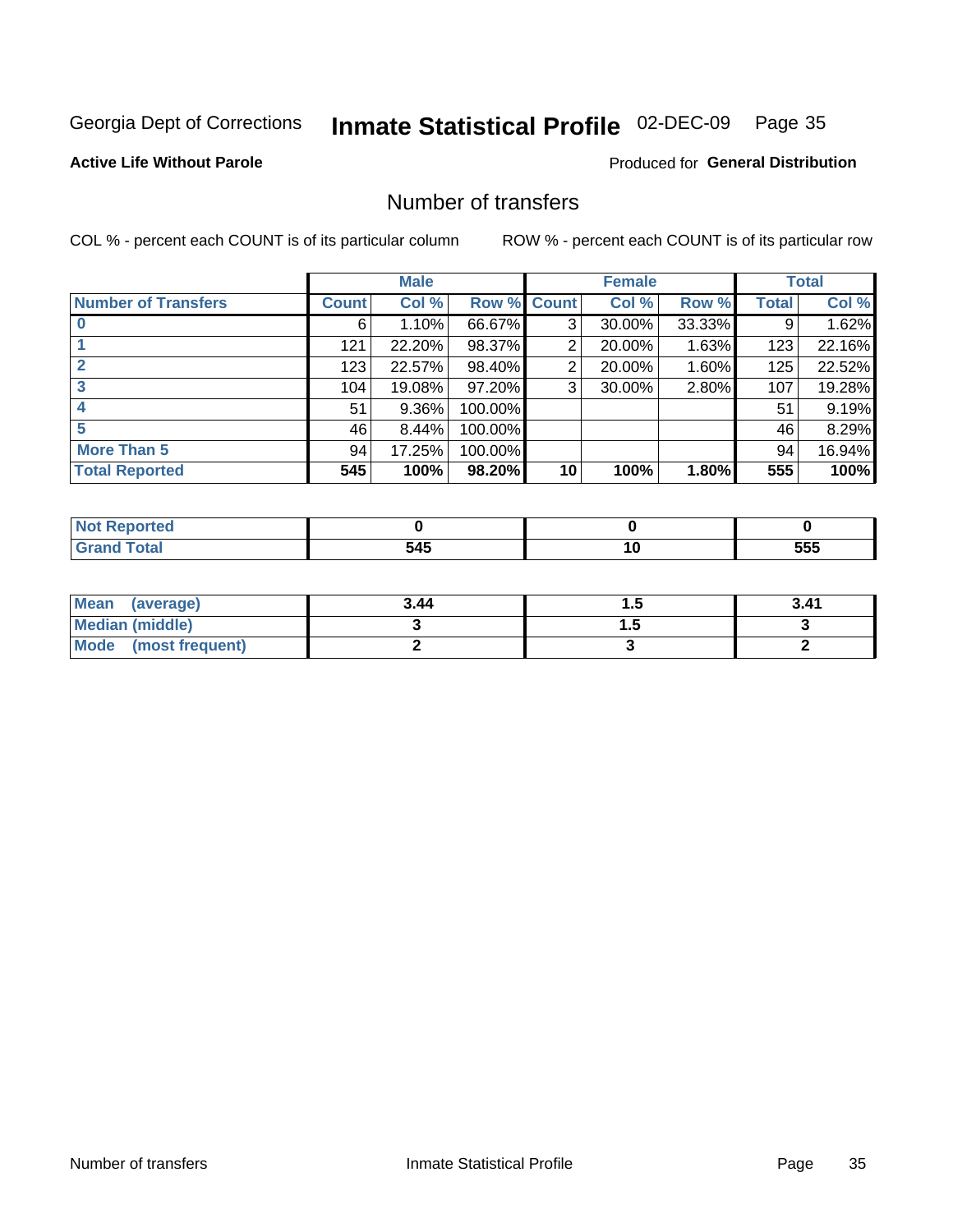Georgia Dept of Corrections **Inmate Statistical Profile** 02-DEC-09

**Active Life Without Parole**

Produced for **General Distribution**

## Number of transfers

COL % - percent each COUNT is of its particular column

ROW % - percent each COUNT is of its particular row

| | Male | | | Female | | | Total | |
|---|---|---|---|---|---|---|---|---|
| **Number of Transfers** | **Count** | **Col %** | **Row %** | **Count** | **Col %** | **Row %** | **Total** | **Col %** |
| **0** | 6 | 1.10% | 66.67% | 3 | 30.00% | 33.33% | 9 | 1.62% |
| **1** | 121 | 22.20% | 98.37% | 2 | 20.00% | 1.63% | 123 | 22.16% |
| **2** | 123 | 22.57% | 98.40% | 2 | 20.00% | 1.60% | 125 | 22.52% |
| **3** | 104 | 19.08% | 97.20% | 3 | 30.00% | 2.80% | 107 | 19.28% |
| **4** | 51 | 9.36% | 100.00% | | | | 51 | 9.19% |
| **5** | 46 | 8.44% | 100.00% | | | | 46 | 8.29% |
| **More Than 5** | 94 | 17.25% | 100.00% | | | | 94 | 16.94% |
| **Total Reported** | **545** | **100%** | **98.20%** | **10** | **100%** | **1.80%** | **555** | **100%** |

| | Male | Female | Total |
|---|---|---|---|
| **Not Reported** | **0** | **0** | **0** |
| **Grand Total** | **545** | **10** | **555** |

| | Male | Female | Total |
|---|---|---|---|
| **Mean (average)** | **3.44** | **1.5** | **3.41** |
| **Median (middle)** | **3** | **1.5** | **3** |
| **Mode (most frequent)** | **2** | **3** | **2** |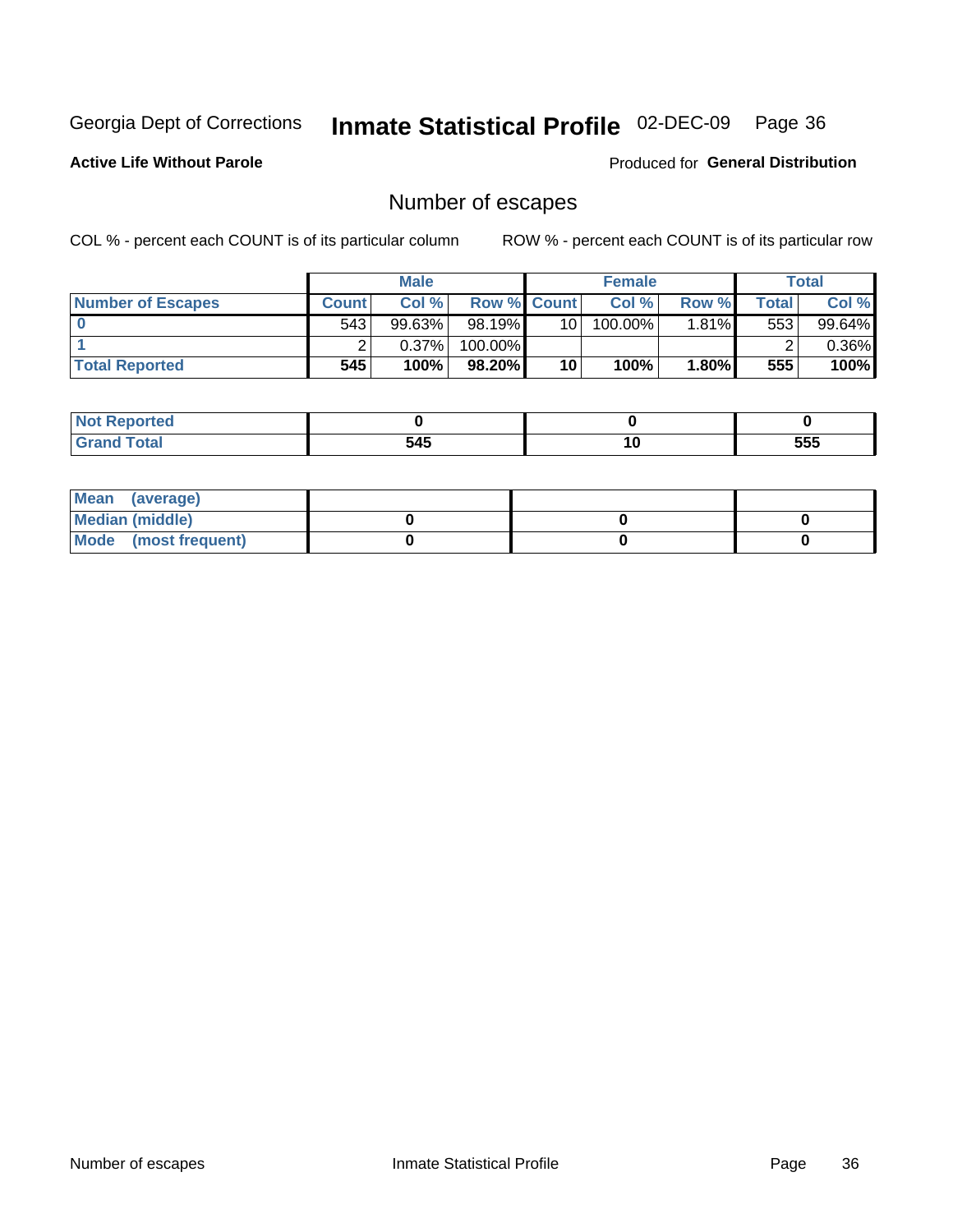Georgia Dept of Corrections **Inmate Statistical Profile** 02-DEC-09

**Active Life Without Parole**

Produced for **General Distribution**

## Number of escapes

COL % - percent each COUNT is of its particular column

ROW % - percent each COUNT is of its particular row

| | Male | | | Female | | | Total | |
|---|---|---|---|---|---|---|---|---|
| Number of Escapes | Count | Col % | Row % | Count | Col % | Row % | Total | Col % |
| 0 | 543 | 99.63% | 98.19% | 10 | 100.00% | 1.81% | 553 | 99.64% |
| 1 | 2 | 0.37% | 100.00% | | | | 2 | 0.36% |
| **Total Reported** | **545** | **100%** | **98.20%** | **10** | **100%** | **1.80%** | **555** | **100%** |

| | Male | Female | Total |
|---|---|---|---|
| Not Reported | **0** | **0** | **0** |
| Grand Total | **545** | **10** | **555** |

| | Male | Female | Total |
|---|---|---|---|
| Mean (average) | | | |
| Median (middle) | **0** | **0** | **0** |
| Mode (most frequent) | **0** | **0** | **0** |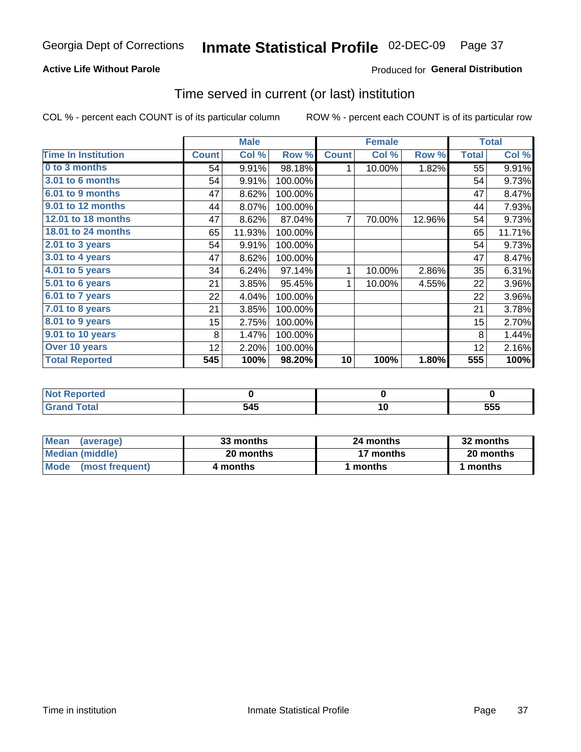Georgia Dept of Corrections **Inmate Statistical Profile** 02-DEC-09

**Active Life Without Parole**

Produced for **General Distribution**

## Time served in current (or last) institution

COL % - percent each COUNT is of its particular column

ROW % - percent each COUNT is of its particular row

| | Male | | | Female | | | Total | |
|---|---|---|---|---|---|---|---|---|
| **Time In Institution** | **Count** | **Col %** | **Row %** | **Count** | **Col %** | **Row %** | **Total** | **Col %** |
| 0 to 3 months | 54 | 9.91% | 98.18% | 1 | 10.00% | 1.82% | 55 | 9.91% |
| 3.01 to 6 months | 54 | 9.91% | 100.00% | | | | 54 | 9.73% |
| 6.01 to 9 months | 47 | 8.62% | 100.00% | | | | 47 | 8.47% |
| 9.01 to 12 months | 44 | 8.07% | 100.00% | | | | 44 | 7.93% |
| 12.01 to 18 months | 47 | 8.62% | 87.04% | 7 | 70.00% | 12.96% | 54 | 9.73% |
| 18.01 to 24 months | 65 | 11.93% | 100.00% | | | | 65 | 11.71% |
| 2.01 to 3 years | 54 | 9.91% | 100.00% | | | | 54 | 9.73% |
| 3.01 to 4 years | 47 | 8.62% | 100.00% | | | | 47 | 8.47% |
| 4.01 to 5 years | 34 | 6.24% | 97.14% | 1 | 10.00% | 2.86% | 35 | 6.31% |
| 5.01 to 6 years | 21 | 3.85% | 95.45% | 1 | 10.00% | 4.55% | 22 | 3.96% |
| 6.01 to 7 years | 22 | 4.04% | 100.00% | | | | 22 | 3.96% |
| 7.01 to 8 years | 21 | 3.85% | 100.00% | | | | 21 | 3.78% |
| 8.01 to 9 years | 15 | 2.75% | 100.00% | | | | 15 | 2.70% |
| 9.01 to 10 years | 8 | 1.47% | 100.00% | | | | 8 | 1.44% |
| Over 10 years | 12 | 2.20% | 100.00% | | | | 12 | 2.16% |
| **Total Reported** | **545** | **100%** | **98.20%** | **10** | **100%** | **1.80%** | **555** | **100%** |

| | Male | Female | Total |
|---|---|---|---|
| Not Reported | 0 | 0 | 0 |
| Grand Total | 545 | 10 | 555 |

| | Male | Female | Total |
|---|---|---|---|
| Mean (average) | 33 months | 24 months | 32 months |
| Median (middle) | 20 months | 17 months | 20 months |
| Mode (most frequent) | 4 months | 1 months | 1 months |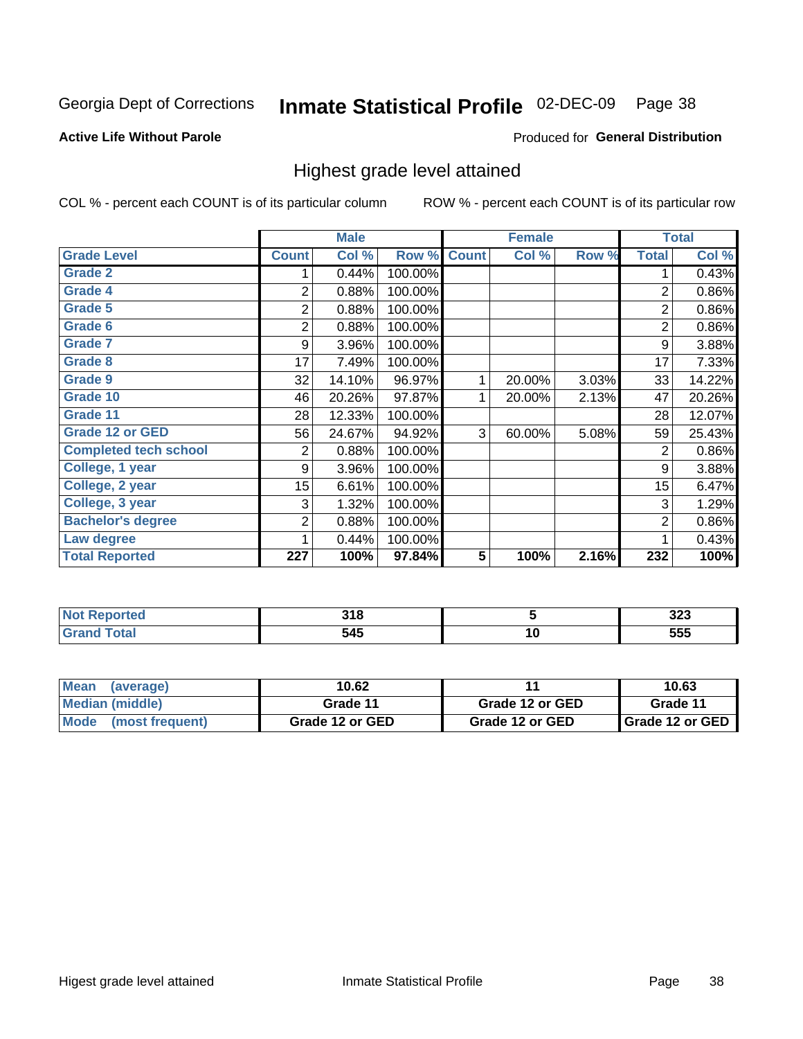Georgia Dept of Corrections **Inmate Statistical Profile** 02-DEC-09

**Active Life Without Parole**

Produced for **General Distribution**

## Highest grade level attained

COL % - percent each COUNT is of its particular column

ROW % - percent each COUNT is of its particular row

| | Male | | | Female | | | Total | |
|---|---|---|---|---|---|---|---|---|
| **Grade Level** | **Count** | **Col %** | **Row %** | **Count** | **Col %** | **Row %** | **Total** | **Col %** |
| Grade 2 | 1 | 0.44% | 100.00% | | | | 1 | 0.43% |
| Grade 4 | 2 | 0.88% | 100.00% | | | | 2 | 0.86% |
| Grade 5 | 2 | 0.88% | 100.00% | | | | 2 | 0.86% |
| Grade 6 | 2 | 0.88% | 100.00% | | | | 2 | 0.86% |
| Grade 7 | 9 | 3.96% | 100.00% | | | | 9 | 3.88% |
| Grade 8 | 17 | 7.49% | 100.00% | | | | 17 | 7.33% |
| Grade 9 | 32 | 14.10% | 96.97% | 1 | 20.00% | 3.03% | 33 | 14.22% |
| Grade 10 | 46 | 20.26% | 97.87% | 1 | 20.00% | 2.13% | 47 | 20.26% |
| Grade 11 | 28 | 12.33% | 100.00% | | | | 28 | 12.07% |
| Grade 12 or GED | 56 | 24.67% | 94.92% | 3 | 60.00% | 5.08% | 59 | 25.43% |
| Completed tech school | 2 | 0.88% | 100.00% | | | | 2 | 0.86% |
| College, 1 year | 9 | 3.96% | 100.00% | | | | 9 | 3.88% |
| College, 2 year | 15 | 6.61% | 100.00% | | | | 15 | 6.47% |
| College, 3 year | 3 | 1.32% | 100.00% | | | | 3 | 1.29% |
| Bachelor's degree | 2 | 0.88% | 100.00% | | | | 2 | 0.86% |
| Law degree | 1 | 0.44% | 100.00% | | | | 1 | 0.43% |
| **Total Reported** | **227** | **100%** | **97.84%** | **5** | **100%** | **2.16%** | **232** | **100%** |

| | Male | Female | Total |
|---|---|---|---|
| Not Reported | 318 | 5 | 323 |
| Grand Total | 545 | 10 | 555 |

| | Male | Female | Total |
|---|---|---|---|
| Mean (average) | 10.62 | 11 | 10.63 |
| Median (middle) | Grade 11 | Grade 12 or GED | Grade 11 |
| Mode (most frequent) | Grade 12 or GED | Grade 12 or GED | Grade 12 or GED |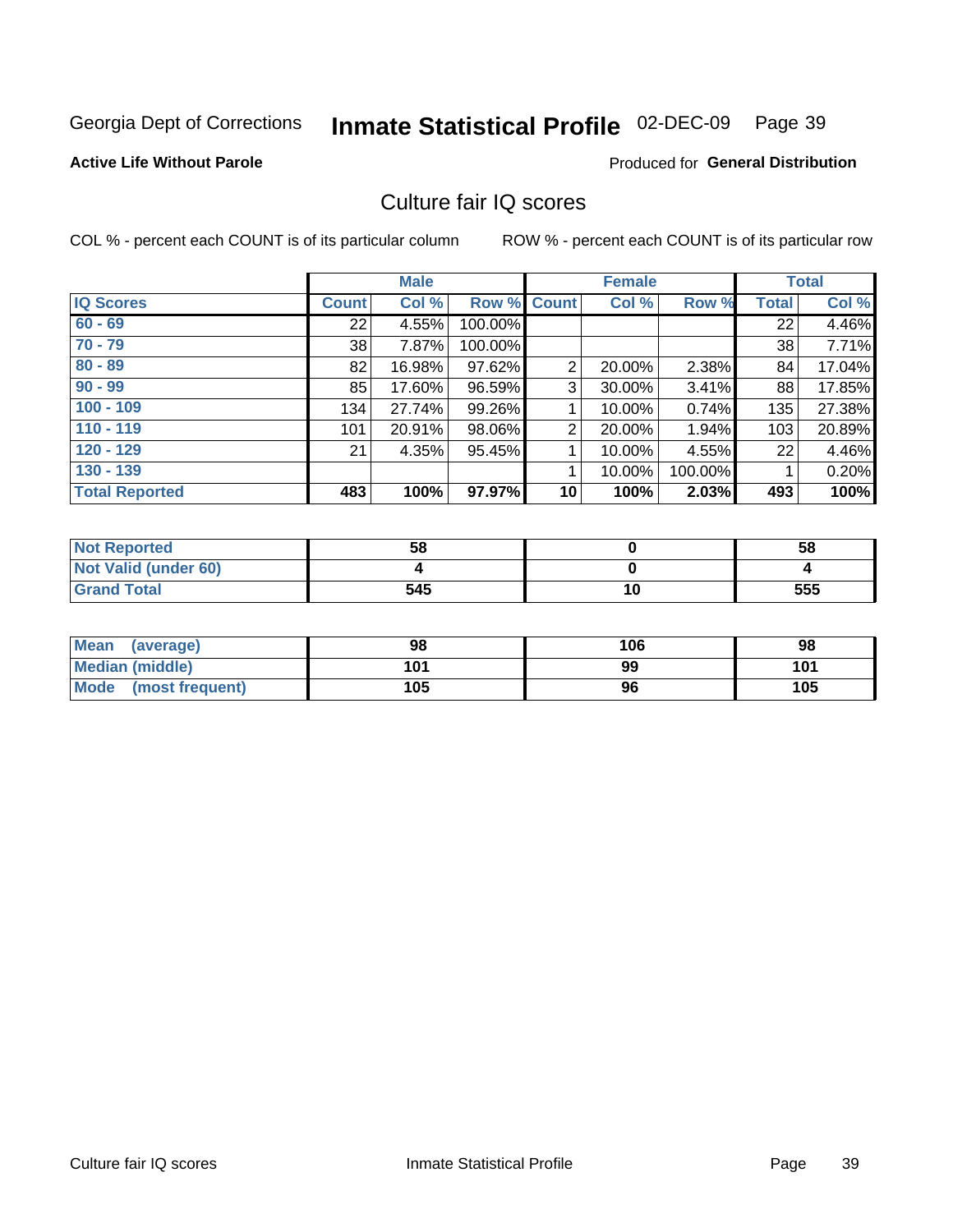Georgia Dept of Corrections **Inmate Statistical Profile** 02-DEC-09

**Active Life Without Parole**

Produced for **General Distribution**

## Culture fair IQ scores

COL % - percent each COUNT is of its particular column

ROW % - percent each COUNT is of its particular row

| | Male | | | Female | | | Total | |
|---|---|---|---|---|---|---|---|---|
| **IQ Scores** | **Count** | **Col %** | **Row %** | **Count** | **Col %** | **Row %** | **Total** | **Col %** |
| **60 - 69** | 22 | 4.55% | 100.00% | | | | 22 | 4.46% |
| **70 - 79** | 38 | 7.87% | 100.00% | | | | 38 | 7.71% |
| **80 - 89** | 82 | 16.98% | 97.62% | 2 | 20.00% | 2.38% | 84 | 17.04% |
| **90 - 99** | 85 | 17.60% | 96.59% | 3 | 30.00% | 3.41% | 88 | 17.85% |
| **100 - 109** | 134 | 27.74% | 99.26% | 1 | 10.00% | 0.74% | 135 | 27.38% |
| **110 - 119** | 101 | 20.91% | 98.06% | 2 | 20.00% | 1.94% | 103 | 20.89% |
| **120 - 129** | 21 | 4.35% | 95.45% | 1 | 10.00% | 4.55% | 22 | 4.46% |
| **130 - 139** | | | | 1 | 10.00% | 100.00% | 1 | 0.20% |
| **Total Reported** | **483** | **100%** | **97.97%** | **10** | **100%** | **2.03%** | **493** | **100%** |

| | Male | Female | Total |
|---|---|---|---|
| **Not Reported** | **58** | **0** | **58** |
| **Not Valid (under 60)** | **4** | **0** | **4** |
| **Grand Total** | **545** | **10** | **555** |

| | Male | Female | Total |
|---|---|---|---|
| **Mean (average)** | **98** | **106** | **98** |
| **Median (middle)** | **101** | **99** | **101** |
| **Mode (most frequent)** | **105** | **96** | **105** |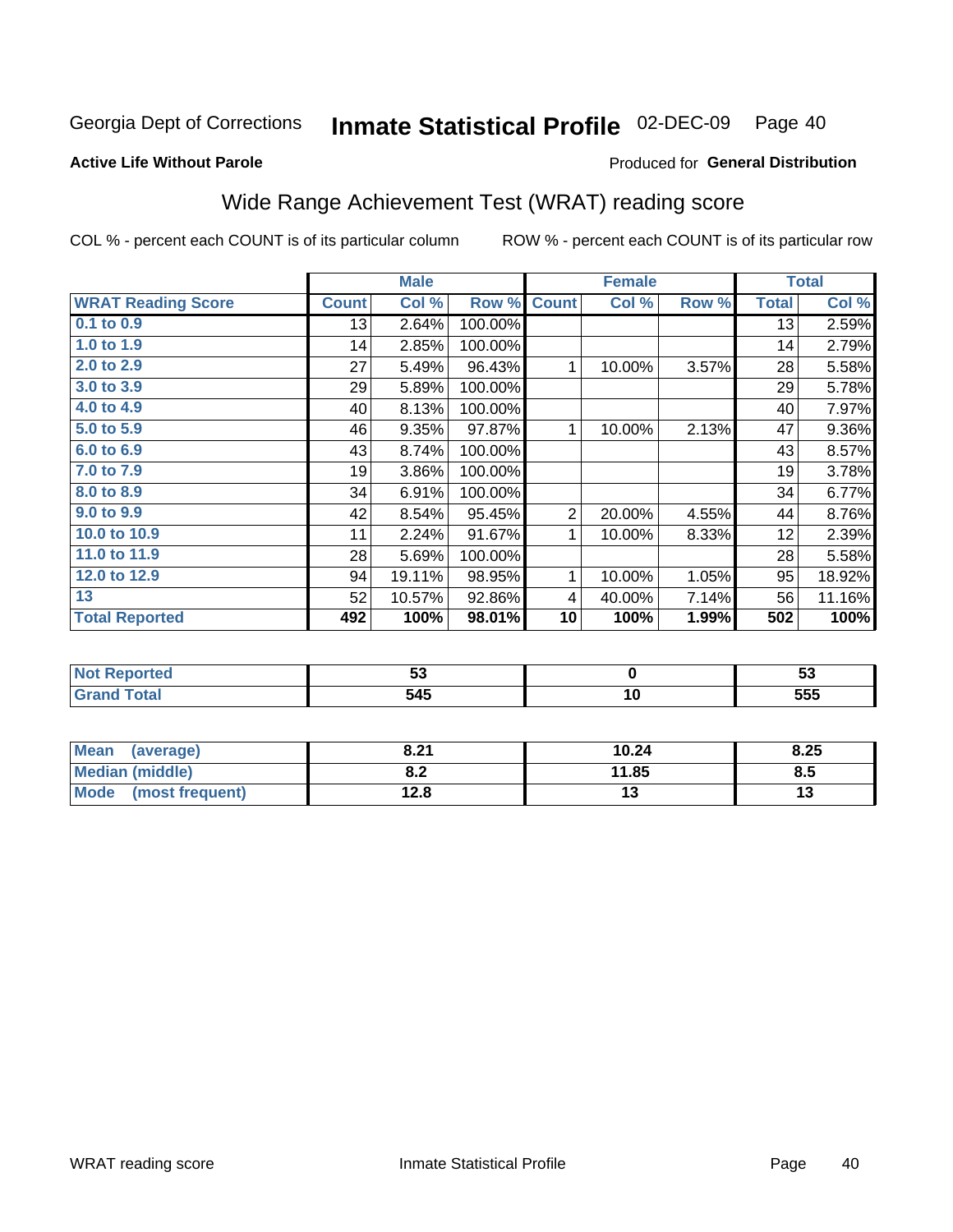Georgia Dept of Corrections **Inmate Statistical Profile** 02-DEC-09

**Active Life Without Parole**

Produced for **General Distribution**

## Wide Range Achievement Test (WRAT) reading score

COL % - percent each COUNT is of its particular column ROW % - percent each COUNT is of its particular row

| | Male | | | Female | | | Total | |
|---|---|---|---|---|---|---|---|---|
| **WRAT Reading Score** | **Count** | **Col %** | **Row %** | **Count** | **Col %** | **Row %** | **Total** | **Col %** |
| 0.1 to 0.9 | 13 | 2.64% | 100.00% | | | | 13 | 2.59% |
| 1.0 to 1.9 | 14 | 2.85% | 100.00% | | | | 14 | 2.79% |
| 2.0 to 2.9 | 27 | 5.49% | 96.43% | 1 | 10.00% | 3.57% | 28 | 5.58% |
| 3.0 to 3.9 | 29 | 5.89% | 100.00% | | | | 29 | 5.78% |
| 4.0 to 4.9 | 40 | 8.13% | 100.00% | | | | 40 | 7.97% |
| 5.0 to 5.9 | 46 | 9.35% | 97.87% | 1 | 10.00% | 2.13% | 47 | 9.36% |
| 6.0 to 6.9 | 43 | 8.74% | 100.00% | | | | 43 | 8.57% |
| 7.0 to 7.9 | 19 | 3.86% | 100.00% | | | | 19 | 3.78% |
| 8.0 to 8.9 | 34 | 6.91% | 100.00% | | | | 34 | 6.77% |
| 9.0 to 9.9 | 42 | 8.54% | 95.45% | 2 | 20.00% | 4.55% | 44 | 8.76% |
| 10.0 to 10.9 | 11 | 2.24% | 91.67% | 1 | 10.00% | 8.33% | 12 | 2.39% |
| 11.0 to 11.9 | 28 | 5.69% | 100.00% | | | | 28 | 5.58% |
| 12.0 to 12.9 | 94 | 19.11% | 98.95% | 1 | 10.00% | 1.05% | 95 | 18.92% |
| 13 | 52 | 10.57% | 92.86% | 4 | 40.00% | 7.14% | 56 | 11.16% |
| **Total Reported** | **492** | **100%** | **98.01%** | **10** | **100%** | **1.99%** | **502** | **100%** |

| | Male | Female | Total |
|---|---|---|---|
| Not Reported | **53** | **0** | **53** |
| Grand Total | **545** | **10** | **555** |

| | Male | Female | Total |
|---|---|---|---|
| Mean (average) | **8.21** | **10.24** | **8.25** |
| Median (middle) | **8.2** | **11.85** | **8.5** |
| Mode (most frequent) | **12.8** | **13** | **13** |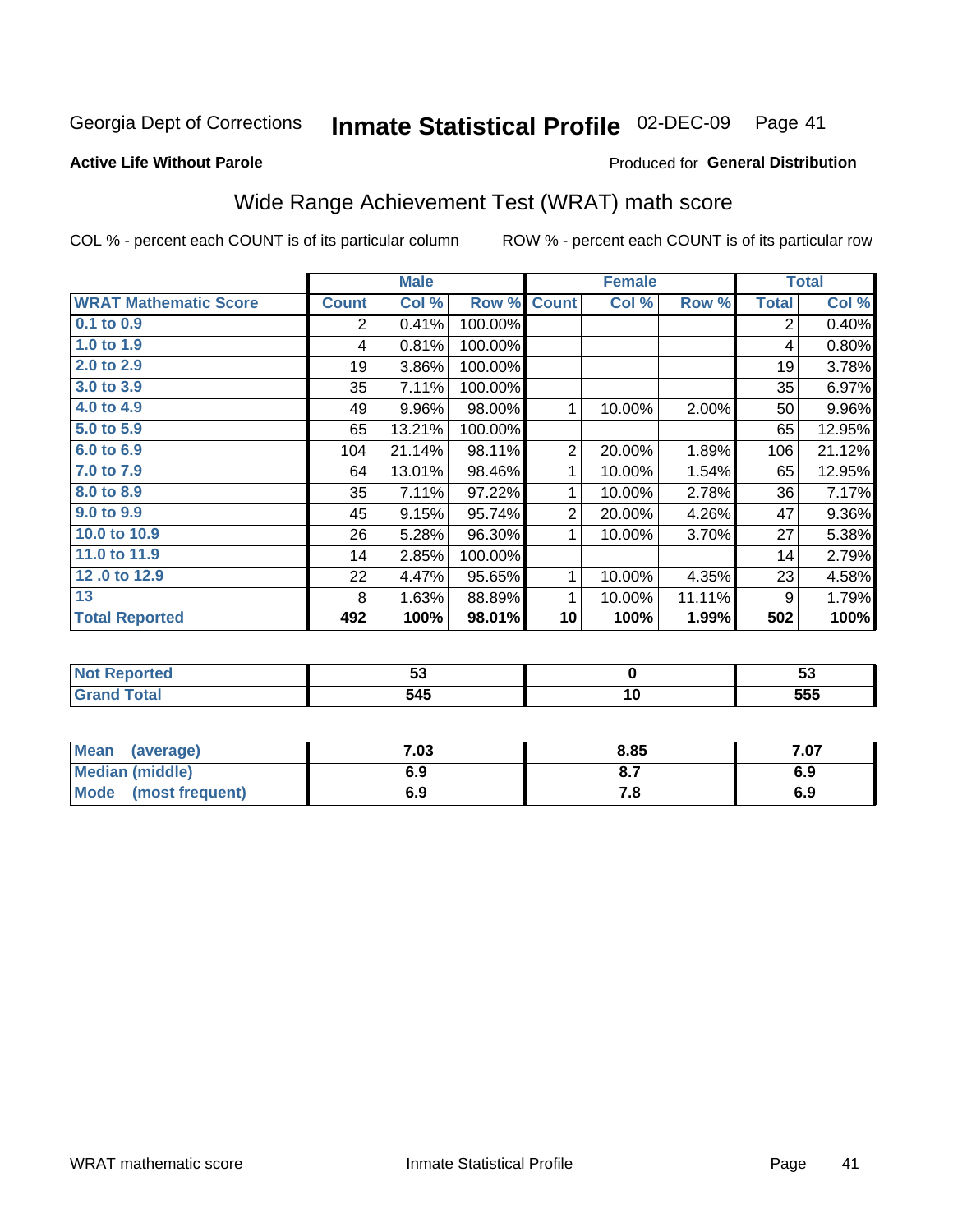Georgia Dept of Corrections **Inmate Statistical Profile** 02-DEC-09 Page 41

**Active Life Without Parole**

Produced for **General Distribution**

## Wide Range Achievement Test (WRAT) math score

COL % - percent each COUNT is of its particular column ROW % - percent each COUNT is of its particular row

| | Male | | | Female | | | Total | |
|---|---|---|---|---|---|---|---|---|
| **WRAT Mathematic Score** | **Count** | **Col %** | **Row %** | **Count** | **Col %** | **Row %** | **Total** | **Col %** |
| 0.1 to 0.9 | 2 | 0.41% | 100.00% | | | | 2 | 0.40% |
| 1.0 to 1.9 | 4 | 0.81% | 100.00% | | | | 4 | 0.80% |
| 2.0 to 2.9 | 19 | 3.86% | 100.00% | | | | 19 | 3.78% |
| 3.0 to 3.9 | 35 | 7.11% | 100.00% | | | | 35 | 6.97% |
| 4.0 to 4.9 | 49 | 9.96% | 98.00% | 1 | 10.00% | 2.00% | 50 | 9.96% |
| 5.0 to 5.9 | 65 | 13.21% | 100.00% | | | | 65 | 12.95% |
| 6.0 to 6.9 | 104 | 21.14% | 98.11% | 2 | 20.00% | 1.89% | 106 | 21.12% |
| 7.0 to 7.9 | 64 | 13.01% | 98.46% | 1 | 10.00% | 1.54% | 65 | 12.95% |
| 8.0 to 8.9 | 35 | 7.11% | 97.22% | 1 | 10.00% | 2.78% | 36 | 7.17% |
| 9.0 to 9.9 | 45 | 9.15% | 95.74% | 2 | 20.00% | 4.26% | 47 | 9.36% |
| 10.0 to 10.9 | 26 | 5.28% | 96.30% | 1 | 10.00% | 3.70% | 27 | 5.38% |
| 11.0 to 11.9 | 14 | 2.85% | 100.00% | | | | 14 | 2.79% |
| 12 .0 to 12.9 | 22 | 4.47% | 95.65% | 1 | 10.00% | 4.35% | 23 | 4.58% |
| 13 | 8 | 1.63% | 88.89% | 1 | 10.00% | 11.11% | 9 | 1.79% |
| **Total Reported** | **492** | **100%** | **98.01%** | **10** | **100%** | **1.99%** | **502** | **100%** |

| | Male | Female | Total |
|---|---|---|---|
| Not Reported | 53 | 0 | 53 |
| Grand Total | 545 | 10 | 555 |

| | Male | Female | Total |
|---|---|---|---|
| Mean (average) | 7.03 | 8.85 | 7.07 |
| Median (middle) | 6.9 | 8.7 | 6.9 |
| Mode (most frequent) | 6.9 | 7.8 | 6.9 |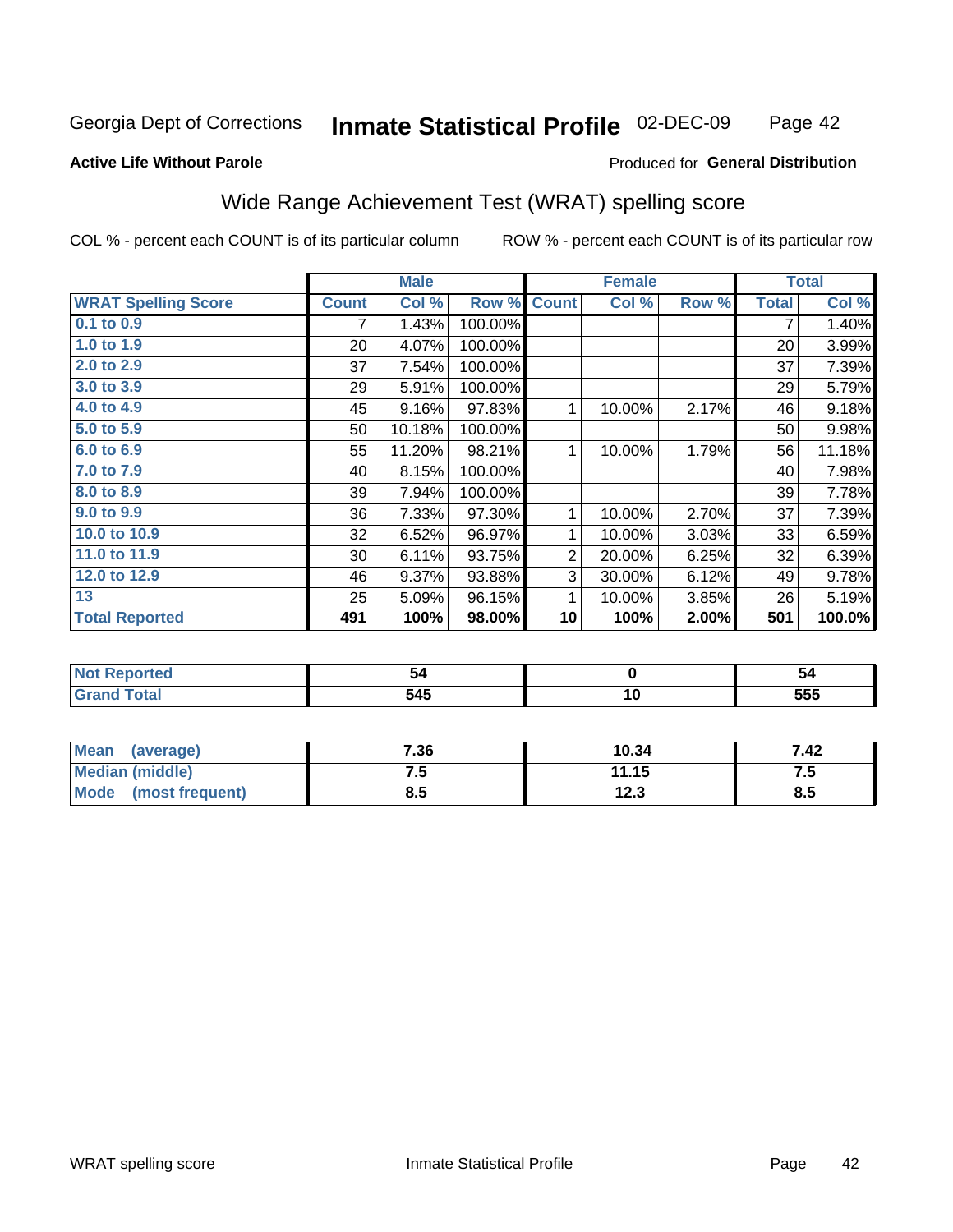Georgia Dept of Corrections **Inmate Statistical Profile** 02-DEC-09

**Active Life Without Parole**

Produced for **General Distribution**

## Wide Range Achievement Test (WRAT) spelling score

COL % - percent each COUNT is of its particular column    ROW % - percent each COUNT is of its particular row

| | Male | | | Female | | | Total | |
|---|---|---|---|---|---|---|---|---|
| **WRAT Spelling Score** | **Count** | **Col %** | **Row %** | **Count** | **Col %** | **Row %** | **Total** | **Col %** |
| 0.1 to 0.9 | 7 | 1.43% | 100.00% | | | | 7 | 1.40% |
| 1.0 to 1.9 | 20 | 4.07% | 100.00% | | | | 20 | 3.99% |
| 2.0 to 2.9 | 37 | 7.54% | 100.00% | | | | 37 | 7.39% |
| 3.0 to 3.9 | 29 | 5.91% | 100.00% | | | | 29 | 5.79% |
| 4.0 to 4.9 | 45 | 9.16% | 97.83% | 1 | 10.00% | 2.17% | 46 | 9.18% |
| 5.0 to 5.9 | 50 | 10.18% | 100.00% | | | | 50 | 9.98% |
| 6.0 to 6.9 | 55 | 11.20% | 98.21% | 1 | 10.00% | 1.79% | 56 | 11.18% |
| 7.0 to 7.9 | 40 | 8.15% | 100.00% | | | | 40 | 7.98% |
| 8.0 to 8.9 | 39 | 7.94% | 100.00% | | | | 39 | 7.78% |
| 9.0 to 9.9 | 36 | 7.33% | 97.30% | 1 | 10.00% | 2.70% | 37 | 7.39% |
| 10.0 to 10.9 | 32 | 6.52% | 96.97% | 1 | 10.00% | 3.03% | 33 | 6.59% |
| 11.0 to 11.9 | 30 | 6.11% | 93.75% | 2 | 20.00% | 6.25% | 32 | 6.39% |
| 12.0 to 12.9 | 46 | 9.37% | 93.88% | 3 | 30.00% | 6.12% | 49 | 9.78% |
| 13 | 25 | 5.09% | 96.15% | 1 | 10.00% | 3.85% | 26 | 5.19% |
| **Total Reported** | **491** | **100%** | **98.00%** | **10** | **100%** | **2.00%** | **501** | **100.0%** |

| | Male | Female | Total |
|---|---|---|---|
| Not Reported | 54 | 0 | 54 |
| Grand Total | 545 | 10 | 555 |

| | Male | Female | Total |
|---|---|---|---|
| Mean (average) | 7.36 | 10.34 | 7.42 |
| Median (middle) | 7.5 | 11.15 | 7.5 |
| Mode (most frequent) | 8.5 | 12.3 | 8.5 |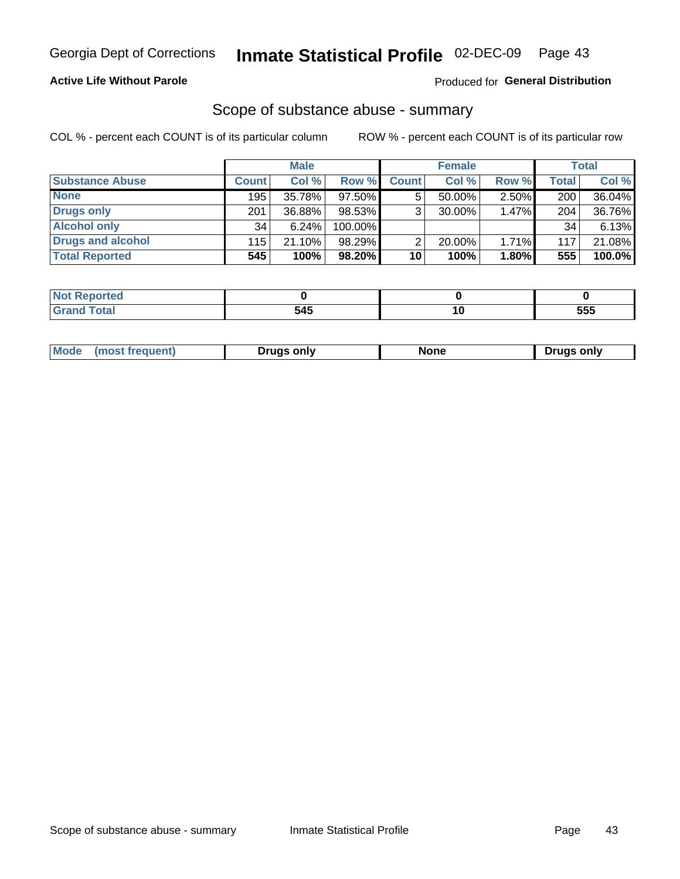Georgia Dept of Corrections **Inmate Statistical Profile** 02-DEC-09

**Active Life Without Parole**

Produced for **General Distribution**

## Scope of substance abuse - summary

COL % - percent each COUNT is of its particular column

ROW % - percent each COUNT is of its particular row

| | Male | | | Female | | | Total | |
|---|---|---|---|---|---|---|---|---|
| **Substance Abuse** | **Count** | **Col %** | **Row %** | **Count** | **Col %** | **Row %** | **Total** | **Col %** |
| **None** | 195 | 35.78% | 97.50% | 5 | 50.00% | 2.50% | 200 | 36.04% |
| **Drugs only** | 201 | 36.88% | 98.53% | 3 | 30.00% | 1.47% | 204 | 36.76% |
| **Alcohol only** | 34 | 6.24% | 100.00% | | | | 34 | 6.13% |
| **Drugs and alcohol** | 115 | 21.10% | 98.29% | 2 | 20.00% | 1.71% | 117 | 21.08% |
| **Total Reported** | **545** | **100%** | **98.20%** | **10** | **100%** | **1.80%** | **555** | **100.0%** |

| | Male | Female | Total |
|---|---|---|---|
| **Not Reported** | **0** | **0** | **0** |
| **Grand Total** | **545** | **10** | **555** |

| | Male | Female | Total |
|---|---|---|---|
| **Mode (most frequent)** | **Drugs only** | **None** | **Drugs only** |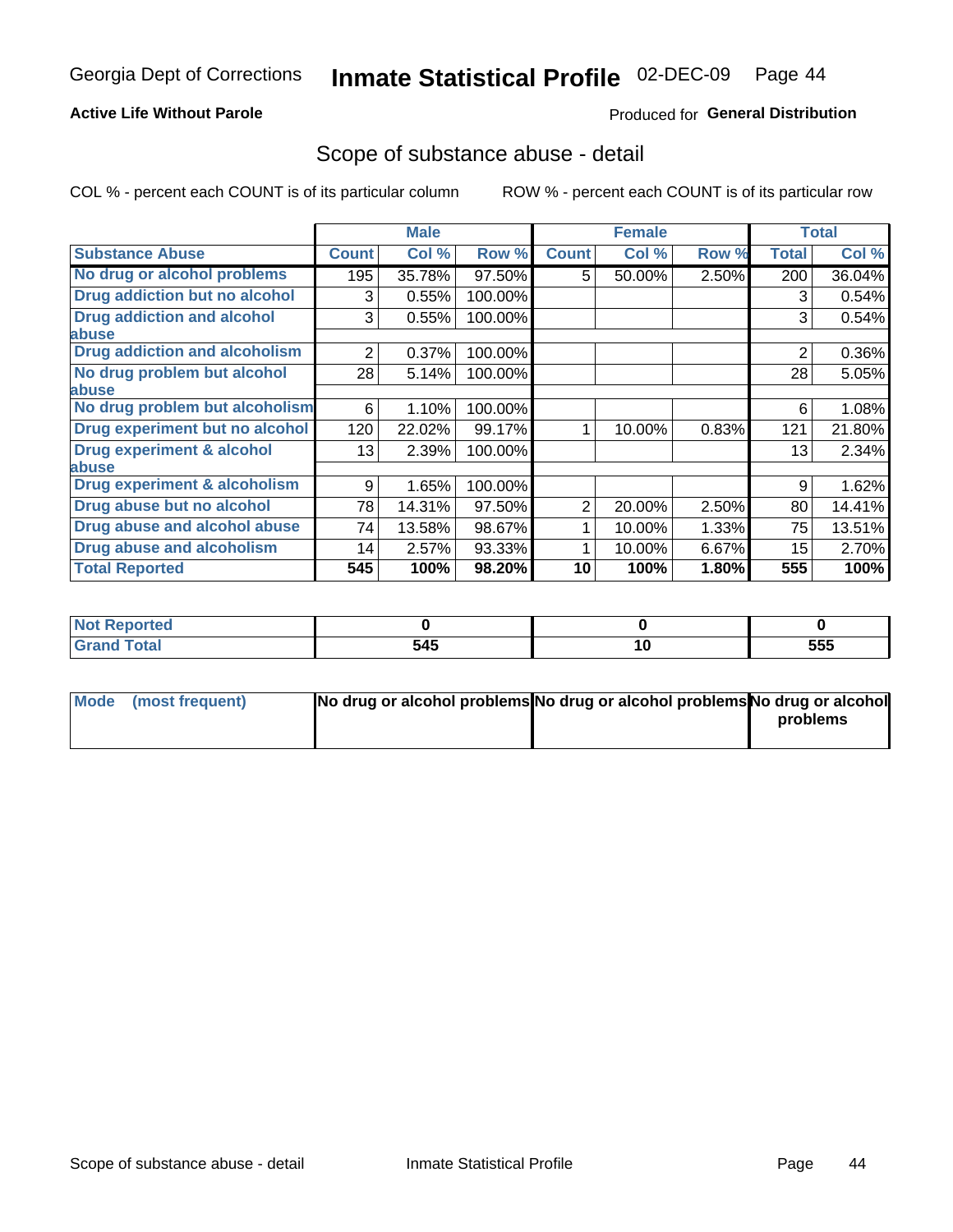Georgia Dept of Corrections **Inmate Statistical Profile** 02-DEC-09

**Active Life Without Parole**

Produced for **General Distribution**

## Scope of substance abuse - detail

COL % - percent each COUNT is of its particular column ROW % - percent each COUNT is of its particular row

| | Male | | | Female | | | Total | |
|---|---|---|---|---|---|---|---|---|
| **Substance Abuse** | **Count** | **Col %** | **Row %** | **Count** | **Col %** | **Row %** | **Total** | **Col %** |
| **No drug or alcohol problems** | 195 | 35.78% | 97.50% | 5 | 50.00% | 2.50% | 200 | 36.04% |
| **Drug addiction but no alcohol** | 3 | 0.55% | 100.00% | | | | 3 | 0.54% |
| **Drug addiction and alcohol abuse** | 3 | 0.55% | 100.00% | | | | 3 | 0.54% |
| **Drug addiction and alcoholism** | 2 | 0.37% | 100.00% | | | | 2 | 0.36% |
| **No drug problem but alcohol abuse** | 28 | 5.14% | 100.00% | | | | 28 | 5.05% |
| **No drug problem but alcoholism** | 6 | 1.10% | 100.00% | | | | 6 | 1.08% |
| **Drug experiment but no alcohol** | 120 | 22.02% | 99.17% | 1 | 10.00% | 0.83% | 121 | 21.80% |
| **Drug experiment & alcohol abuse** | 13 | 2.39% | 100.00% | | | | 13 | 2.34% |
| **Drug experiment & alcoholism** | 9 | 1.65% | 100.00% | | | | 9 | 1.62% |
| **Drug abuse but no alcohol** | 78 | 14.31% | 97.50% | 2 | 20.00% | 2.50% | 80 | 14.41% |
| **Drug abuse and alcohol abuse** | 74 | 13.58% | 98.67% | 1 | 10.00% | 1.33% | 75 | 13.51% |
| **Drug abuse and alcoholism** | 14 | 2.57% | 93.33% | 1 | 10.00% | 6.67% | 15 | 2.70% |
| **Total Reported** | **545** | **100%** | **98.20%** | **10** | **100%** | **1.80%** | **555** | **100%** |

| | Male | Female | Total |
|---|---|---|---|
| **Not Reported** | **0** | **0** | **0** |
| **Grand Total** | **545** | **10** | **555** |

| | Male | Female | Total |
|---|---|---|---|
| **Mode (most frequent)** | **No drug or alcohol problems** | **No drug or alcohol problems** | **No drug or alcohol problems** |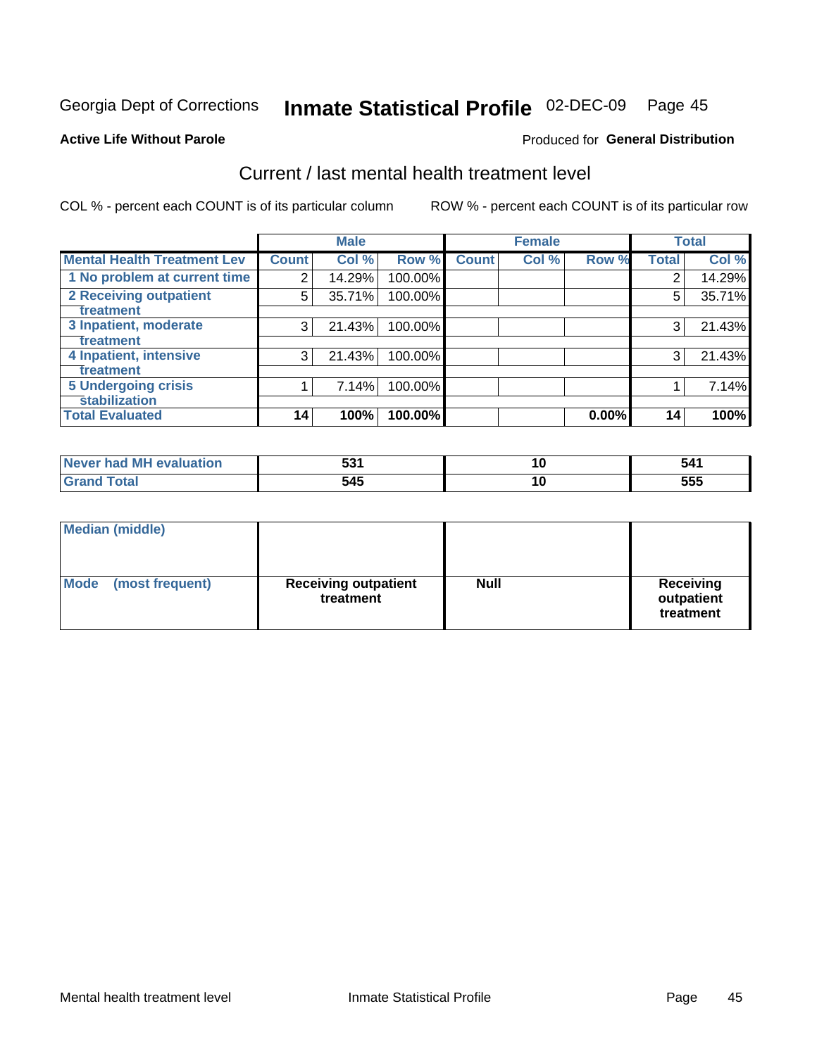Georgia Dept of Corrections **Inmate Statistical Profile** 02-DEC-09

**Active Life Without Parole**

Produced for **General Distribution**

## Current / last mental health treatment level

COL % - percent each COUNT is of its particular column    ROW % - percent each COUNT is of its particular row

| | Male | | | Female | | | Total | |
|---|---|---|---|---|---|---|---|---|
| **Mental Health Treatment Lev** | **Count** | **Col %** | **Row %** | **Count** | **Col %** | **Row %** | **Total** | **Col %** |
| 1 No problem at current time | 2 | 14.29% | 100.00% | | | | 2 | 14.29% |
| 2 Receiving outpatient treatment | 5 | 35.71% | 100.00% | | | | 5 | 35.71% |
| 3 Inpatient, moderate treatment | 3 | 21.43% | 100.00% | | | | 3 | 21.43% |
| 4 Inpatient, intensive treatment | 3 | 21.43% | 100.00% | | | | 3 | 21.43% |
| 5 Undergoing crisis stabilization | 1 | 7.14% | 100.00% | | | | 1 | 7.14% |
| **Total Evaluated** | **14** | **100%** | **100.00%** | | | **0.00%** | **14** | **100%** |

| | Male | Female | Total |
|---|---|---|---|
| Never had MH evaluation | 531 | 10 | 541 |
| Grand Total | 545 | 10 | 555 |

| | Male | Female | Total |
|---|---|---|---|
| Median (middle) | | | |
| Mode (most frequent) | Receiving outpatient treatment | Null | Receiving outpatient treatment |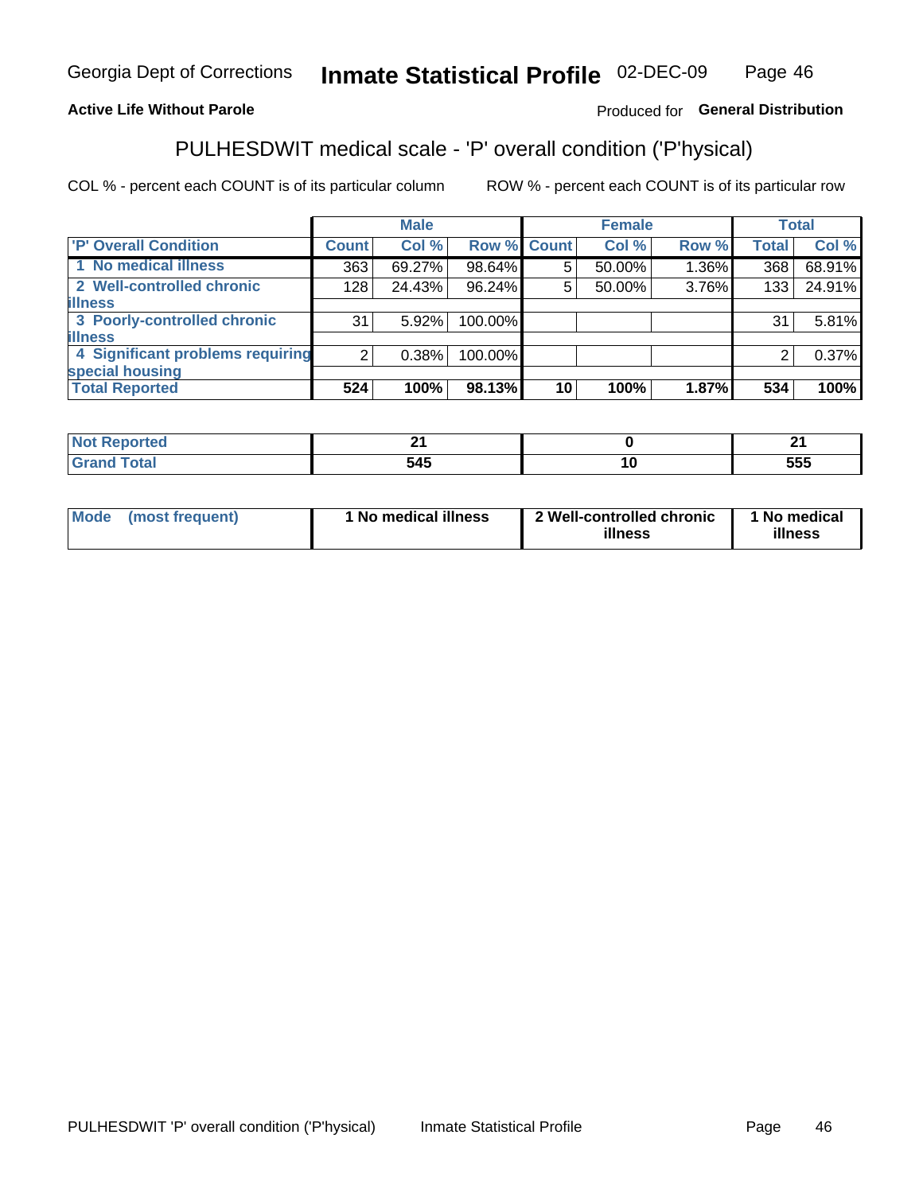Georgia Dept of Corrections **Inmate Statistical Profile** 02-DEC-09

**Active Life Without Parole**

Produced for **General Distribution**

## PULHESDWIT medical scale - 'P' overall condition ('P'hysical)

COL % - percent each COUNT is of its particular column

ROW % - percent each COUNT is of its particular row

| | Male | | | Female | | | Total | |
|---|---|---|---|---|---|---|---|---|
| 'P' Overall Condition | Count | Col % | Row % | Count | Col % | Row % | Total | Col % |
| 1 No medical illness | 363 | 69.27% | 98.64% | 5 | 50.00% | 1.36% | 368 | 68.91% |
| 2 Well-controlled chronic illness | 128 | 24.43% | 96.24% | 5 | 50.00% | 3.76% | 133 | 24.91% |
| 3 Poorly-controlled chronic illness | 31 | 5.92% | 100.00% | | | | 31 | 5.81% |
| 4 Significant problems requiring special housing | 2 | 0.38% | 100.00% | | | | 2 | 0.37% |
| **Total Reported** | **524** | **100%** | **98.13%** | **10** | **100%** | **1.87%** | **534** | **100%** |

| | Male | Female | Total |
|---|---|---|---|
| Not Reported | 21 | 0 | 21 |
| Grand Total | 545 | 10 | 555 |

| | Male | Female | Total |
|---|---|---|---|
| Mode (most frequent) | 1 No medical illness | 2 Well-controlled chronic illness | 1 No medical illness |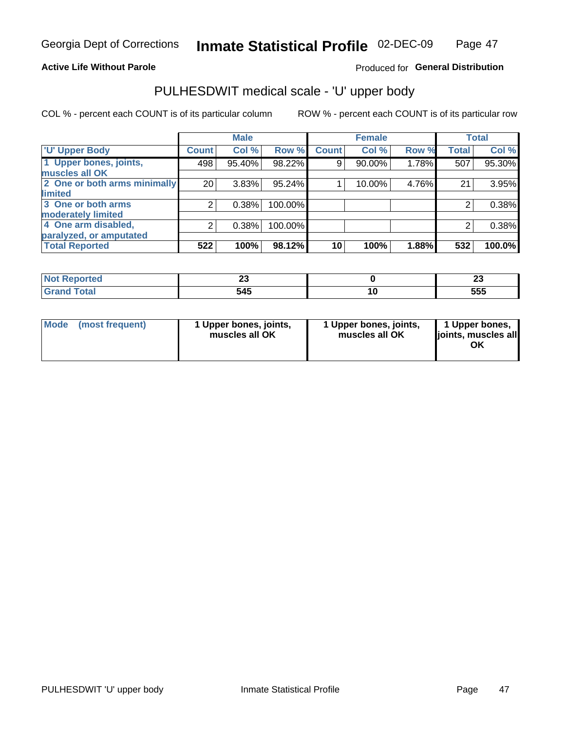Georgia Dept of Corrections **Inhate Statistical Profile** 02-DEC-09

**Active Life Without Parole**

Produced for **General Distribution**

## PULHESDWIT medical scale - 'U' upper body

COL % - percent each COUNT is of its particular column

ROW % - percent each COUNT is of its particular row

| | Male | | | Female | | | Total | |
|---|---|---|---|---|---|---|---|---|
| 'U' Upper Body | Count | Col % | Row % | Count | Col % | Row % | Total | Col % |
| 1 Upper bones, joints, muscles all OK | 498 | 95.40% | 98.22% | 9 | 90.00% | 1.78% | 507 | 95.30% |
| 2 One or both arms minimally limited | 20 | 3.83% | 95.24% | 1 | 10.00% | 4.76% | 21 | 3.95% |
| 3 One or both arms moderately limited | 2 | 0.38% | 100.00% | | | | 2 | 0.38% |
| 4 One arm disabled, paralyzed, or amputated | 2 | 0.38% | 100.00% | | | | 2 | 0.38% |
| **Total Reported** | **522** | **100%** | **98.12%** | **10** | **100%** | **1.88%** | **532** | **100.0%** |

| | Male | Female | Total |
|---|---|---|---|
| Not Reported | 23 | 0 | 23 |
| Grand Total | 545 | 10 | 555 |

| | Male | Female | Total |
|---|---|---|---|
| Mode (most frequent) | 1 Upper bones, joints, muscles all OK | 1 Upper bones, joints, muscles all OK | 1 Upper bones, joints, muscles all OK |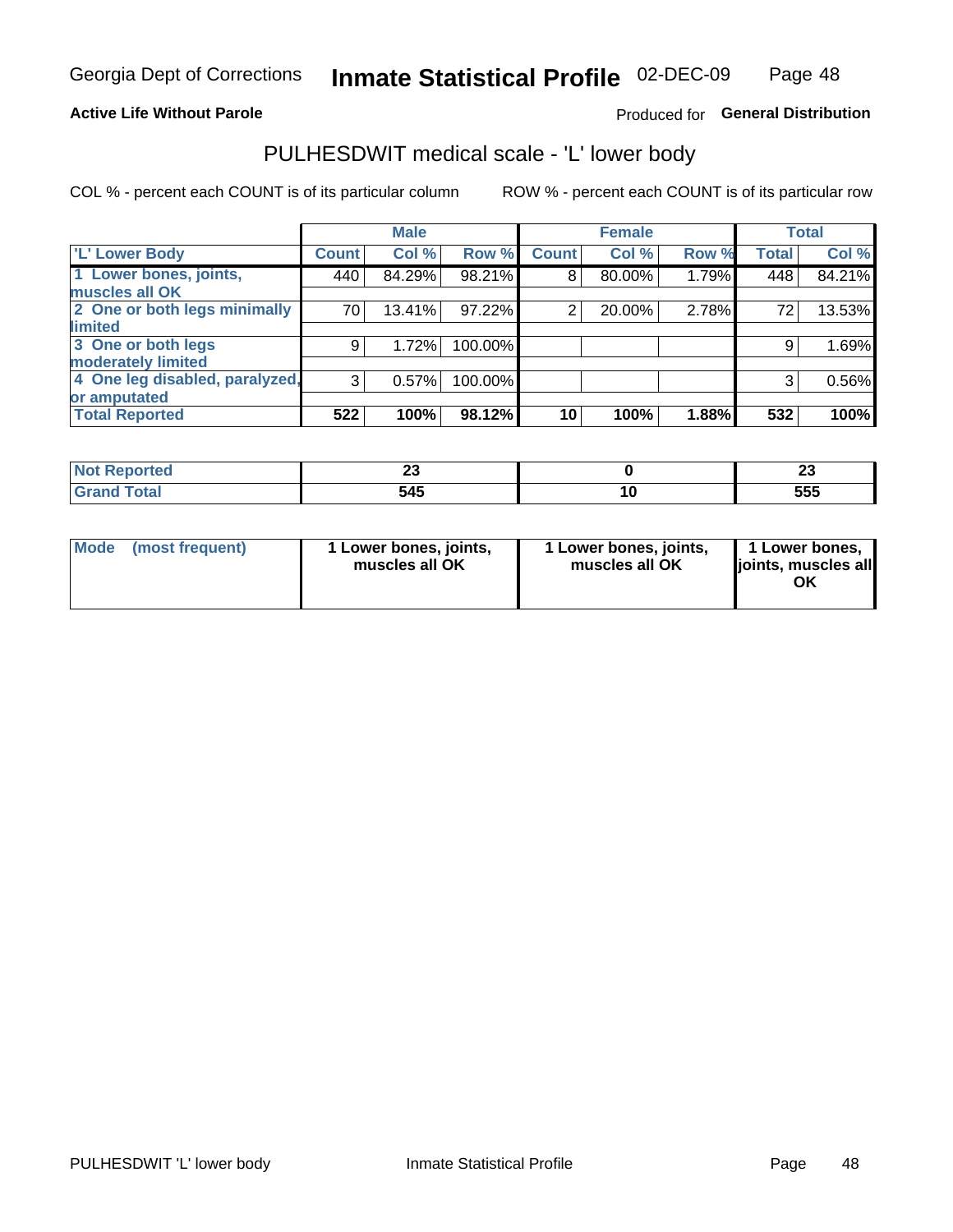Georgia Dept of Corrections **Inmate Statistical Profile** 02-DEC-09

**Active Life Without Parole**

Produced for **General Distribution**

## PULHESDWIT medical scale - 'L' lower body

COL % - percent each COUNT is of its particular column ROW % - percent each COUNT is of its particular row

| | Male | | | Female | | | Total | |
|---|---|---|---|---|---|---|---|---|
| **'L' Lower Body** | **Count** | **Col %** | **Row %** | **Count** | **Col %** | **Row %** | **Total** | **Col %** |
| 1 Lower bones, joints, muscles all OK | 440 | 84.29% | 98.21% | 8 | 80.00% | 1.79% | 448 | 84.21% |
| 2 One or both legs minimally limited | 70 | 13.41% | 97.22% | 2 | 20.00% | 2.78% | 72 | 13.53% |
| 3 One or both legs moderately limited | 9 | 1.72% | 100.00% | | | | 9 | 1.69% |
| 4 One leg disabled, paralyzed, or amputated | 3 | 0.57% | 100.00% | | | | 3 | 0.56% |
| **Total Reported** | **522** | **100%** | **98.12%** | **10** | **100%** | **1.88%** | **532** | **100%** |

| | Male | Female | Total |
|---|---|---|---|
| **Not Reported** | **23** | **0** | **23** |
| **Grand Total** | **545** | **10** | **555** |

| | Male | Female | Total |
|---|---|---|---|
| **Mode (most frequent)** | **1 Lower bones, joints, muscles all OK** | **1 Lower bones, joints, muscles all OK** | **1 Lower bones, joints, muscles all OK** |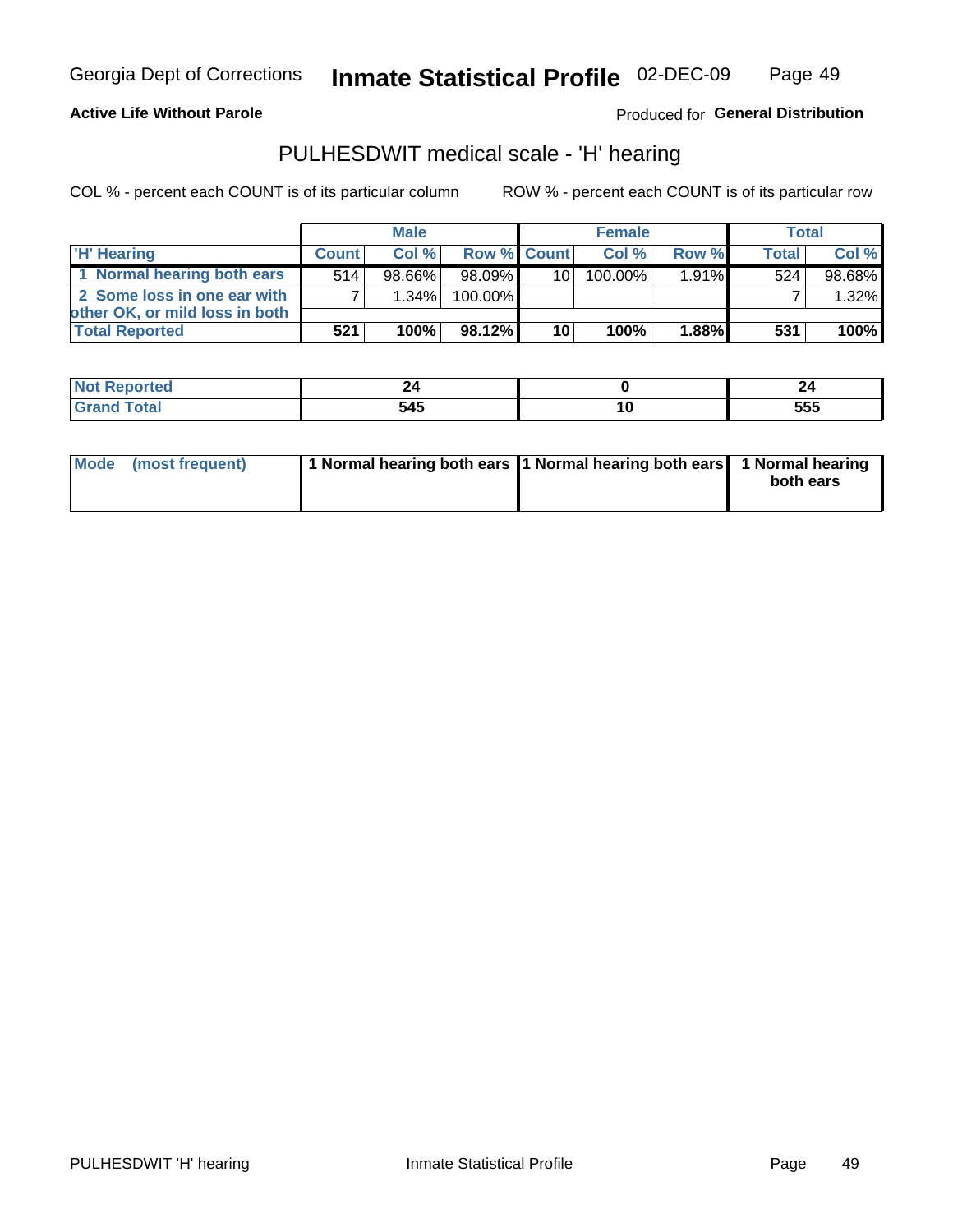Georgia Dept of Corrections **Inmate Statistical Profile** 02-DEC-09

**Active Life Without Parole**

Produced for **General Distribution**

## PULHESDWIT medical scale - 'H' hearing

COL % - percent each COUNT is of its particular column        ROW % - percent each COUNT is of its particular row

| | Male | | | Female | | | Total | |
|---|---|---|---|---|---|---|---|---|
| **'H' Hearing** | **Count** | **Col %** | **Row %** | **Count** | **Col %** | **Row %** | **Total** | **Col %** |
| **1 Normal hearing both ears** | 514 | 98.66% | 98.09% | 10 | 100.00% | 1.91% | 524 | 98.68% |
| **2 Some loss in one ear with other OK, or mild loss in both** | 7 | 1.34% | 100.00% | | | | 7 | 1.32% |
| **Total Reported** | **521** | **100%** | **98.12%** | **10** | **100%** | **1.88%** | **531** | **100%** |

| | Male | Female | Total |
|---|---|---|---|
| **Not Reported** | **24** | **0** | **24** |
| **Grand Total** | **545** | **10** | **555** |

| | Male | Female | Total |
|---|---|---|---|
| **Mode (most frequent)** | **1 Normal hearing both ears** | **1 Normal hearing both ears** | **1 Normal hearing both ears** |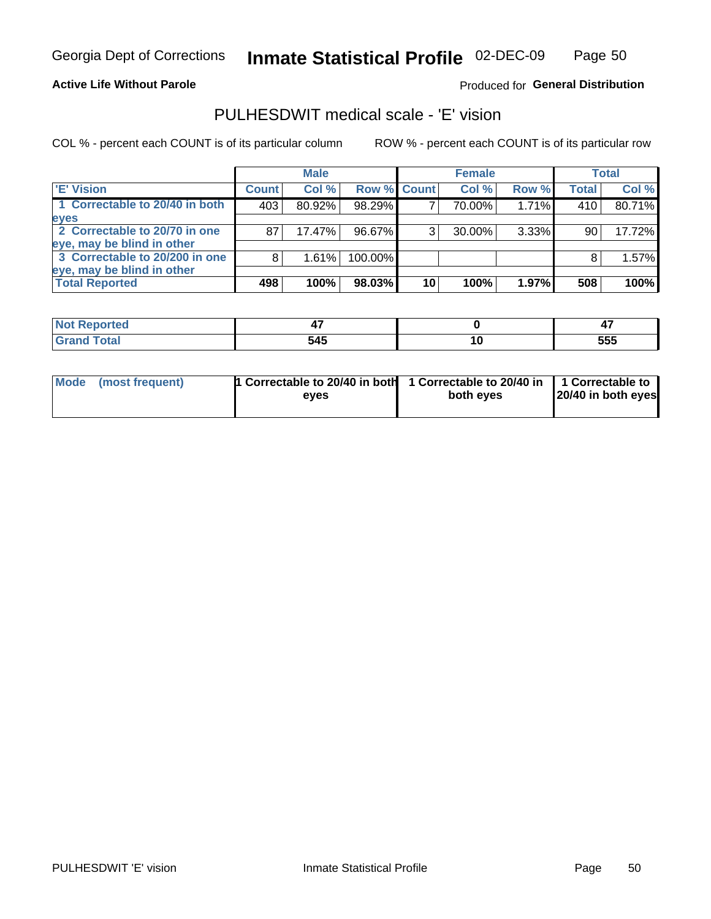Georgia Dept of Corrections **Inmate Statistical Profile** 02-DEC-09

**Active Life Without Parole**

Produced for **General Distribution**

## PULHESDWIT medical scale - 'E' vision

COL % - percent each COUNT is of its particular column

ROW % - percent each COUNT is of its particular row

| | Male | | | Female | | | Total | |
|---|---|---|---|---|---|---|---|---|
| **'E' Vision** | **Count** | **Col %** | **Row %** | **Count** | **Col %** | **Row %** | **Total** | **Col %** |
| **1 Correctable to 20/40 in both eyes** | 403 | 80.92% | 98.29% | 7 | 70.00% | 1.71% | 410 | 80.71% |
| **2 Correctable to 20/70 in one eye, may be blind in other** | 87 | 17.47% | 96.67% | 3 | 30.00% | 3.33% | 90 | 17.72% |
| **3 Correctable to 20/200 in one eye, may be blind in other** | 8 | 1.61% | 100.00% | | | | 8 | 1.57% |
| **Total Reported** | **498** | **100%** | **98.03%** | **10** | **100%** | **1.97%** | **508** | **100%** |

| | Male | Female | Total |
|---|---|---|---|
| **Not Reported** | **47** | **0** | **47** |
| **Grand Total** | **545** | **10** | **555** |

| | Male | Female | Total |
|---|---|---|---|
| **Mode (most frequent)** | **1 Correctable to 20/40 in both eyes** | **1 Correctable to 20/40 in both eyes** | **1 Correctable to 20/40 in both eyes** |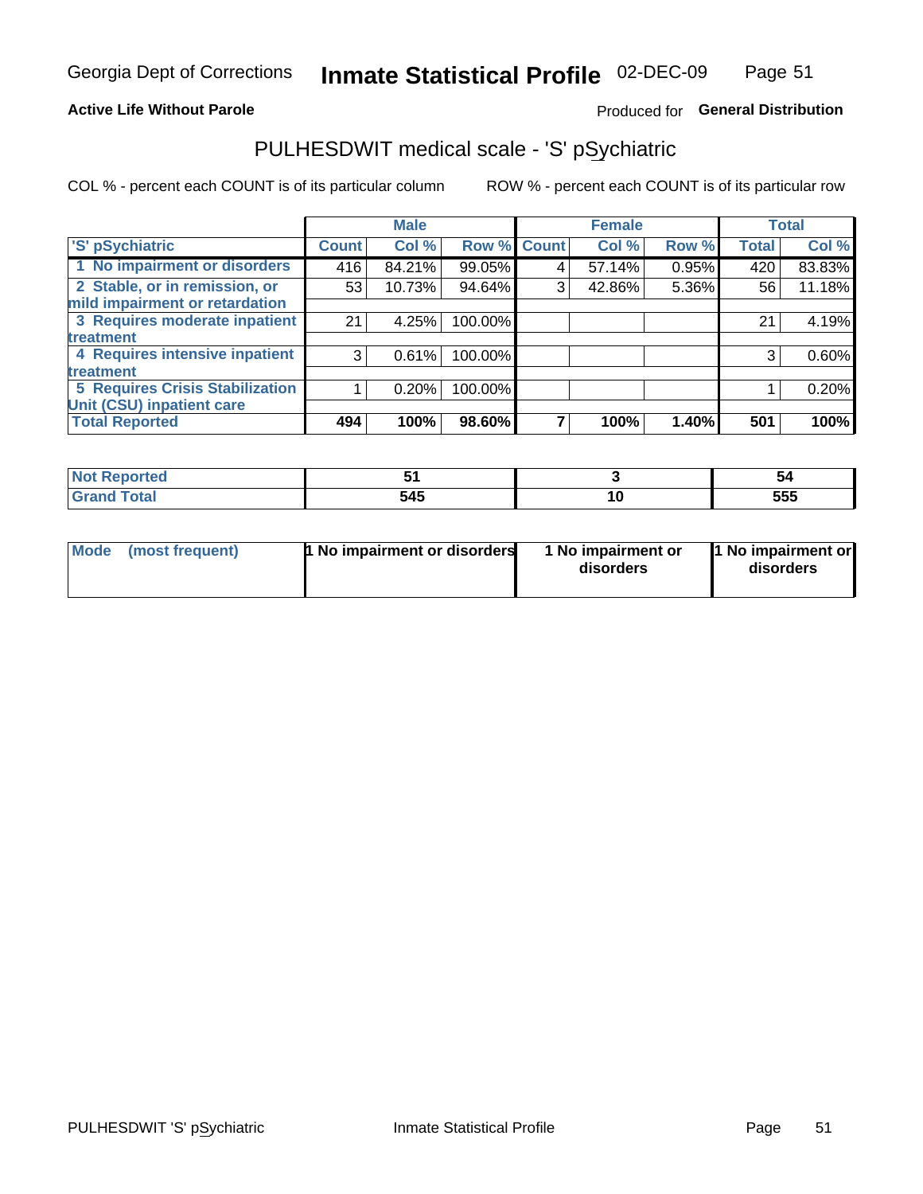Georgia Dept of Corrections **Inmate Statistical Profile** 02-DEC-09

**Active Life Without Parole**

Produced for **General Distribution**

## PULHESDWIT medical scale - 'S' pSychiatric

COL % - percent each COUNT is of its particular column

ROW % - percent each COUNT is of its particular row

| 'S' pSychiatric | Male | | | Female | | | Total | |
|---|---|---|---|---|---|---|---|---|
| | Count | Col % | Row % | Count | Col % | Row % | Total | Col % |
| 1 No impairment or disorders | 416 | 84.21% | 99.05% | 4 | 57.14% | 0.95% | 420 | 83.83% |
| 2 Stable, or in remission, or mild impairment or retardation | 53 | 10.73% | 94.64% | 3 | 42.86% | 5.36% | 56 | 11.18% |
| 3 Requires moderate inpatient treatment | 21 | 4.25% | 100.00% | | | | 21 | 4.19% |
| 4 Requires intensive inpatient treatment | 3 | 0.61% | 100.00% | | | | 3 | 0.60% |
| 5 Requires Crisis Stabilization Unit (CSU) inpatient care | 1 | 0.20% | 100.00% | | | | 1 | 0.20% |
| **Total Reported** | **494** | **100%** | **98.60%** | **7** | **100%** | **1.40%** | **501** | **100%** |

| | Male | Female | Total |
|---|---|---|---|
| Not Reported | 51 | 3 | 54 |
| Grand Total | 545 | 10 | 555 |

| | Male | Female | Total |
|---|---|---|---|
| Mode (most frequent) | 1 No impairment or disorders | 1 No impairment or disorders | 1 No impairment or disorders |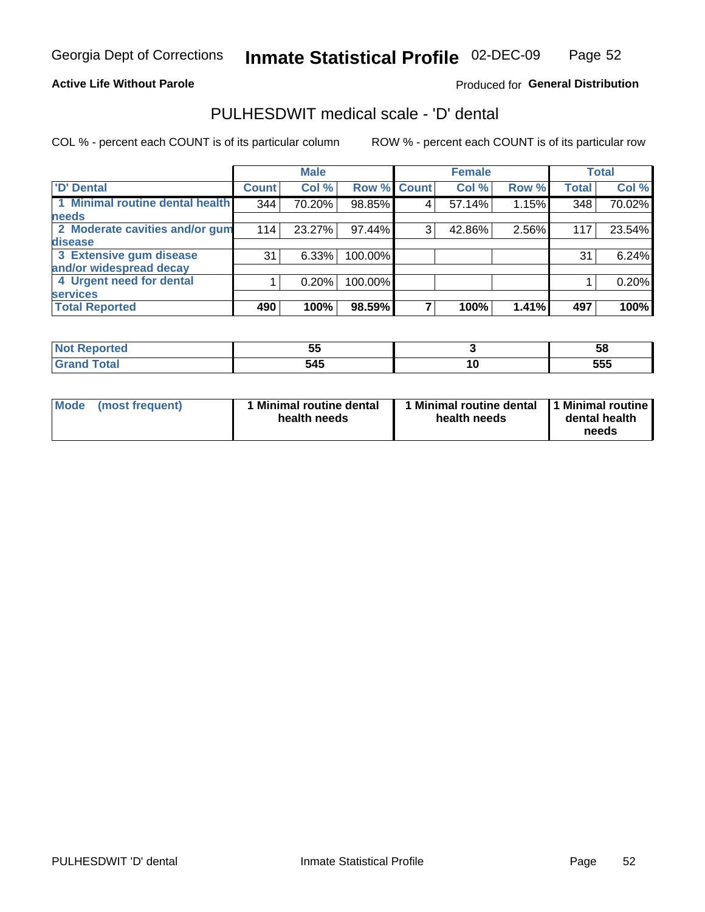Georgia Dept of Corrections **Inmate Statistical Profile** 02-DEC-09

**Active Life Without Parole**

Produced for **General Distribution**

## PULHESDWIT medical scale - 'D' dental

COL % - percent each COUNT is of its particular column

ROW % - percent each COUNT is of its particular row

| | Male | | | Female | | | Total | |
|---|---|---|---|---|---|---|---|---|
| 'D' Dental | Count | Col % | Row % | Count | Col % | Row % | Total | Col % |
| 1 Minimal routine dental health needs | 344 | 70.20% | 98.85% | 4 | 57.14% | 1.15% | 348 | 70.02% |
| 2 Moderate cavities and/or gum disease | 114 | 23.27% | 97.44% | 3 | 42.86% | 2.56% | 117 | 23.54% |
| 3 Extensive gum disease and/or widespread decay | 31 | 6.33% | 100.00% | | | | 31 | 6.24% |
| 4 Urgent need for dental services | 1 | 0.20% | 100.00% | | | | 1 | 0.20% |
| **Total Reported** | **490** | **100%** | **98.59%** | **7** | **100%** | **1.41%** | **497** | **100%** |

| | Male | Female | Total |
|---|---|---|---|
| Not Reported | 55 | 3 | 58 |
| Grand Total | 545 | 10 | 555 |

| | Male | Female | Total |
|---|---|---|---|
| Mode (most frequent) | 1 Minimal routine dental health needs | 1 Minimal routine dental health needs | 1 Minimal routine dental health needs |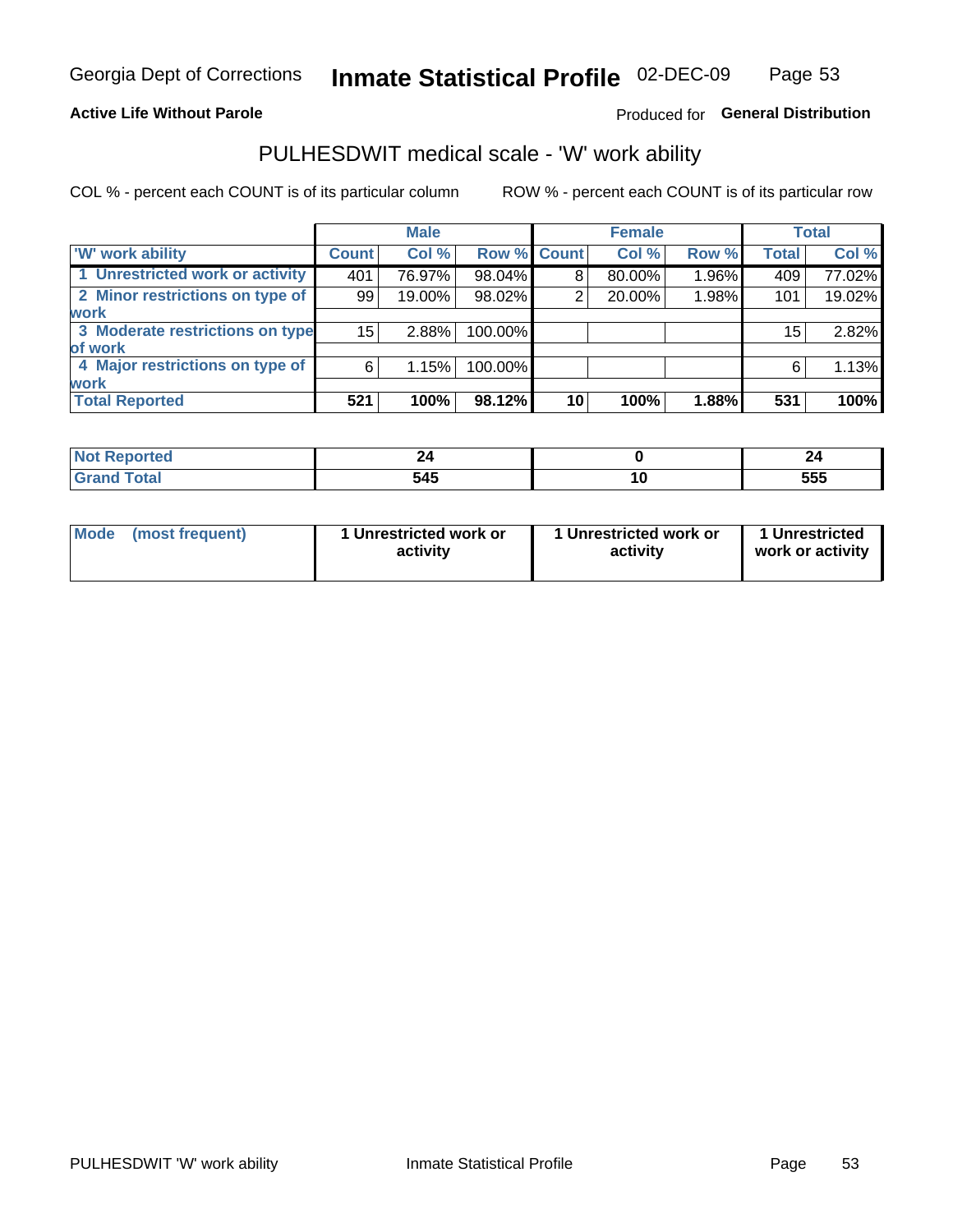Georgia Dept of Corrections **Inmate Statistical Profile** 02-DEC-09

**Active Life Without Parole**

Produced for **General Distribution**

## PULHESDWIT medical scale - 'W' work ability

COL % - percent each COUNT is of its particular column

ROW % - percent each COUNT is of its particular row

| | Male | | | Female | | | Total | |
|---|---|---|---|---|---|---|---|---|
| 'W' work ability | Count | Col % | Row % | Count | Col % | Row % | Total | Col % |
| 1 Unrestricted work or activity | 401 | 76.97% | 98.04% | 8 | 80.00% | 1.96% | 409 | 77.02% |
| 2 Minor restrictions on type of work | 99 | 19.00% | 98.02% | 2 | 20.00% | 1.98% | 101 | 19.02% |
| 3 Moderate restrictions on type of work | 15 | 2.88% | 100.00% | | | | 15 | 2.82% |
| 4 Major restrictions on type of work | 6 | 1.15% | 100.00% | | | | 6 | 1.13% |
| **Total Reported** | **521** | **100%** | **98.12%** | **10** | **100%** | **1.88%** | **531** | **100%** |

| | Male | Female | Total |
|---|---|---|---|
| **Not Reported** | **24** | **0** | **24** |
| **Grand Total** | **545** | **10** | **555** |

| | Male | Female | Total |
|---|---|---|---|
| Mode (most frequent) | **1 Unrestricted work or activity** | **1 Unrestricted work or activity** | **1 Unrestricted work or activity** |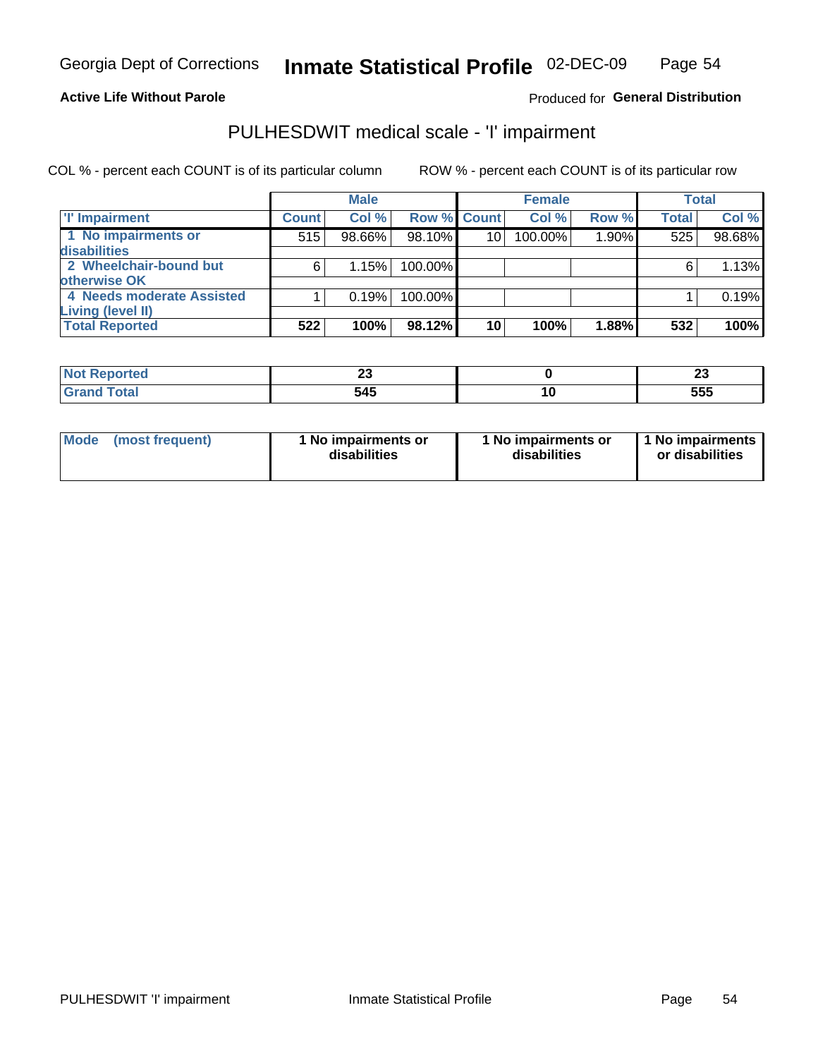**Active Life Without Parole**

Produced for **General Distribution**

## PULHESDWIT medical scale - 'I' impairment

COL % - percent each COUNT is of its particular column

ROW % - percent each COUNT is of its particular row

| | Male | | | Female | | | Total | |
|---|---|---|---|---|---|---|---|---|
| 'I' Impairment | Count | Col % | Row % | Count | Col % | Row % | Total | Col % |
| 1 No impairments or disabilities | 515 | 98.66% | 98.10% | 10 | 100.00% | 1.90% | 525 | 98.68% |
| 2 Wheelchair-bound but otherwise OK | 6 | 1.15% | 100.00% | | | | 6 | 1.13% |
| 4 Needs moderate Assisted Living (level II) | 1 | 0.19% | 100.00% | | | | 1 | 0.19% |
| **Total Reported** | **522** | **100%** | **98.12%** | **10** | **100%** | **1.88%** | **532** | **100%** |

| | Male | Female | Total |
|---|---|---|---|
| Not Reported | 23 | 0 | 23 |
| Grand Total | 545 | 10 | 555 |

| | Male | Female | Total |
|---|---|---|---|
| Mode (most frequent) | 1 No impairments or disabilities | 1 No impairments or disabilities | 1 No impairments or disabilities |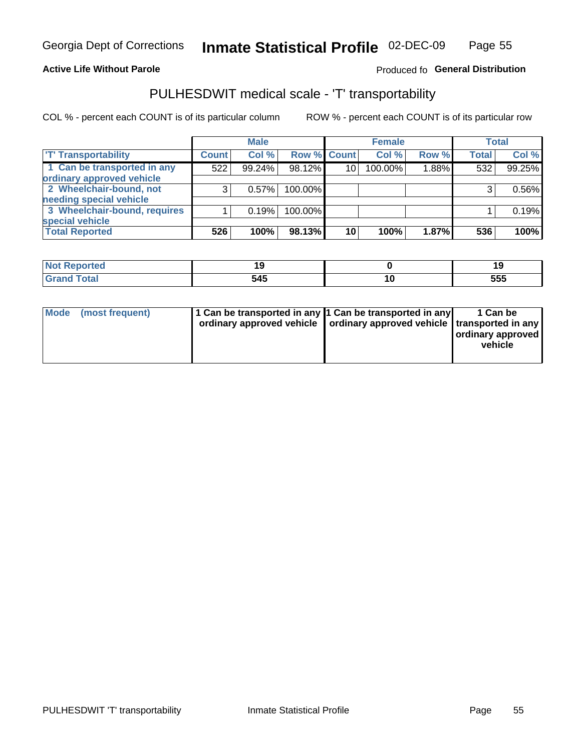Georgia Dept of Corrections **Inmate Statistical Profile** 02-DEC-09

**Active Life Without Parole**

Produced fo **General Distribution**

## PULHESDWIT medical scale - 'T' transportability

COL % - percent each COUNT is of its particular column

ROW % - percent each COUNT is of its particular row

| | Male | | | Female | | | Total | |
|---|---|---|---|---|---|---|---|---|
| 'T' Transportability | Count | Col % | Row % | Count | Col % | Row % | Total | Col % |
| 1 Can be transported in any ordinary approved vehicle | 522 | 99.24% | 98.12% | 10 | 100.00% | 1.88% | 532 | 99.25% |
| 2 Wheelchair-bound, not needing special vehicle | 3 | 0.57% | 100.00% | | | | 3 | 0.56% |
| 3 Wheelchair-bound, requires special vehicle | 1 | 0.19% | 100.00% | | | | 1 | 0.19% |
| **Total Reported** | **526** | **100%** | **98.13%** | **10** | **100%** | **1.87%** | **536** | **100%** |

| | Male | Female | Total |
|---|---|---|---|
| Not Reported | 19 | 0 | 19 |
| Grand Total | 545 | 10 | 555 |

| | Male | Female | Total |
|---|---|---|---|
| Mode (most frequent) | 1 Can be transported in any ordinary approved vehicle | 1 Can be transported in any ordinary approved vehicle | 1 Can be transported in any ordinary approved vehicle |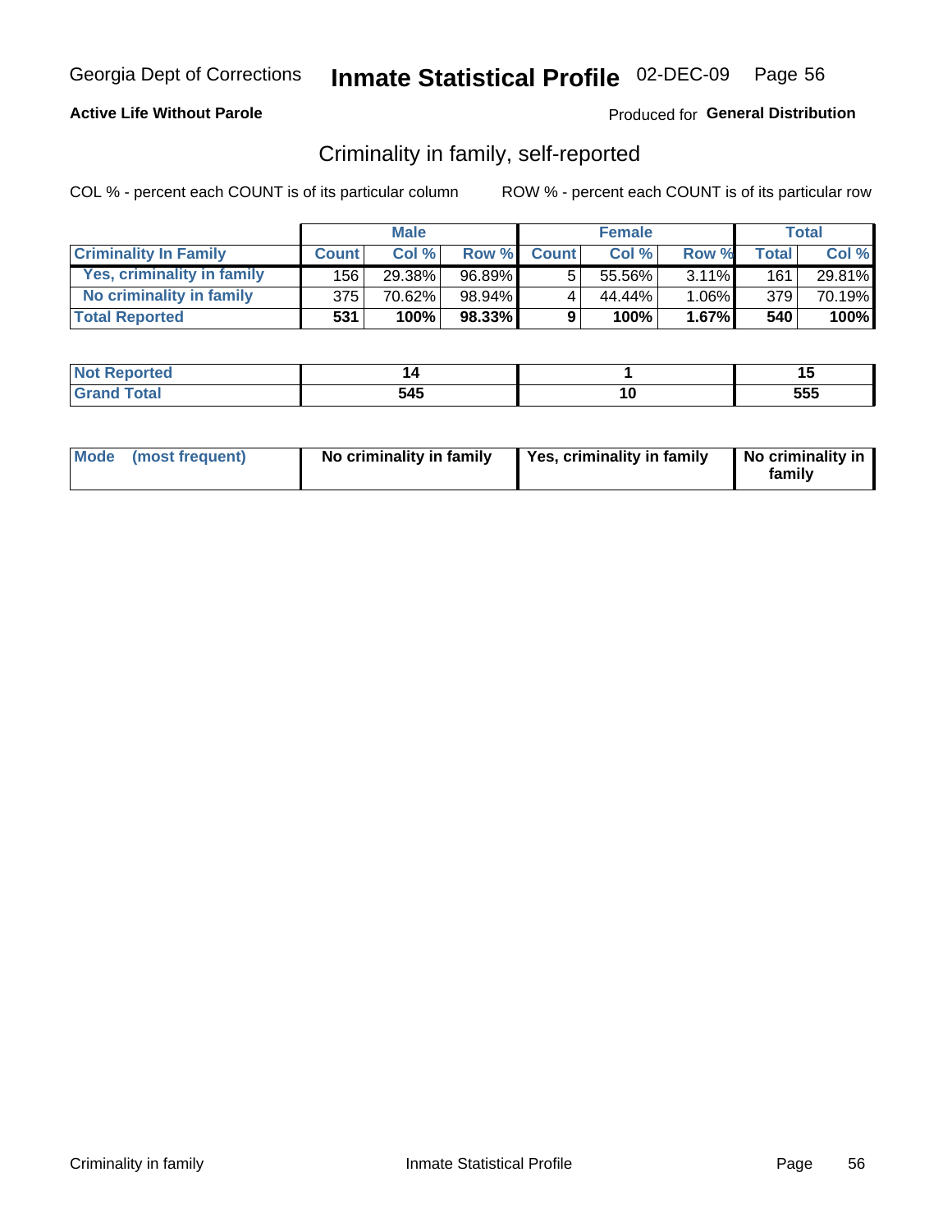Georgia Dept of Corrections **Inmate Statistical Profile** 02-DEC-09

**Active Life Without Parole**

Produced for **General Distribution**

## Criminality in family, self-reported

COL % - percent each COUNT is of its particular column

ROW % - percent each COUNT is of its particular row

| | Male | | | Female | | | Total | |
|---|---|---|---|---|---|---|---|---|
| **Criminality In Family** | **Count** | **Col %** | **Row %** | **Count** | **Col %** | **Row %** | **Total** | **Col %** |
| Yes, criminality in family | 156 | 29.38% | 96.89% | 5 | 55.56% | 3.11% | 161 | 29.81% |
| No criminality in family | 375 | 70.62% | 98.94% | 4 | 44.44% | 1.06% | 379 | 70.19% |
| **Total Reported** | **531** | **100%** | **98.33%** | **9** | **100%** | **1.67%** | **540** | **100%** |

| | Male | Female | Total |
|---|---|---|---|
| **Not Reported** | **14** | **1** | **15** |
| **Grand Total** | **545** | **10** | **555** |

| | Male | Female | Total |
|---|---|---|---|
| **Mode (most frequent)** | **No criminality in family** | **Yes, criminality in family** | **No criminality in family** |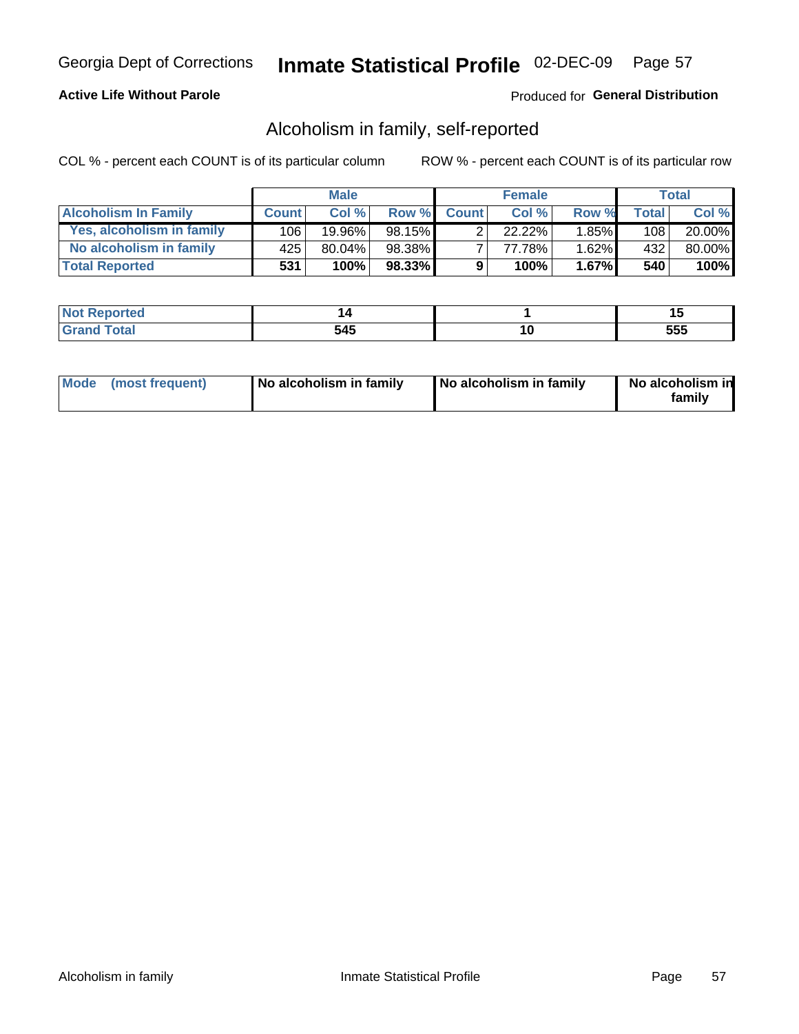Georgia Dept of Corrections **Inmate Statistical Profile** 02-DEC-09

**Active Life Without Parole**

Produced for **General Distribution**

## Alcoholism in family, self-reported

COL % - percent each COUNT is of its particular column

ROW % - percent each COUNT is of its particular row

| | Male | | | Female | | | Total | |
|---|---|---|---|---|---|---|---|---|
| **Alcoholism In Family** | **Count** | **Col %** | **Row %** | **Count** | **Col %** | **Row %** | **Total** | **Col %** |
| **Yes, alcoholism in family** | 106 | 19.96% | 98.15% | 2 | 22.22% | 1.85% | 108 | 20.00% |
| **No alcoholism in family** | 425 | 80.04% | 98.38% | 7 | 77.78% | 1.62% | 432 | 80.00% |
| **Total Reported** | **531** | **100%** | **98.33%** | **9** | **100%** | **1.67%** | **540** | **100%** |

| | Male | Female | Total |
|---|---|---|---|
| **Not Reported** | **14** | **1** | **15** |
| **Grand Total** | **545** | **10** | **555** |

| | Male | Female | Total |
|---|---|---|---|
| **Mode (most frequent)** | **No alcoholism in family** | **No alcoholism in family** | **No alcoholism in family** |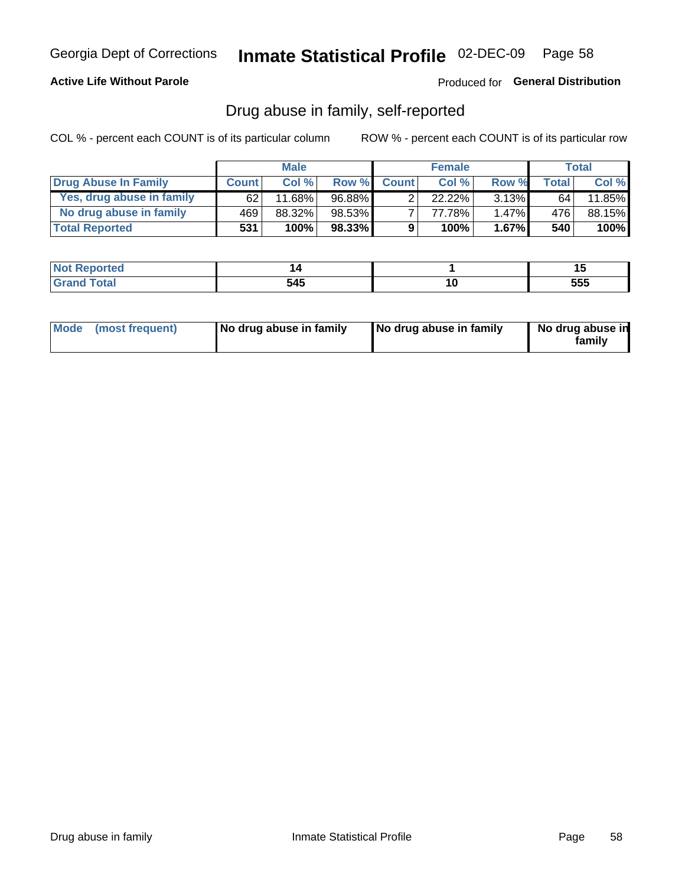Georgia Dept of Corrections **Instate Statistical Profile** 02-DEC-09

**Active Life Without Parole**

Produced for **General Distribution**

## Drug abuse in family, self-reported

COL % - percent each COUNT is of its particular column

ROW % - percent each COUNT is of its particular row

| | Male | | | Female | | | Total | |
|---|---|---|---|---|---|---|---|---|
| **Drug Abuse In Family** | **Count** | **Col %** | **Row %** | **Count** | **Col %** | **Row %** | **Total** | **Col %** |
| Yes, drug abuse in family | 62 | 11.68% | 96.88% | 2 | 22.22% | 3.13% | 64 | 11.85% |
| No drug abuse in family | 469 | 88.32% | 98.53% | 7 | 77.78% | 1.47% | 476 | 88.15% |
| **Total Reported** | **531** | **100%** | **98.33%** | **9** | **100%** | **1.67%** | **540** | **100%** |

| | Male | Female | Total |
|---|---|---|---|
| **Not Reported** | **14** | **1** | **15** |
| **Grand Total** | **545** | **10** | **555** |

| | Male | Female | Total |
|---|---|---|---|
| **Mode (most frequent)** | **No drug abuse in family** | **No drug abuse in family** | **No drug abuse in family** |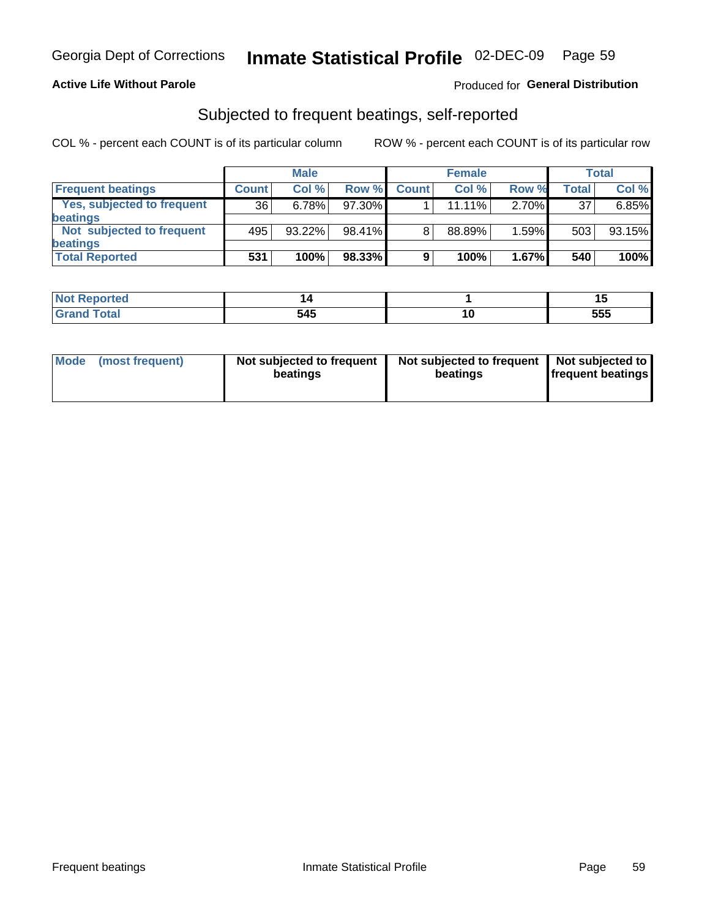Georgia Dept of Corrections **Inmate Statistical Profile** 02-DEC-09 Page 59

**Active Life Without Parole**

Produced for **General Distribution**

## Subjected to frequent beatings, self-reported

COL % - percent each COUNT is of its particular column ROW % - percent each COUNT is of its particular row

| | Male | | | Female | | | Total | |
|---|---|---|---|---|---|---|---|---|
| **Frequent beatings** | **Count** | **Col %** | **Row %** | **Count** | **Col %** | **Row %** | **Total** | **Col %** |
| **Yes, subjected to frequent beatings** | 36 | 6.78% | 97.30% | 1 | 11.11% | 2.70% | 37 | 6.85% |
| **Not subjected to frequent beatings** | 495 | 93.22% | 98.41% | 8 | 88.89% | 1.59% | 503 | 93.15% |
| **Total Reported** | **531** | **100%** | **98.33%** | **9** | **100%** | **1.67%** | **540** | **100%** |

| | Male | Female | Total |
|---|---|---|---|
| **Not Reported** | **14** | **1** | **15** |
| **Grand Total** | **545** | **10** | **555** |

| | Male | Female | Total |
|---|---|---|---|
| **Mode (most frequent)** | **Not subjected to frequent beatings** | **Not subjected to frequent beatings** | **Not subjected to frequent beatings** |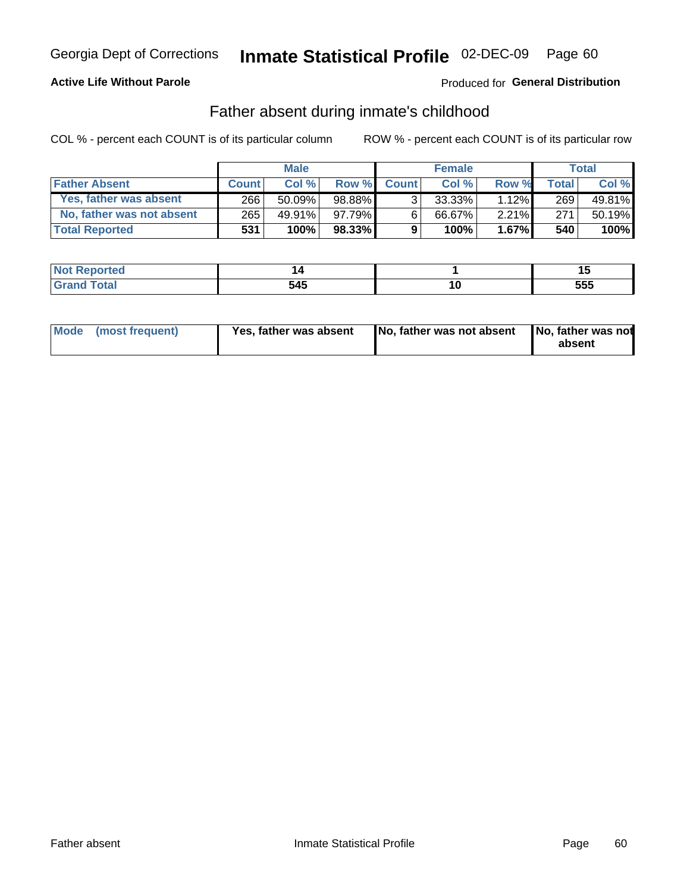Georgia Dept of Corrections **Inmate Statistical Profile** 02-DEC-09

**Active Life Without Parole**

Produced for **General Distribution**

## Father absent during inmate's childhood

COL % - percent each COUNT is of its particular column        ROW % - percent each COUNT is of its particular row

| | Male | | | Female | | | Total | |
|---|---|---|---|---|---|---|---|---|
| **Father Absent** | **Count** | **Col %** | **Row %** | **Count** | **Col %** | **Row %** | **Total** | **Col %** |
| **Yes, father was absent** | 266 | 50.09% | 98.88% | 3 | 33.33% | 1.12% | 269 | 49.81% |
| **No, father was not absent** | 265 | 49.91% | 97.79% | 6 | 66.67% | 2.21% | 271 | 50.19% |
| **Total Reported** | **531** | **100%** | **98.33%** | **9** | **100%** | **1.67%** | **540** | **100%** |

| | Male | Female | Total |
|---|---|---|---|
| **Not Reported** | **14** | **1** | **15** |
| **Grand Total** | **545** | **10** | **555** |

| **Mode (most frequent)** | **Yes, father was absent** | **No, father was not absent** | **No, father was not absent** |
|---|---|---|---|

Father absent        Inmate Statistical Profile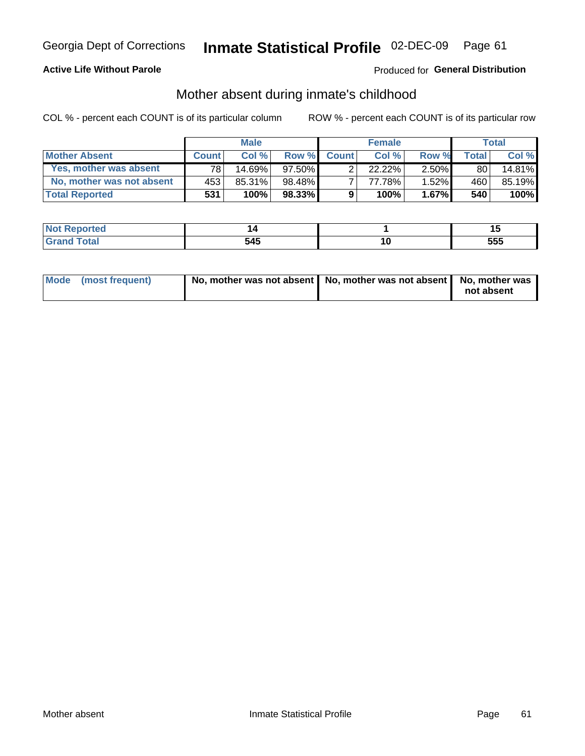Georgia Dept of Corrections **Inmate Statistical Profile** 02-DEC-09

**Active Life Without Parole**

Produced for **General Distribution**

## Mother absent during inmate's childhood

COL % - percent each COUNT is of its particular column

ROW % - percent each COUNT is of its particular row

| | Male | | | Female | | | Total | |
|---|---|---|---|---|---|---|---|---|
| **Mother Absent** | **Count** | **Col %** | **Row %** | **Count** | **Col %** | **Row %** | **Total** | **Col %** |
| **Yes, mother was absent** | 78 | 14.69% | 97.50% | 2 | 22.22% | 2.50% | 80 | 14.81% |
| **No, mother was not absent** | 453 | 85.31% | 98.48% | 7 | 77.78% | 1.52% | 460 | 85.19% |
| **Total Reported** | **531** | **100%** | **98.33%** | **9** | **100%** | **1.67%** | **540** | **100%** |

| | Male | Female | Total |
|---|---|---|---|
| **Not Reported** | **14** | **1** | **15** |
| **Grand Total** | **545** | **10** | **555** |

| | Male | Female | Total |
|---|---|---|---|
| **Mode (most frequent)** | **No, mother was not absent** | **No, mother was not absent** | **No, mother was not absent** |

Mother absent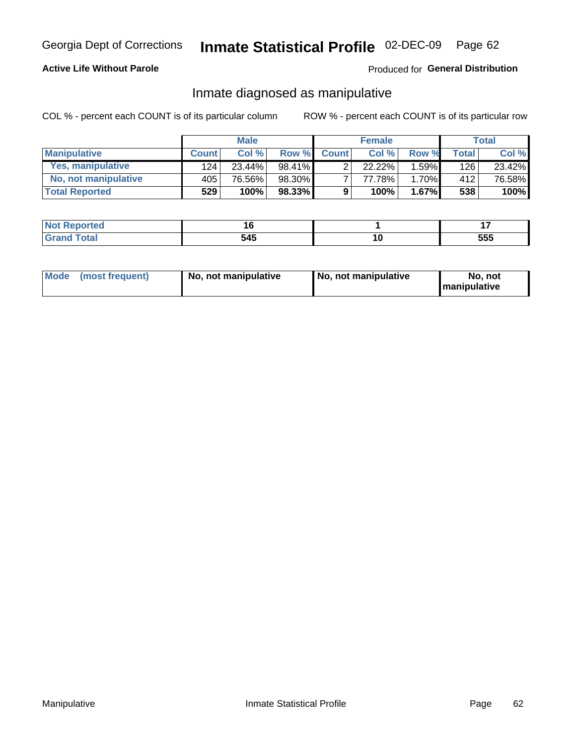Georgia Dept of Corrections **Inmate Statistical Profile** 02-DEC-09

**Active Life Without Parole**

Produced for **General Distribution**

## Inmate diagnosed as manipulative

COL % - percent each COUNT is of its particular column

ROW % - percent each COUNT is of its particular row

| | Male | | | Female | | | Total | |
|---|---|---|---|---|---|---|---|---|
| **Manipulative** | **Count** | **Col %** | **Row %** | **Count** | **Col %** | **Row %** | **Total** | **Col %** |
| **Yes, manipulative** | 124 | 23.44% | 98.41% | 2 | 22.22% | 1.59% | 126 | 23.42% |
| **No, not manipulative** | 405 | 76.56% | 98.30% | 7 | 77.78% | 1.70% | 412 | 76.58% |
| **Total Reported** | **529** | **100%** | **98.33%** | **9** | **100%** | **1.67%** | **538** | **100%** |

| | Male | Female | Total |
|---|---|---|---|
| **Not Reported** | **16** | **1** | **17** |
| **Grand Total** | **545** | **10** | **555** |

| | Male | Female | Total |
|---|---|---|---|
| **Mode (most frequent)** | **No, not manipulative** | **No, not manipulative** | **No, not manipulative** |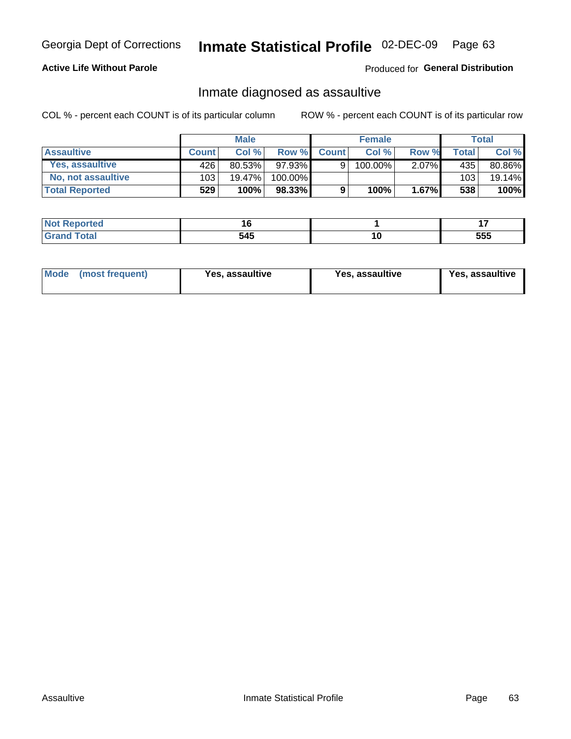Georgia Dept of Corrections **Inmate Statistical Profile** 02-DEC-09

**Active Life Without Parole**

Produced for **General Distribution**

## Inmate diagnosed as assaultive

COL % - percent each COUNT is of its particular column

ROW % - percent each COUNT is of its particular row

| | Male | | | Female | | | Total | |
|---|---|---|---|---|---|---|---|---|
| **Assaultive** | **Count** | **Col %** | **Row %** | **Count** | **Col %** | **Row %** | **Total** | **Col %** |
| Yes, assaultive | 426 | 80.53% | 97.93% | 9 | 100.00% | 2.07% | 435 | 80.86% |
| No, not assaultive | 103 | 19.47% | 100.00% | | | | 103 | 19.14% |
| **Total Reported** | **529** | **100%** | **98.33%** | **9** | **100%** | **1.67%** | **538** | **100%** |

| | Male | Female | Total |
|---|---|---|---|
| Not Reported | 16 | 1 | 17 |
| Grand Total | 545 | 10 | 555 |

| | Male | Female | Total |
|---|---|---|---|
| Mode (most frequent) | Yes, assaultive | Yes, assaultive | Yes, assaultive |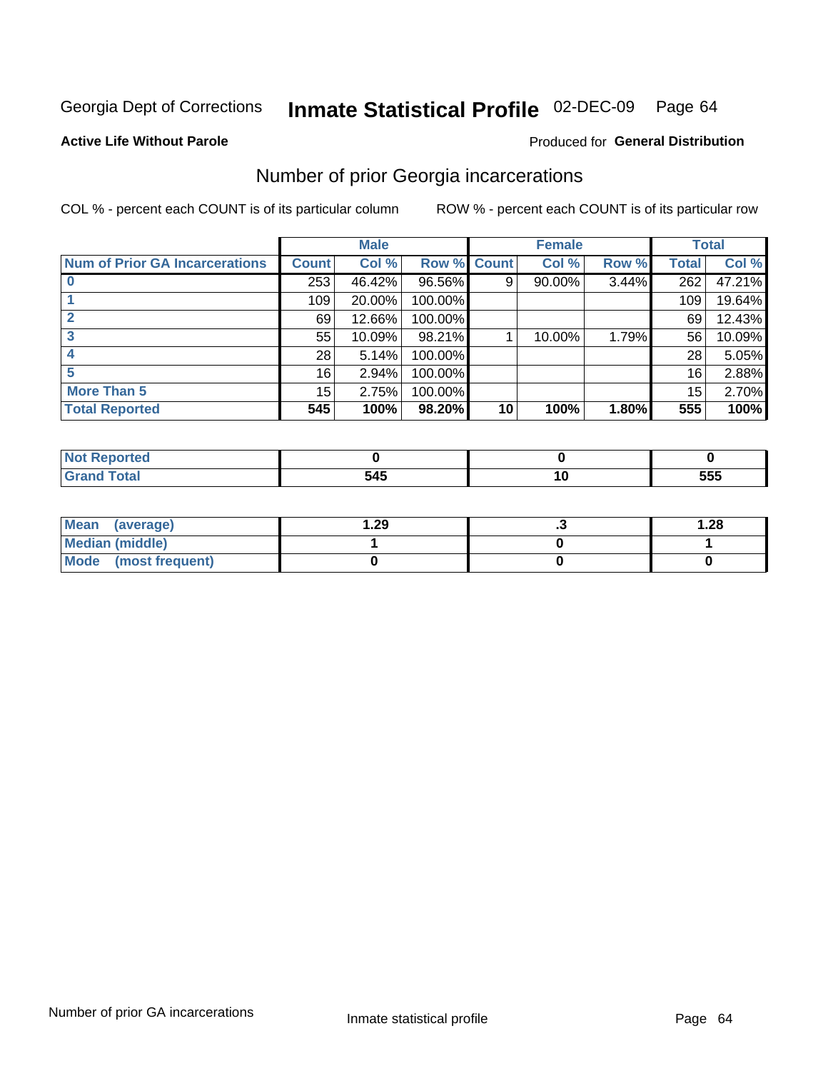Georgia Dept of Corrections **Inmate Statistical Profile** 02-DEC-09

**Active Life Without Parole**

Produced for **General Distribution**

## Number of prior Georgia incarcerations

COL % - percent each COUNT is of its particular column

ROW % - percent each COUNT is of its particular row

| | Male | | | Female | | | Total | |
|---|---|---|---|---|---|---|---|---|
| **Num of Prior GA Incarcerations** | **Count** | **Col %** | **Row %** | **Count** | **Col %** | **Row %** | **Total** | **Col %** |
| **0** | 253 | 46.42% | 96.56% | 9 | 90.00% | 3.44% | 262 | 47.21% |
| **1** | 109 | 20.00% | 100.00% | | | | 109 | 19.64% |
| **2** | 69 | 12.66% | 100.00% | | | | 69 | 12.43% |
| **3** | 55 | 10.09% | 98.21% | 1 | 10.00% | 1.79% | 56 | 10.09% |
| **4** | 28 | 5.14% | 100.00% | | | | 28 | 5.05% |
| **5** | 16 | 2.94% | 100.00% | | | | 16 | 2.88% |
| **More Than 5** | 15 | 2.75% | 100.00% | | | | 15 | 2.70% |
| **Total Reported** | **545** | **100%** | **98.20%** | **10** | **100%** | **1.80%** | **555** | **100%** |

| | Male | Female | Total |
|---|---|---|---|
| **Not Reported** | **0** | **0** | **0** |
| **Grand Total** | **545** | **10** | **555** |

| | Male | Female | Total |
|---|---|---|---|
| **Mean (average)** | **1.29** | **.3** | **1.28** |
| **Median (middle)** | **1** | **0** | **1** |
| **Mode (most frequent)** | **0** | **0** | **0** |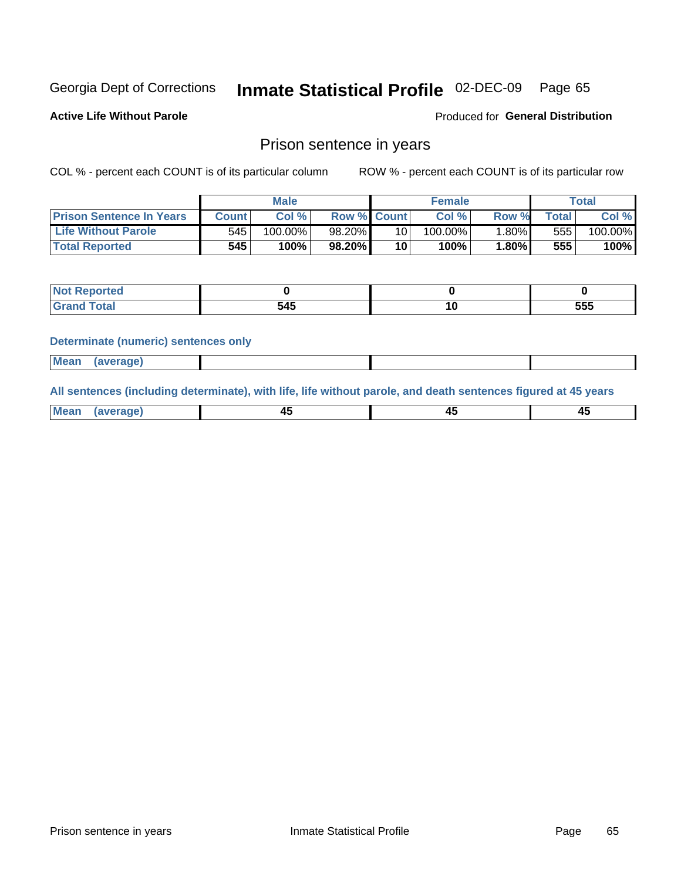Georgia Dept of Corrections **Inmate Statistical Profile** 02-DEC-09

**Active Life Without Parole**

Produced for **General Distribution**

## Prison sentence in years

COL % - percent each COUNT is of its particular column

ROW % - percent each COUNT is of its particular row

| | Male | | | Female | | | Total | |
|---|---|---|---|---|---|---|---|---|
| **Prison Sentence In Years** | **Count** | **Col %** | **Row %** | **Count** | **Col %** | **Row %** | **Total** | **Col %** |
| **Life Without Parole** | 545 | 100.00% | 98.20% | 10 | 100.00% | 1.80% | 555 | 100.00% |
| **Total Reported** | **545** | **100%** | **98.20%** | **10** | **100%** | **1.80%** | **555** | **100%** |

| | Male | Female | Total |
|---|---|---|---|
| **Not Reported** | **0** | **0** | **0** |
| **Grand Total** | **545** | **10** | **555** |

**Determinate (numeric) sentences only**

| | Male | Female | Total |
|---|---|---|---|
| **Mean (average)** | | | |

**All sentences (including determinate), with life, life without parole, and death sentences figured at 45 years**

| | Male | Female | Total |
|---|---|---|---|
| **Mean (average)** | **45** | **45** | **45** |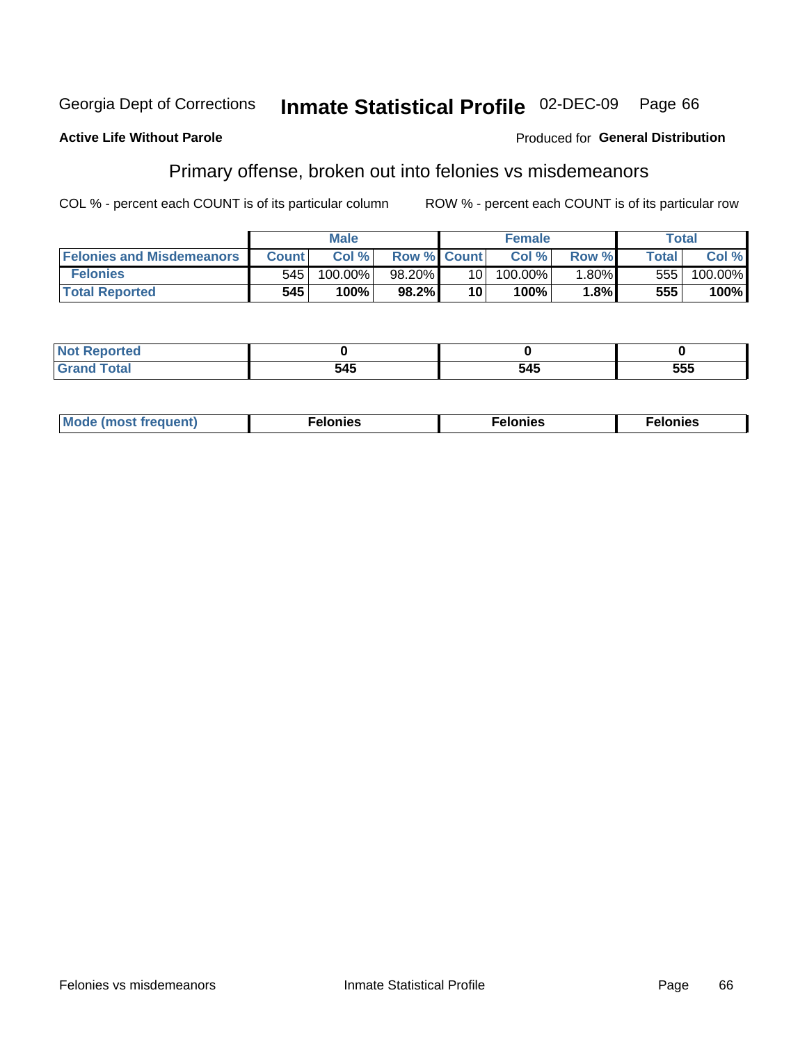Georgia Dept of Corrections **Inmate Statistical Profile** 02-DEC-09 Page 66

**Active Life Without Parole**

Produced for **General Distribution**

## Primary offense, broken out into felonies vs misdemeanors

COL % - percent each COUNT is of its particular column

ROW % - percent each COUNT is of its particular row

| | Male | | | Female | | | Total | |
|---|---|---|---|---|---|---|---|---|
| **Felonies and Misdemeanors** | **Count** | **Col %** | **Row %** | **Count** | **Col %** | **Row %** | **Total** | **Col %** |
| **Felonies** | 545 | 100.00% | 98.20% | 10 | 100.00% | 1.80% | 555 | 100.00% |
| **Total Reported** | **545** | **100%** | **98.2%** | **10** | **100%** | **1.8%** | **555** | **100%** |

| | Male | Female | Total |
|---|---|---|---|
| **Not Reported** | **0** | **0** | **0** |
| **Grand Total** | **545** | **545** | **555** |

| | Male | Female | Total |
|---|---|---|---|
| **Mode (most frequent)** | **Felonies** | **Felonies** | **Felonies** |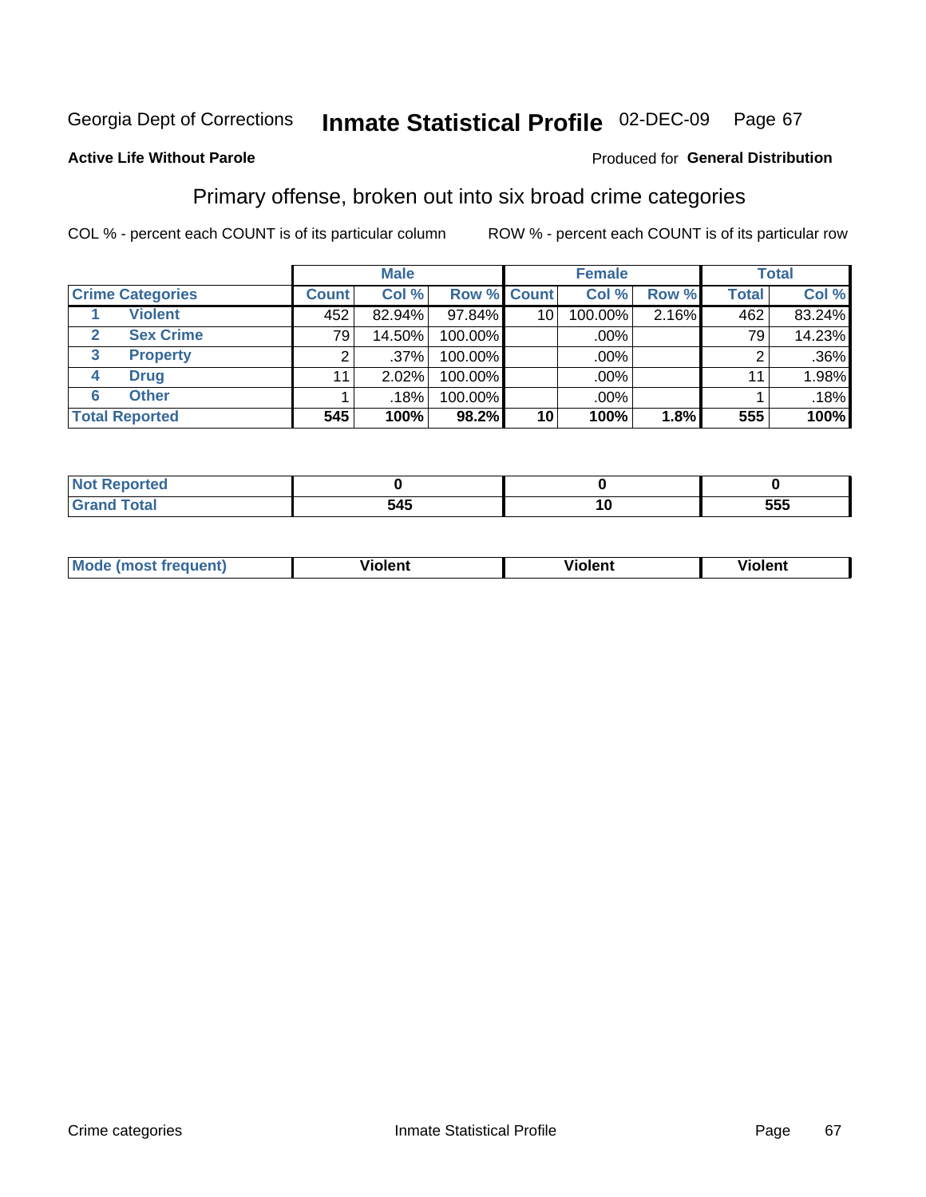Georgia Dept of Corrections **Inmate Statistical Profile** 02-DEC-09

**Active Life Without Parole**

Produced for **General Distribution**

## Primary offense, broken out into six broad crime categories

COL % - percent each COUNT is of its particular column ROW % - percent each COUNT is of its particular row

| | | Male | | | Female | | | Total | |
|---|---|---|---|---|---|---|---|---|---|
| **Crime Categories** | | **Count** | **Col %** | **Row %** | **Count** | **Col %** | **Row %** | **Total** | **Col %** |
| 1 | Violent | 452 | 82.94% | 97.84% | 10 | 100.00% | 2.16% | 462 | 83.24% |
| 2 | Sex Crime | 79 | 14.50% | 100.00% | | .00% | | 79 | 14.23% |
| 3 | Property | 2 | .37% | 100.00% | | .00% | | 2 | .36% |
| 4 | Drug | 11 | 2.02% | 100.00% | | .00% | | 11 | 1.98% |
| 6 | Other | 1 | .18% | 100.00% | | .00% | | 1 | .18% |
| **Total Reported** | | **545** | **100%** | **98.2%** | **10** | **100%** | **1.8%** | **555** | **100%** |

| | Male | Female | Total |
|---|---|---|---|
| **Not Reported** | **0** | **0** | **0** |
| **Grand Total** | **545** | **10** | **555** |

| | Male | Female | Total |
|---|---|---|---|
| **Mode (most frequent)** | **Violent** | **Violent** | **Violent** |

Crime categories Inmate Statistical Profile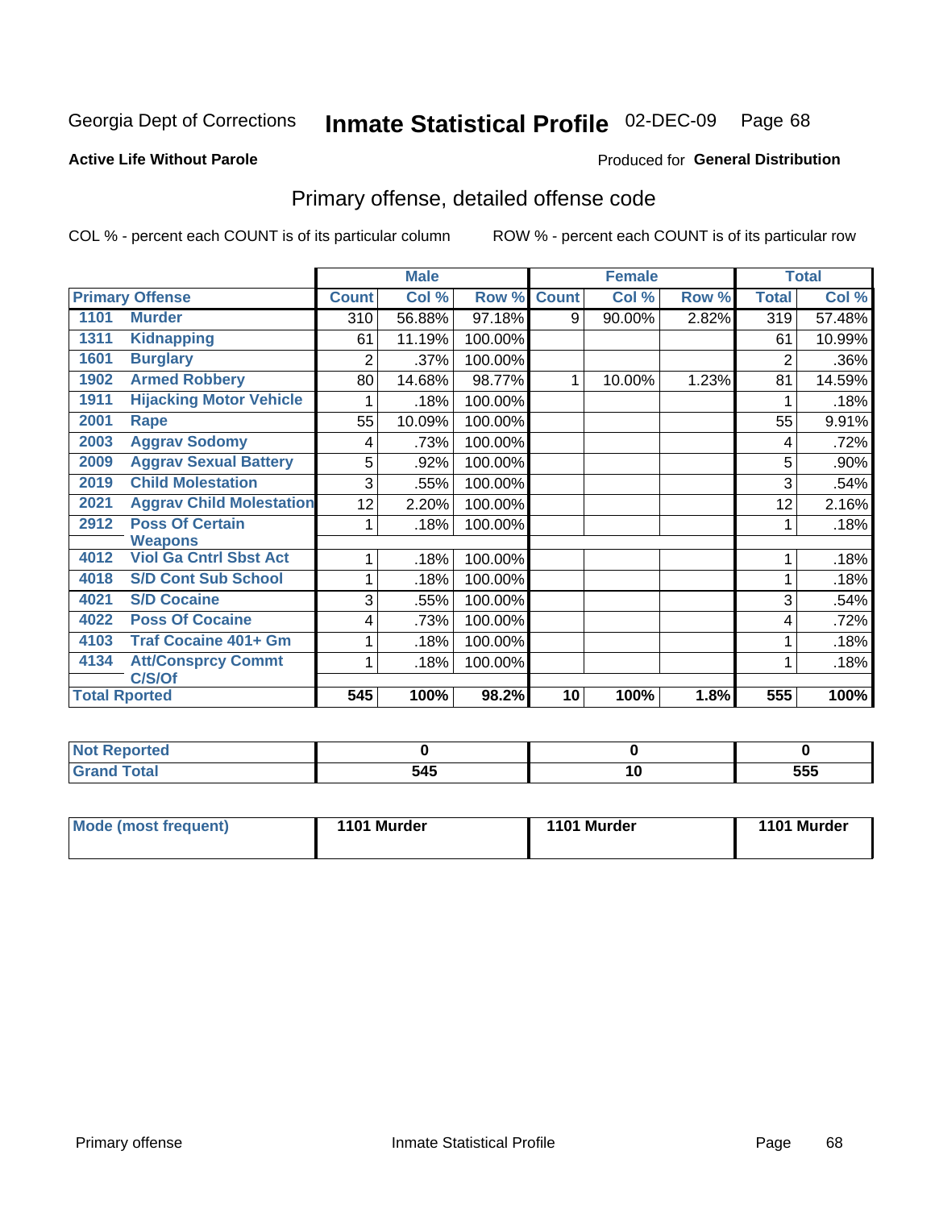Georgia Dept of Corrections **Inmate Statistical Profile** 02-DEC-09

**Active Life Without Parole**

Produced for **General Distribution**

## Primary offense, detailed offense code

COL % - percent each COUNT is of its particular column ROW % - percent each COUNT is of its particular row

| Primary Offense | | Male | | | Female | | | Total | |
|---|---|---|---|---|---|---|---|---|---|
| | | Count | Col % | Row % | Count | Col % | Row % | Total | Col % |
| 1101 | Murder | 310 | 56.88% | 97.18% | 9 | 90.00% | 2.82% | 319 | 57.48% |
| 1311 | Kidnapping | 61 | 11.19% | 100.00% | | | | 61 | 10.99% |
| 1601 | Burglary | 2 | .37% | 100.00% | | | | 2 | .36% |
| 1902 | Armed Robbery | 80 | 14.68% | 98.77% | 1 | 10.00% | 1.23% | 81 | 14.59% |
| 1911 | Hijacking Motor Vehicle | 1 | .18% | 100.00% | | | | 1 | .18% |
| 2001 | Rape | 55 | 10.09% | 100.00% | | | | 55 | 9.91% |
| 2003 | Aggrav Sodomy | 4 | .73% | 100.00% | | | | 4 | .72% |
| 2009 | Aggrav Sexual Battery | 5 | .92% | 100.00% | | | | 5 | .90% |
| 2019 | Child Molestation | 3 | .55% | 100.00% | | | | 3 | .54% |
| 2021 | Aggrav Child Molestation | 12 | 2.20% | 100.00% | | | | 12 | 2.16% |
| 2912 | Poss Of Certain Weapons | 1 | .18% | 100.00% | | | | 1 | .18% |
| 4012 | Viol Ga Cntrl Sbst Act | 1 | .18% | 100.00% | | | | 1 | .18% |
| 4018 | S/D Cont Sub School | 1 | .18% | 100.00% | | | | 1 | .18% |
| 4021 | S/D Cocaine | 3 | .55% | 100.00% | | | | 3 | .54% |
| 4022 | Poss Of Cocaine | 4 | .73% | 100.00% | | | | 4 | .72% |
| 4103 | Traf Cocaine 401+ Gm | 1 | .18% | 100.00% | | | | 1 | .18% |
| 4134 | Att/Consprcy Commt C/S/Of | 1 | .18% | 100.00% | | | | 1 | .18% |
| **Total Rported** | | **545** | **100%** | **98.2%** | **10** | **100%** | **1.8%** | **555** | **100%** |

| | Male | Female | Total |
|---|---|---|---|
| Not Reported | 0 | 0 | 0 |
| Grand Total | 545 | 10 | 555 |

| | Male | Female | Total |
|---|---|---|---|
| Mode (most frequent) | 1101 Murder | 1101 Murder | 1101 Murder |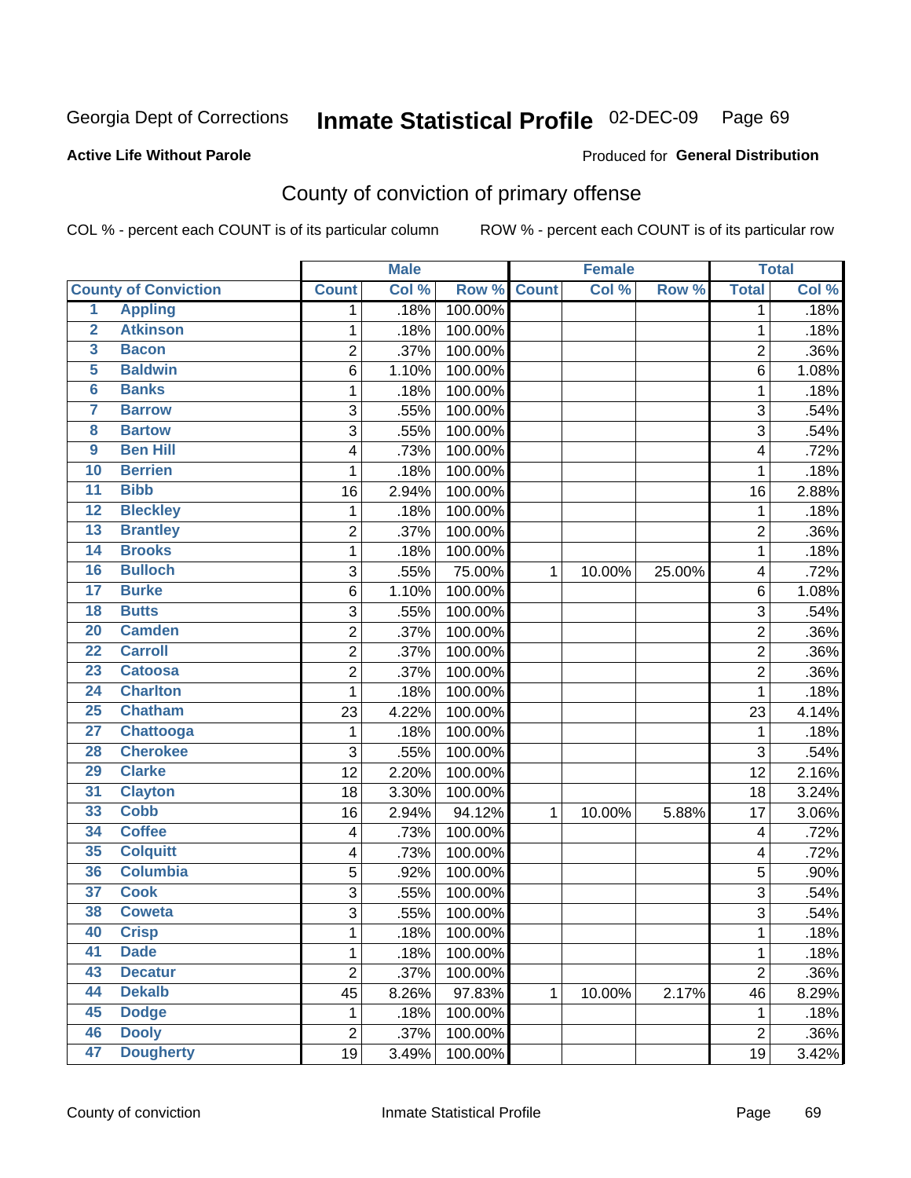Georgia Dept of Corrections **Inmate Statistical Profile** 02-DEC-09

**Active Life Without Parole**

Produced for **General Distribution**

## County of conviction of primary offense

COL % - percent each COUNT is of its particular column ROW % - percent each COUNT is of its particular row

| County of Conviction | | Male | | | Female | | | Total | |
|---|---|---|---|---|---|---|---|---|---|
| | | Count | Col % | Row % | Count | Col % | Row % | Total | Col % |
| 1 | Appling | 1 | .18% | 100.00% | | | | 1 | .18% |
| 2 | Atkinson | 1 | .18% | 100.00% | | | | 1 | .18% |
| 3 | Bacon | 2 | .37% | 100.00% | | | | 2 | .36% |
| 5 | Baldwin | 6 | 1.10% | 100.00% | | | | 6 | 1.08% |
| 6 | Banks | 1 | .18% | 100.00% | | | | 1 | .18% |
| 7 | Barrow | 3 | .55% | 100.00% | | | | 3 | .54% |
| 8 | Bartow | 3 | .55% | 100.00% | | | | 3 | .54% |
| 9 | Ben Hill | 4 | .73% | 100.00% | | | | 4 | .72% |
| 10 | Berrien | 1 | .18% | 100.00% | | | | 1 | .18% |
| 11 | Bibb | 16 | 2.94% | 100.00% | | | | 16 | 2.88% |
| 12 | Bleckley | 1 | .18% | 100.00% | | | | 1 | .18% |
| 13 | Brantley | 2 | .37% | 100.00% | | | | 2 | .36% |
| 14 | Brooks | 1 | .18% | 100.00% | | | | 1 | .18% |
| 16 | Bulloch | 3 | .55% | 75.00% | 1 | 10.00% | 25.00% | 4 | .72% |
| 17 | Burke | 6 | 1.10% | 100.00% | | | | 6 | 1.08% |
| 18 | Butts | 3 | .55% | 100.00% | | | | 3 | .54% |
| 20 | Camden | 2 | .37% | 100.00% | | | | 2 | .36% |
| 22 | Carroll | 2 | .37% | 100.00% | | | | 2 | .36% |
| 23 | Catoosa | 2 | .37% | 100.00% | | | | 2 | .36% |
| 24 | Charlton | 1 | .18% | 100.00% | | | | 1 | .18% |
| 25 | Chatham | 23 | 4.22% | 100.00% | | | | 23 | 4.14% |
| 27 | Chattooga | 1 | .18% | 100.00% | | | | 1 | .18% |
| 28 | Cherokee | 3 | .55% | 100.00% | | | | 3 | .54% |
| 29 | Clarke | 12 | 2.20% | 100.00% | | | | 12 | 2.16% |
| 31 | Clayton | 18 | 3.30% | 100.00% | | | | 18 | 3.24% |
| 33 | Cobb | 16 | 2.94% | 94.12% | 1 | 10.00% | 5.88% | 17 | 3.06% |
| 34 | Coffee | 4 | .73% | 100.00% | | | | 4 | .72% |
| 35 | Colquitt | 4 | .73% | 100.00% | | | | 4 | .72% |
| 36 | Columbia | 5 | .92% | 100.00% | | | | 5 | .90% |
| 37 | Cook | 3 | .55% | 100.00% | | | | 3 | .54% |
| 38 | Coweta | 3 | .55% | 100.00% | | | | 3 | .54% |
| 40 | Crisp | 1 | .18% | 100.00% | | | | 1 | .18% |
| 41 | Dade | 1 | .18% | 100.00% | | | | 1 | .18% |
| 43 | Decatur | 2 | .37% | 100.00% | | | | 2 | .36% |
| 44 | Dekalb | 45 | 8.26% | 97.83% | 1 | 10.00% | 2.17% | 46 | 8.29% |
| 45 | Dodge | 1 | .18% | 100.00% | | | | 1 | .18% |
| 46 | Dooly | 2 | .37% | 100.00% | | | | 2 | .36% |
| 47 | Dougherty | 19 | 3.49% | 100.00% | | | | 19 | 3.42% |

County of conviction Inmate Statistical Profile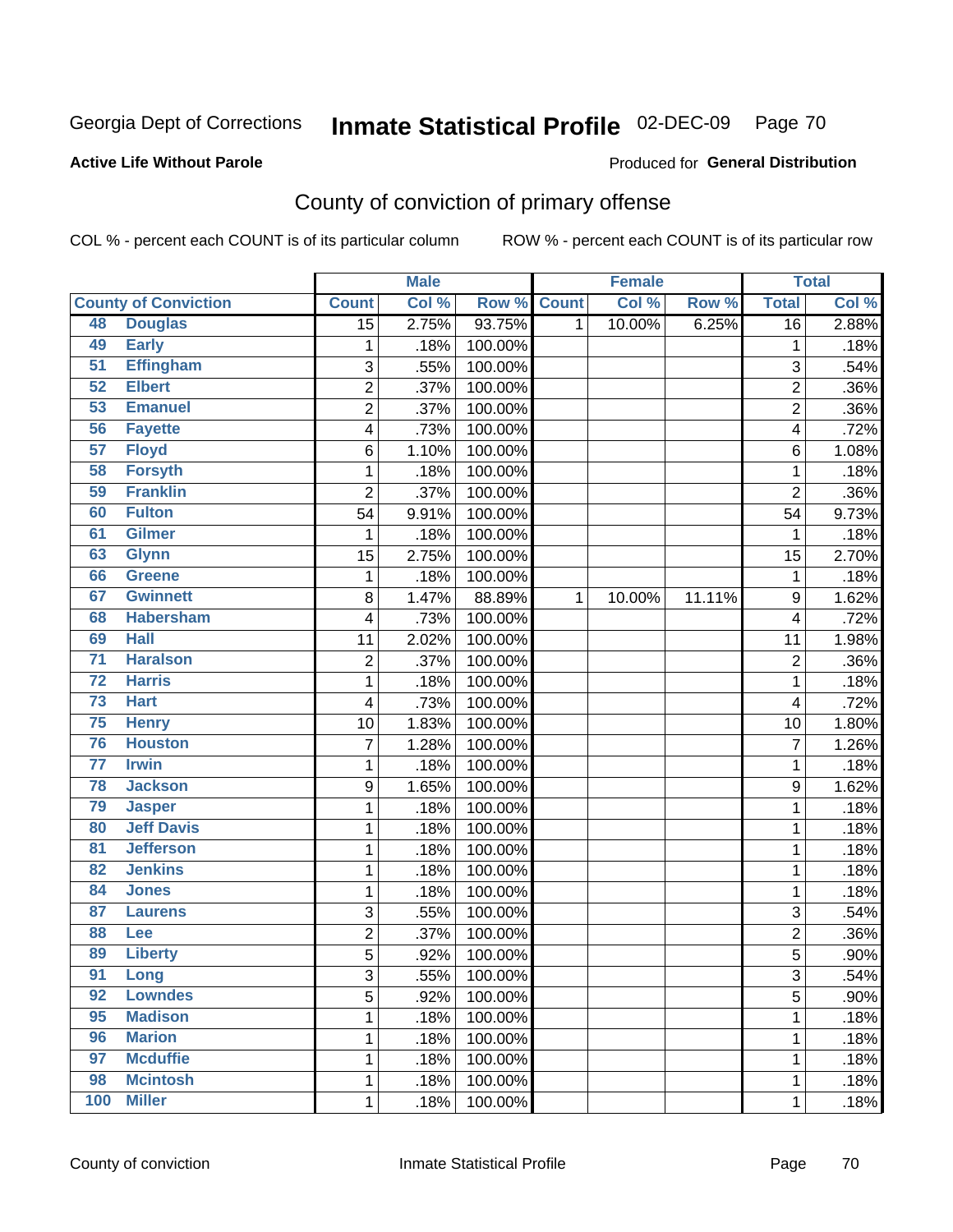Georgia Dept of Corrections **Inmate Statistical Profile** 02-DEC-09

**Active Life Without Parole**

Produced for **General Distribution**

## County of conviction of primary offense

COL % - percent each COUNT is of its particular column ROW % - percent each COUNT is of its particular row

| | | Male | | | Female | | | Total | |
|---|---|---|---|---|---|---|---|---|---|
| County of Conviction | | Count | Col % | Row % | Count | Col % | Row % | Total | Col % |
| 48 | Douglas | 15 | 2.75% | 93.75% | 1 | 10.00% | 6.25% | 16 | 2.88% |
| 49 | Early | 1 | .18% | 100.00% | | | | 1 | .18% |
| 51 | Effingham | 3 | .55% | 100.00% | | | | 3 | .54% |
| 52 | Elbert | 2 | .37% | 100.00% | | | | 2 | .36% |
| 53 | Emanuel | 2 | .37% | 100.00% | | | | 2 | .36% |
| 56 | Fayette | 4 | .73% | 100.00% | | | | 4 | .72% |
| 57 | Floyd | 6 | 1.10% | 100.00% | | | | 6 | 1.08% |
| 58 | Forsyth | 1 | .18% | 100.00% | | | | 1 | .18% |
| 59 | Franklin | 2 | .37% | 100.00% | | | | 2 | .36% |
| 60 | Fulton | 54 | 9.91% | 100.00% | | | | 54 | 9.73% |
| 61 | Gilmer | 1 | .18% | 100.00% | | | | 1 | .18% |
| 63 | Glynn | 15 | 2.75% | 100.00% | | | | 15 | 2.70% |
| 66 | Greene | 1 | .18% | 100.00% | | | | 1 | .18% |
| 67 | Gwinnett | 8 | 1.47% | 88.89% | 1 | 10.00% | 11.11% | 9 | 1.62% |
| 68 | Habersham | 4 | .73% | 100.00% | | | | 4 | .72% |
| 69 | Hall | 11 | 2.02% | 100.00% | | | | 11 | 1.98% |
| 71 | Haralson | 2 | .37% | 100.00% | | | | 2 | .36% |
| 72 | Harris | 1 | .18% | 100.00% | | | | 1 | .18% |
| 73 | Hart | 4 | .73% | 100.00% | | | | 4 | .72% |
| 75 | Henry | 10 | 1.83% | 100.00% | | | | 10 | 1.80% |
| 76 | Houston | 7 | 1.28% | 100.00% | | | | 7 | 1.26% |
| 77 | Irwin | 1 | .18% | 100.00% | | | | 1 | .18% |
| 78 | Jackson | 9 | 1.65% | 100.00% | | | | 9 | 1.62% |
| 79 | Jasper | 1 | .18% | 100.00% | | | | 1 | .18% |
| 80 | Jeff Davis | 1 | .18% | 100.00% | | | | 1 | .18% |
| 81 | Jefferson | 1 | .18% | 100.00% | | | | 1 | .18% |
| 82 | Jenkins | 1 | .18% | 100.00% | | | | 1 | .18% |
| 84 | Jones | 1 | .18% | 100.00% | | | | 1 | .18% |
| 87 | Laurens | 3 | .55% | 100.00% | | | | 3 | .54% |
| 88 | Lee | 2 | .37% | 100.00% | | | | 2 | .36% |
| 89 | Liberty | 5 | .92% | 100.00% | | | | 5 | .90% |
| 91 | Long | 3 | .55% | 100.00% | | | | 3 | .54% |
| 92 | Lowndes | 5 | .92% | 100.00% | | | | 5 | .90% |
| 95 | Madison | 1 | .18% | 100.00% | | | | 1 | .18% |
| 96 | Marion | 1 | .18% | 100.00% | | | | 1 | .18% |
| 97 | Mcduffie | 1 | .18% | 100.00% | | | | 1 | .18% |
| 98 | Mcintosh | 1 | .18% | 100.00% | | | | 1 | .18% |
| 100 | Miller | 1 | .18% | 100.00% | | | | 1 | .18% |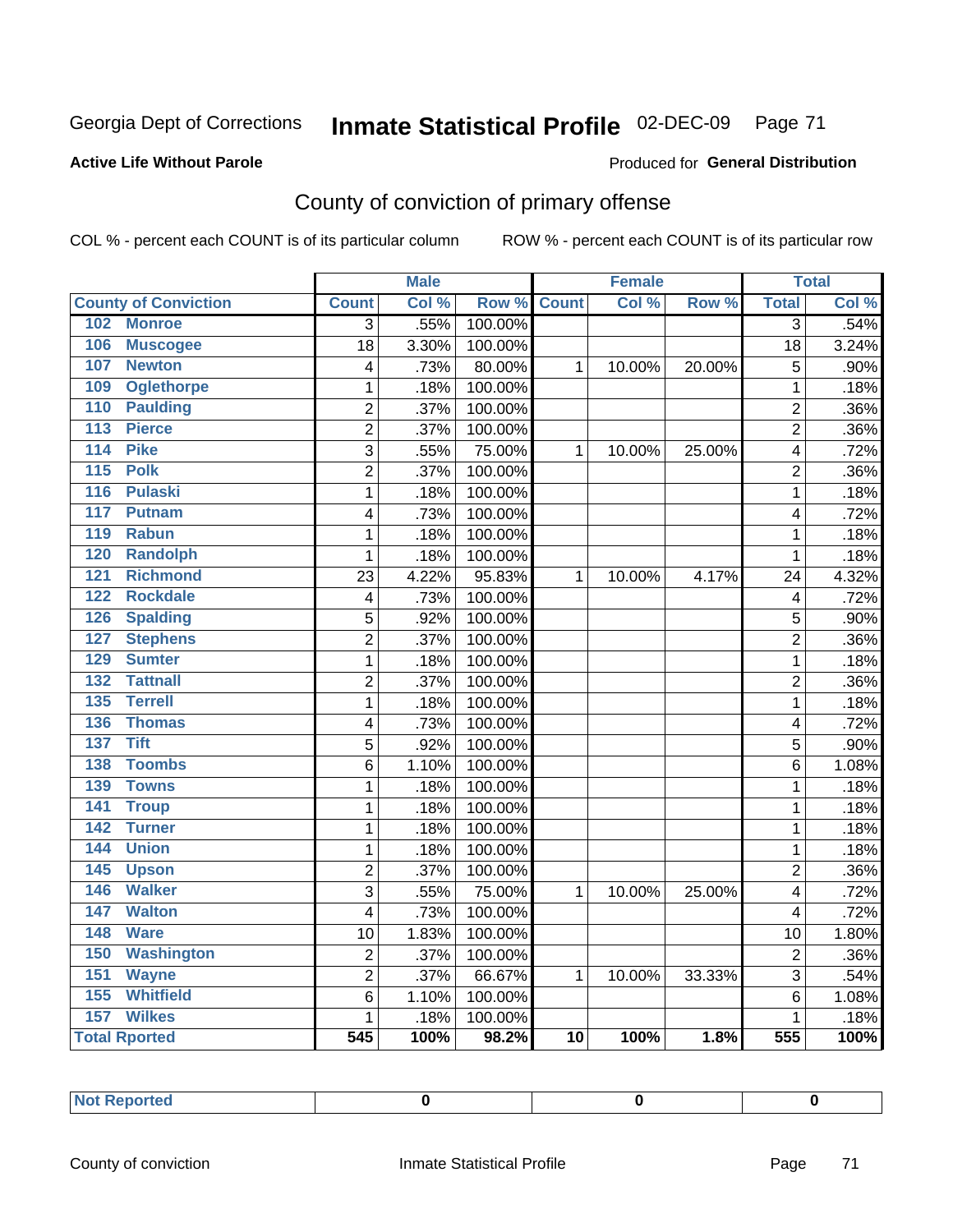Georgia Dept of Corrections **Inmate Statistical Profile** 02-DEC-09

**Active Life Without Parole**

Produced for **General Distribution**

## County of conviction of primary offense

COL % - percent each COUNT is of its particular column ROW % - percent each COUNT is of its particular row

| | Male | | | Female | | | Total | |
|---|---|---|---|---|---|---|---|---|
| **County of Conviction** | **Count** | **Col %** | **Row %** | **Count** | **Col %** | **Row %** | **Total** | **Col %** |
| 102 Monroe | 3 | .55% | 100.00% | | | | 3 | .54% |
| 106 Muscogee | 18 | 3.30% | 100.00% | | | | 18 | 3.24% |
| 107 Newton | 4 | .73% | 80.00% | 1 | 10.00% | 20.00% | 5 | .90% |
| 109 Oglethorpe | 1 | .18% | 100.00% | | | | 1 | .18% |
| 110 Paulding | 2 | .37% | 100.00% | | | | 2 | .36% |
| 113 Pierce | 2 | .37% | 100.00% | | | | 2 | .36% |
| 114 Pike | 3 | .55% | 75.00% | 1 | 10.00% | 25.00% | 4 | .72% |
| 115 Polk | 2 | .37% | 100.00% | | | | 2 | .36% |
| 116 Pulaski | 1 | .18% | 100.00% | | | | 1 | .18% |
| 117 Putnam | 4 | .73% | 100.00% | | | | 4 | .72% |
| 119 Rabun | 1 | .18% | 100.00% | | | | 1 | .18% |
| 120 Randolph | 1 | .18% | 100.00% | | | | 1 | .18% |
| 121 Richmond | 23 | 4.22% | 95.83% | 1 | 10.00% | 4.17% | 24 | 4.32% |
| 122 Rockdale | 4 | .73% | 100.00% | | | | 4 | .72% |
| 126 Spalding | 5 | .92% | 100.00% | | | | 5 | .90% |
| 127 Stephens | 2 | .37% | 100.00% | | | | 2 | .36% |
| 129 Sumter | 1 | .18% | 100.00% | | | | 1 | .18% |
| 132 Tattnall | 2 | .37% | 100.00% | | | | 2 | .36% |
| 135 Terrell | 1 | .18% | 100.00% | | | | 1 | .18% |
| 136 Thomas | 4 | .73% | 100.00% | | | | 4 | .72% |
| 137 Tift | 5 | .92% | 100.00% | | | | 5 | .90% |
| 138 Toombs | 6 | 1.10% | 100.00% | | | | 6 | 1.08% |
| 139 Towns | 1 | .18% | 100.00% | | | | 1 | .18% |
| 141 Troup | 1 | .18% | 100.00% | | | | 1 | .18% |
| 142 Turner | 1 | .18% | 100.00% | | | | 1 | .18% |
| 144 Union | 1 | .18% | 100.00% | | | | 1 | .18% |
| 145 Upson | 2 | .37% | 100.00% | | | | 2 | .36% |
| 146 Walker | 3 | .55% | 75.00% | 1 | 10.00% | 25.00% | 4 | .72% |
| 147 Walton | 4 | .73% | 100.00% | | | | 4 | .72% |
| 148 Ware | 10 | 1.83% | 100.00% | | | | 10 | 1.80% |
| 150 Washington | 2 | .37% | 100.00% | | | | 2 | .36% |
| 151 Wayne | 2 | .37% | 66.67% | 1 | 10.00% | 33.33% | 3 | .54% |
| 155 Whitfield | 6 | 1.10% | 100.00% | | | | 6 | 1.08% |
| 157 Wilkes | 1 | .18% | 100.00% | | | | 1 | .18% |
| **Total Rported** | **545** | **100%** | **98.2%** | **10** | **100%** | **1.8%** | **555** | **100%** |

| Not Reported | 0 | 0 | 0 |
|---|---|---|---|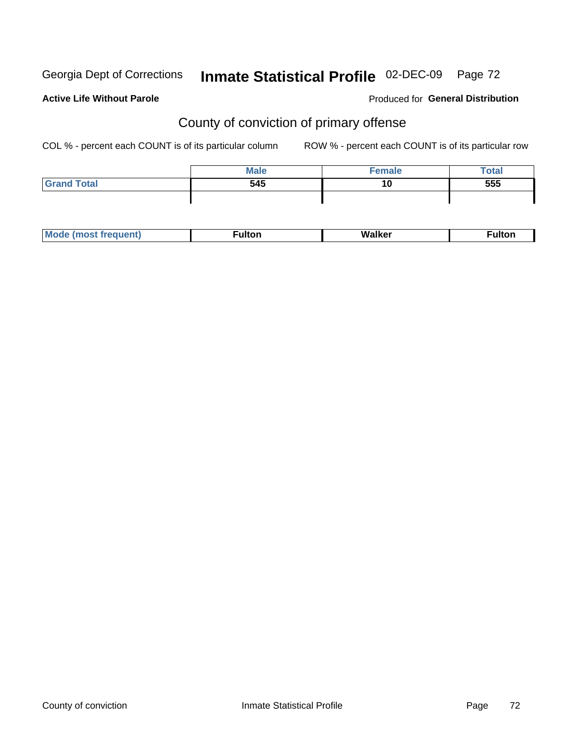Georgia Dept of Corrections **Inmate Statistical Profile** 02-DEC-09

**Active Life Without Parole**

Produced for **General Distribution**

## County of conviction of primary offense

COL % - percent each COUNT is of its particular column    ROW % - percent each COUNT is of its particular row

| | Male | Female | Total |
|---|---|---|---|
| Grand Total | 545 | 10 | 555 |
| | | | |
| Mode (most frequent) | Fulton | Walker | Fulton |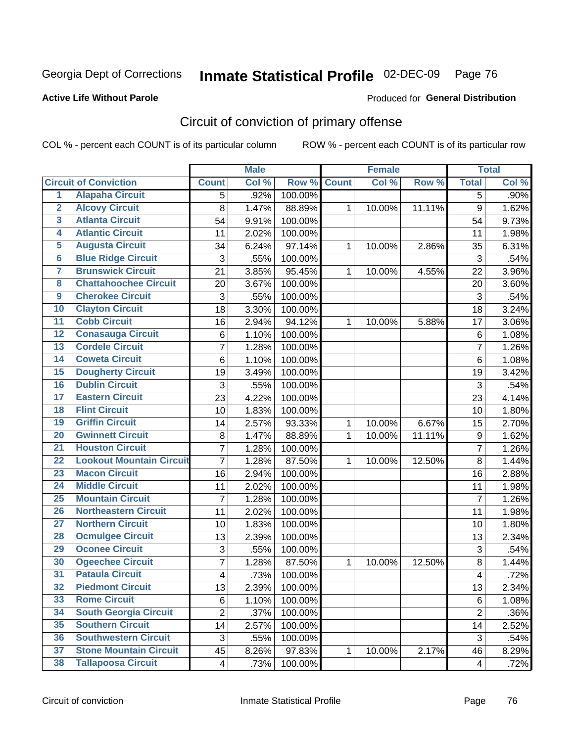Georgia Dept of Corrections **Inmate Statistical Profile** 02-DEC-09

**Active Life Without Parole**

Produced for **General Distribution**

## Circuit of conviction of primary offense

COL % - percent each COUNT is of its particular column ROW % - percent each COUNT is of its particular row

| | | Male | | | Female | | | Total | |
|---|---|---|---|---|---|---|---|---|---|
| **Circuit of Conviction** | | **Count** | **Col %** | **Row %** | **Count** | **Col %** | **Row %** | **Total** | **Col %** |
| 1 | Alapaha Circuit | 5 | .92% | 100.00% | | | | 5 | .90% |
| 2 | Alcovy Circuit | 8 | 1.47% | 88.89% | 1 | 10.00% | 11.11% | 9 | 1.62% |
| 3 | Atlanta Circuit | 54 | 9.91% | 100.00% | | | | 54 | 9.73% |
| 4 | Atlantic Circuit | 11 | 2.02% | 100.00% | | | | 11 | 1.98% |
| 5 | Augusta Circuit | 34 | 6.24% | 97.14% | 1 | 10.00% | 2.86% | 35 | 6.31% |
| 6 | Blue Ridge Circuit | 3 | .55% | 100.00% | | | | 3 | .54% |
| 7 | Brunswick Circuit | 21 | 3.85% | 95.45% | 1 | 10.00% | 4.55% | 22 | 3.96% |
| 8 | Chattahoochee Circuit | 20 | 3.67% | 100.00% | | | | 20 | 3.60% |
| 9 | Cherokee Circuit | 3 | .55% | 100.00% | | | | 3 | .54% |
| 10 | Clayton Circuit | 18 | 3.30% | 100.00% | | | | 18 | 3.24% |
| 11 | Cobb Circuit | 16 | 2.94% | 94.12% | 1 | 10.00% | 5.88% | 17 | 3.06% |
| 12 | Conasauga Circuit | 6 | 1.10% | 100.00% | | | | 6 | 1.08% |
| 13 | Cordele Circuit | 7 | 1.28% | 100.00% | | | | 7 | 1.26% |
| 14 | Coweta Circuit | 6 | 1.10% | 100.00% | | | | 6 | 1.08% |
| 15 | Dougherty Circuit | 19 | 3.49% | 100.00% | | | | 19 | 3.42% |
| 16 | Dublin Circuit | 3 | .55% | 100.00% | | | | 3 | .54% |
| 17 | Eastern Circuit | 23 | 4.22% | 100.00% | | | | 23 | 4.14% |
| 18 | Flint Circuit | 10 | 1.83% | 100.00% | | | | 10 | 1.80% |
| 19 | Griffin Circuit | 14 | 2.57% | 93.33% | 1 | 10.00% | 6.67% | 15 | 2.70% |
| 20 | Gwinnett Circuit | 8 | 1.47% | 88.89% | 1 | 10.00% | 11.11% | 9 | 1.62% |
| 21 | Houston Circuit | 7 | 1.28% | 100.00% | | | | 7 | 1.26% |
| 22 | Lookout Mountain Circuit | 7 | 1.28% | 87.50% | 1 | 10.00% | 12.50% | 8 | 1.44% |
| 23 | Macon Circuit | 16 | 2.94% | 100.00% | | | | 16 | 2.88% |
| 24 | Middle Circuit | 11 | 2.02% | 100.00% | | | | 11 | 1.98% |
| 25 | Mountain Circuit | 7 | 1.28% | 100.00% | | | | 7 | 1.26% |
| 26 | Northeastern Circuit | 11 | 2.02% | 100.00% | | | | 11 | 1.98% |
| 27 | Northern Circuit | 10 | 1.83% | 100.00% | | | | 10 | 1.80% |
| 28 | Ocmulgee Circuit | 13 | 2.39% | 100.00% | | | | 13 | 2.34% |
| 29 | Oconee Circuit | 3 | .55% | 100.00% | | | | 3 | .54% |
| 30 | Ogeechee Circuit | 7 | 1.28% | 87.50% | 1 | 10.00% | 12.50% | 8 | 1.44% |
| 31 | Pataula Circuit | 4 | .73% | 100.00% | | | | 4 | .72% |
| 32 | Piedmont Circuit | 13 | 2.39% | 100.00% | | | | 13 | 2.34% |
| 33 | Rome Circuit | 6 | 1.10% | 100.00% | | | | 6 | 1.08% |
| 34 | South Georgia Circuit | 2 | .37% | 100.00% | | | | 2 | .36% |
| 35 | Southern Circuit | 14 | 2.57% | 100.00% | | | | 14 | 2.52% |
| 36 | Southwestern Circuit | 3 | .55% | 100.00% | | | | 3 | .54% |
| 37 | Stone Mountain Circuit | 45 | 8.26% | 97.83% | 1 | 10.00% | 2.17% | 46 | 8.29% |
| 38 | Tallapoosa Circuit | 4 | .73% | 100.00% | | | | 4 | .72% |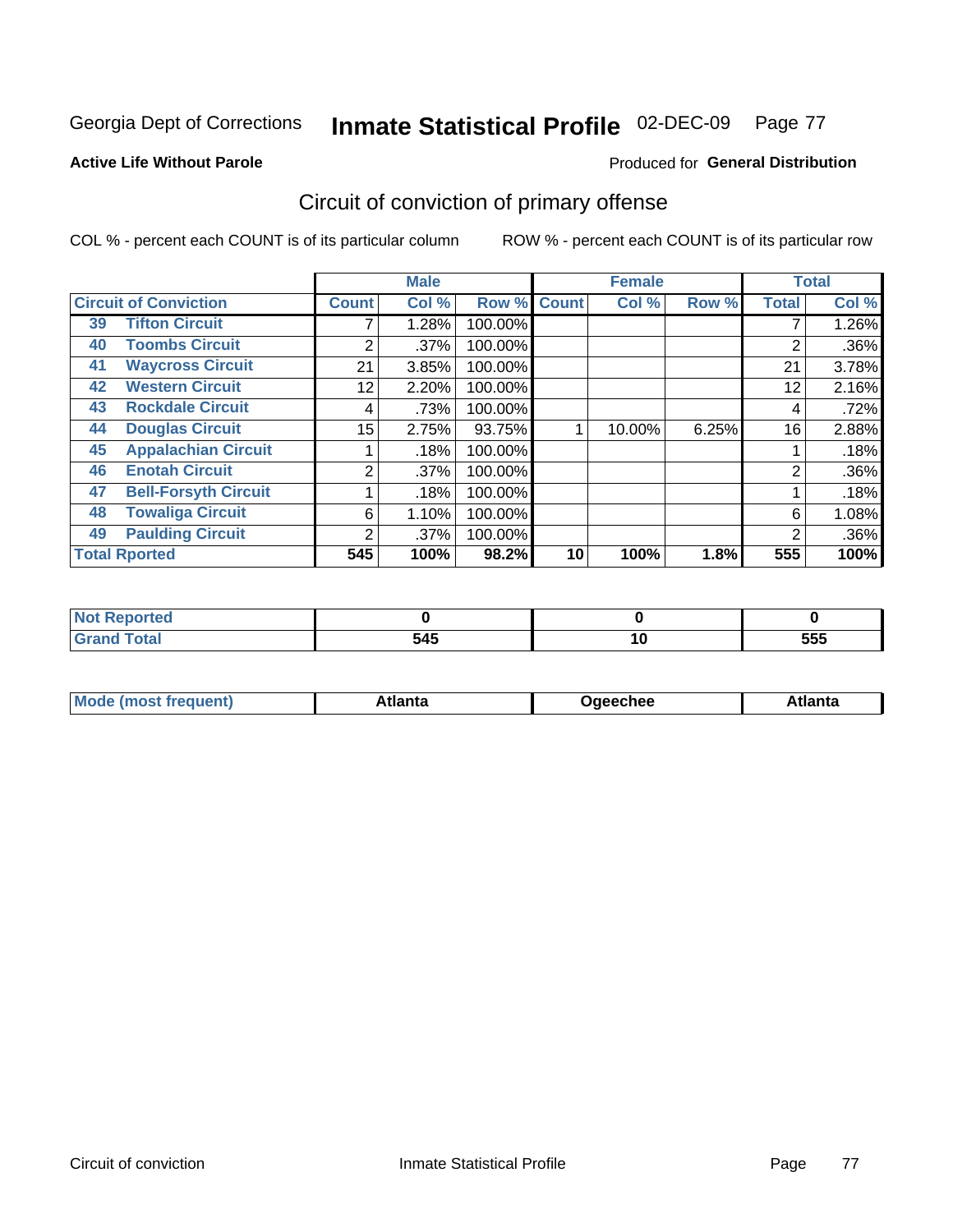Georgia Dept of Corrections **Inmate Statistical Profile** 02-DEC-09

**Active Life Without Parole**

Produced for **General Distribution**

## Circuit of conviction of primary offense

COL % - percent each COUNT is of its particular column

ROW % - percent each COUNT is of its particular row

| Circuit of Conviction | | Male | | | Female | | | Total | |
|---|---|---|---|---|---|---|---|---|---|
| | | Count | Col % | Row % | Count | Col % | Row % | Total | Col % |
| 39 | Tifton Circuit | 7 | 1.28% | 100.00% | | | | 7 | 1.26% |
| 40 | Toombs Circuit | 2 | .37% | 100.00% | | | | 2 | .36% |
| 41 | Waycross Circuit | 21 | 3.85% | 100.00% | | | | 21 | 3.78% |
| 42 | Western Circuit | 12 | 2.20% | 100.00% | | | | 12 | 2.16% |
| 43 | Rockdale Circuit | 4 | .73% | 100.00% | | | | 4 | .72% |
| 44 | Douglas Circuit | 15 | 2.75% | 93.75% | 1 | 10.00% | 6.25% | 16 | 2.88% |
| 45 | Appalachian Circuit | 1 | .18% | 100.00% | | | | 1 | .18% |
| 46 | Enotah Circuit | 2 | .37% | 100.00% | | | | 2 | .36% |
| 47 | Bell-Forsyth Circuit | 1 | .18% | 100.00% | | | | 1 | .18% |
| 48 | Towaliga Circuit | 6 | 1.10% | 100.00% | | | | 6 | 1.08% |
| 49 | Paulding Circuit | 2 | .37% | 100.00% | | | | 2 | .36% |
| **Total Rported** | | **545** | **100%** | **98.2%** | **10** | **100%** | **1.8%** | **555** | **100%** |

| | Male | Female | Total |
|---|---|---|---|
| Not Reported | 0 | 0 | 0 |
| Grand Total | 545 | 10 | 555 |

| | Male | Female | Total |
|---|---|---|---|
| Mode (most frequent) | Atlanta | Ogeechee | Atlanta |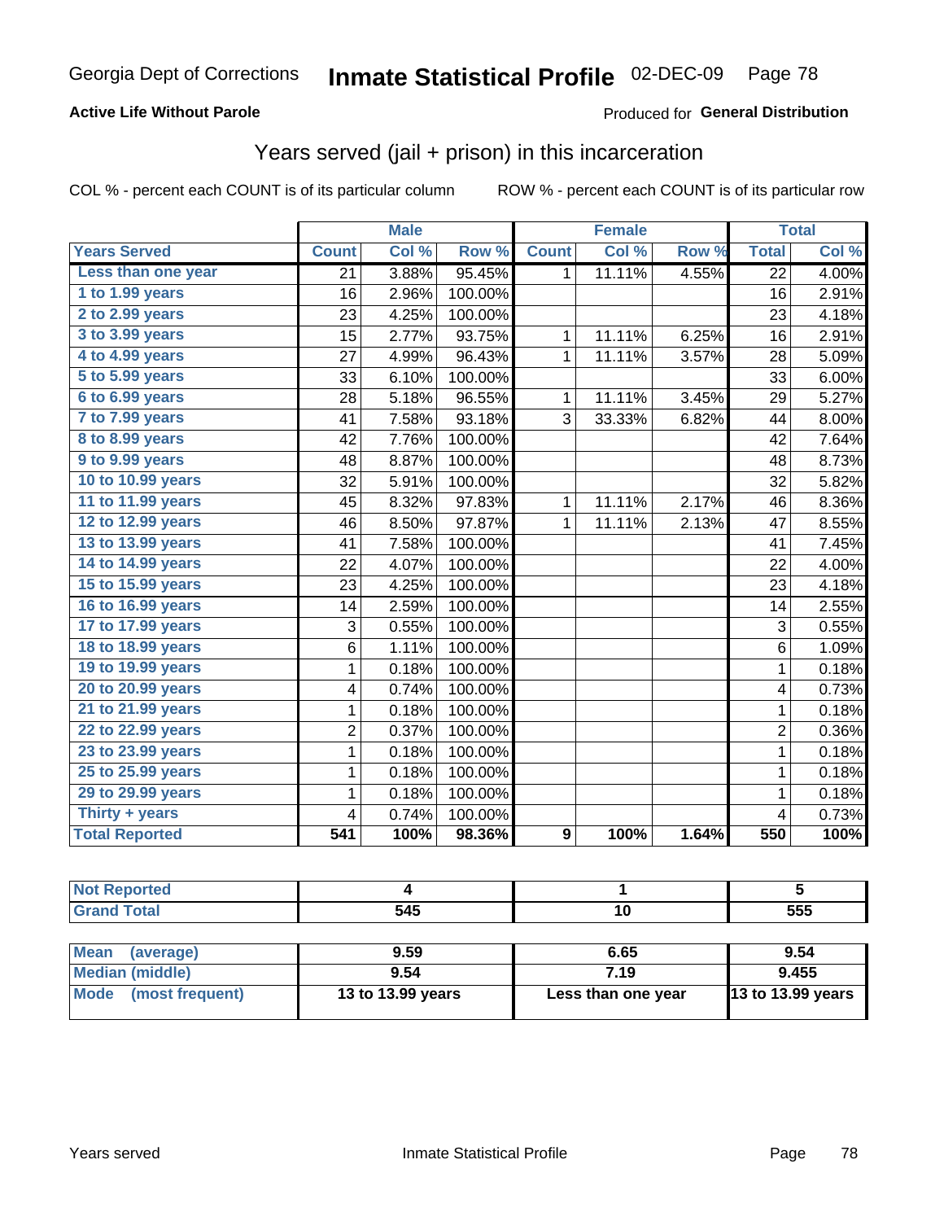Georgia Dept of Corrections **Inmate Statistical Profile** 02-DEC-09

**Active Life Without Parole**

Produced for **General Distribution**

## Years served (jail + prison) in this incarceration

COL % - percent each COUNT is of its particular column

ROW % - percent each COUNT is of its particular row

| | Male | | | Female | | | Total | |
|---|---|---|---|---|---|---|---|---|
| **Years Served** | **Count** | **Col %** | **Row %** | **Count** | **Col %** | **Row %** | **Total** | **Col %** |
| Less than one year | 21 | 3.88% | 95.45% | 1 | 11.11% | 4.55% | 22 | 4.00% |
| 1 to 1.99 years | 16 | 2.96% | 100.00% | | | | 16 | 2.91% |
| 2 to 2.99 years | 23 | 4.25% | 100.00% | | | | 23 | 4.18% |
| 3 to 3.99 years | 15 | 2.77% | 93.75% | 1 | 11.11% | 6.25% | 16 | 2.91% |
| 4 to 4.99 years | 27 | 4.99% | 96.43% | 1 | 11.11% | 3.57% | 28 | 5.09% |
| 5 to 5.99 years | 33 | 6.10% | 100.00% | | | | 33 | 6.00% |
| 6 to 6.99 years | 28 | 5.18% | 96.55% | 1 | 11.11% | 3.45% | 29 | 5.27% |
| 7 to 7.99 years | 41 | 7.58% | 93.18% | 3 | 33.33% | 6.82% | 44 | 8.00% |
| 8 to 8.99 years | 42 | 7.76% | 100.00% | | | | 42 | 7.64% |
| 9 to 9.99 years | 48 | 8.87% | 100.00% | | | | 48 | 8.73% |
| 10 to 10.99 years | 32 | 5.91% | 100.00% | | | | 32 | 5.82% |
| 11 to 11.99 years | 45 | 8.32% | 97.83% | 1 | 11.11% | 2.17% | 46 | 8.36% |
| 12 to 12.99 years | 46 | 8.50% | 97.87% | 1 | 11.11% | 2.13% | 47 | 8.55% |
| 13 to 13.99 years | 41 | 7.58% | 100.00% | | | | 41 | 7.45% |
| 14 to 14.99 years | 22 | 4.07% | 100.00% | | | | 22 | 4.00% |
| 15 to 15.99 years | 23 | 4.25% | 100.00% | | | | 23 | 4.18% |
| 16 to 16.99 years | 14 | 2.59% | 100.00% | | | | 14 | 2.55% |
| 17 to 17.99 years | 3 | 0.55% | 100.00% | | | | 3 | 0.55% |
| 18 to 18.99 years | 6 | 1.11% | 100.00% | | | | 6 | 1.09% |
| 19 to 19.99 years | 1 | 0.18% | 100.00% | | | | 1 | 0.18% |
| 20 to 20.99 years | 4 | 0.74% | 100.00% | | | | 4 | 0.73% |
| 21 to 21.99 years | 1 | 0.18% | 100.00% | | | | 1 | 0.18% |
| 22 to 22.99 years | 2 | 0.37% | 100.00% | | | | 2 | 0.36% |
| 23 to 23.99 years | 1 | 0.18% | 100.00% | | | | 1 | 0.18% |
| 25 to 25.99 years | 1 | 0.18% | 100.00% | | | | 1 | 0.18% |
| 29 to 29.99 years | 1 | 0.18% | 100.00% | | | | 1 | 0.18% |
| Thirty + years | 4 | 0.74% | 100.00% | | | | 4 | 0.73% |
| **Total Reported** | **541** | **100%** | **98.36%** | **9** | **100%** | **1.64%** | **550** | **100%** |

| | Male | Female | Total |
|---|---|---|---|
| **Not Reported** | 4 | 1 | 5 |
| **Grand Total** | 545 | 10 | 555 |

| | Male | Female | Total |
|---|---|---|---|
| **Mean (average)** | 9.59 | 6.65 | 9.54 |
| **Median (middle)** | 9.54 | 7.19 | 9.455 |
| **Mode (most frequent)** | 13 to 13.99 years | Less than one year | 13 to 13.99 years |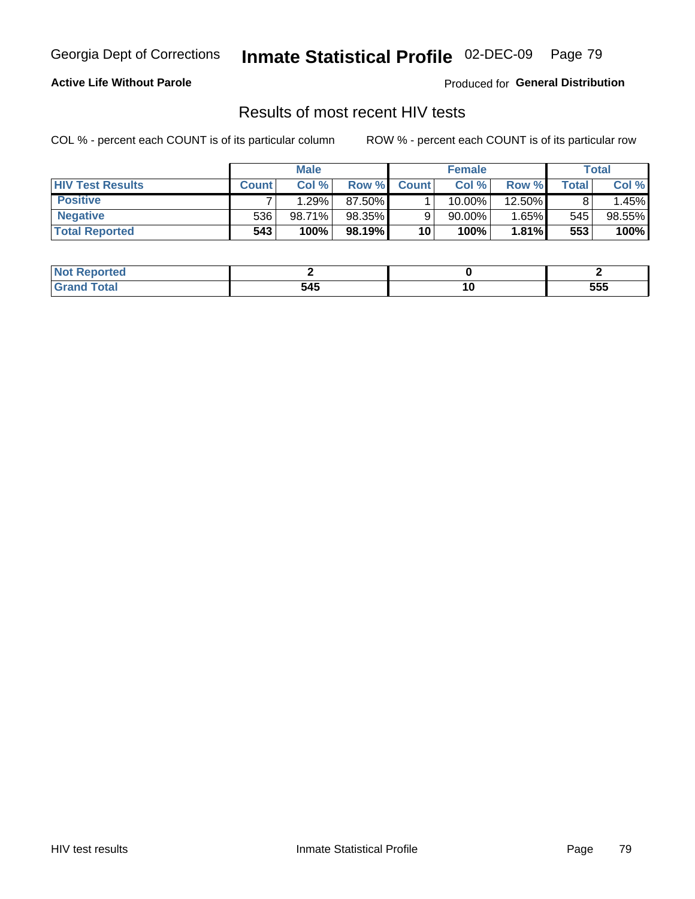Georgia Dept of Corrections **Inmate Statistical Profile** 02-DEC-09

**Active Life Without Parole**

Produced for **General Distribution**

## Results of most recent HIV tests

COL % - percent each COUNT is of its particular column

ROW % - percent each COUNT is of its particular row

| | Male | | | Female | | | Total | |
|---|---|---|---|---|---|---|---|---|
| **HIV Test Results** | **Count** | **Col %** | **Row %** | **Count** | **Col %** | **Row %** | **Total** | **Col %** |
| **Positive** | 7 | 1.29% | 87.50% | 1 | 10.00% | 12.50% | 8 | 1.45% |
| **Negative** | 536 | 98.71% | 98.35% | 9 | 90.00% | 1.65% | 545 | 98.55% |
| **Total Reported** | **543** | **100%** | **98.19%** | **10** | **100%** | **1.81%** | **553** | **100%** |

| | Male | Female | Total |
|---|---|---|---|
| **Not Reported** | **2** | **0** | **2** |
| **Grand Total** | **545** | **10** | **555** |

HIV test results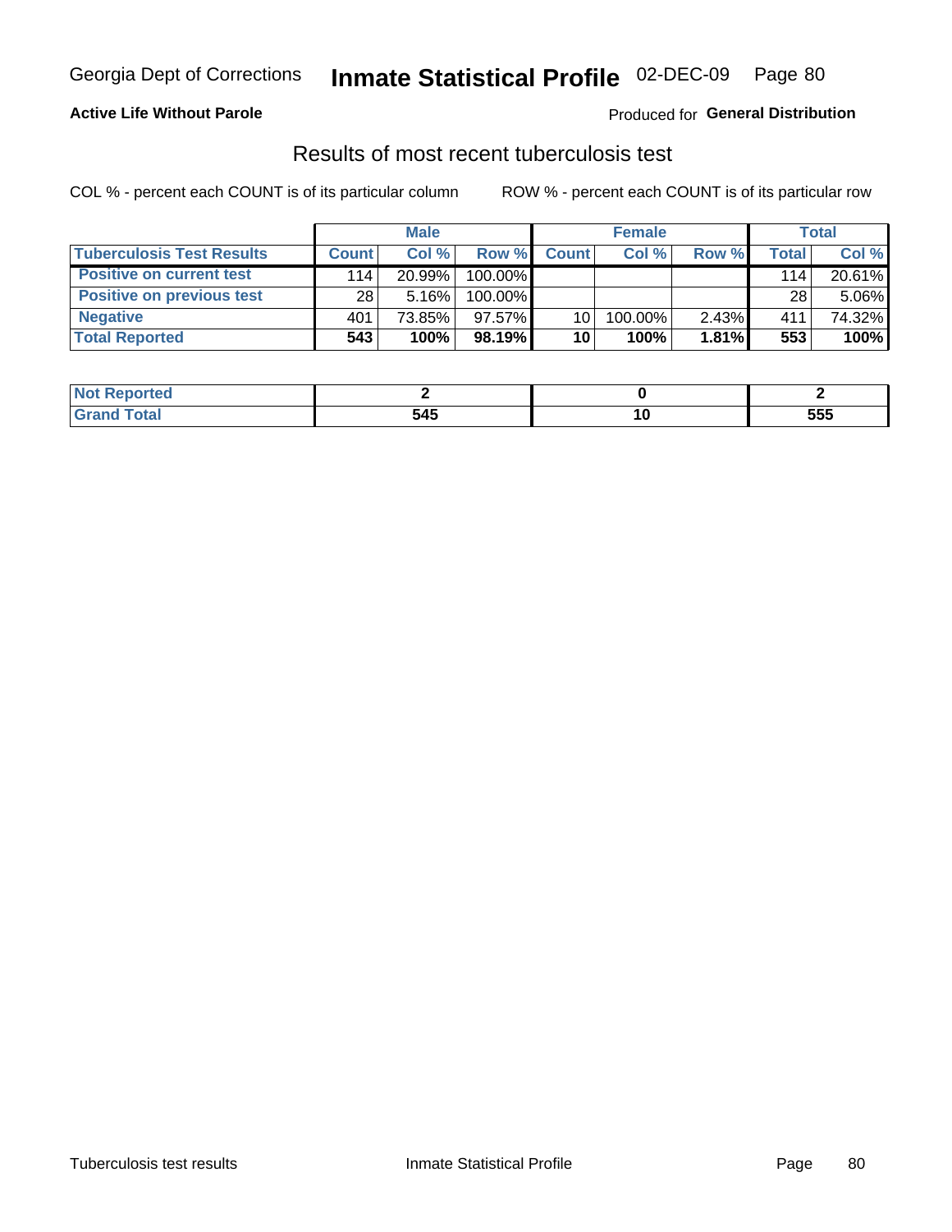Georgia Dept of Corrections **Inmate Statistical Profile** 02-DEC-09

**Active Life Without Parole**

Produced for **General Distribution**

## Results of most recent tuberculosis test

COL % - percent each COUNT is of its particular column

ROW % - percent each COUNT is of its particular row

| | Male | | | Female | | | Total | |
|---|---|---|---|---|---|---|---|---|
| **Tuberculosis Test Results** | **Count** | **Col %** | **Row %** | **Count** | **Col %** | **Row %** | **Total** | **Col %** |
| **Positive on current test** | 114 | 20.99% | 100.00% | | | | 114 | 20.61% |
| **Positive on previous test** | 28 | 5.16% | 100.00% | | | | 28 | 5.06% |
| **Negative** | 401 | 73.85% | 97.57% | 10 | 100.00% | 2.43% | 411 | 74.32% |
| **Total Reported** | **543** | **100%** | **98.19%** | **10** | **100%** | **1.81%** | **553** | **100%** |

| | Male | Female | Total |
|---|---|---|---|
| **Not Reported** | **2** | **0** | **2** |
| **Grand Total** | **545** | **10** | **555** |

Tuberculosis test results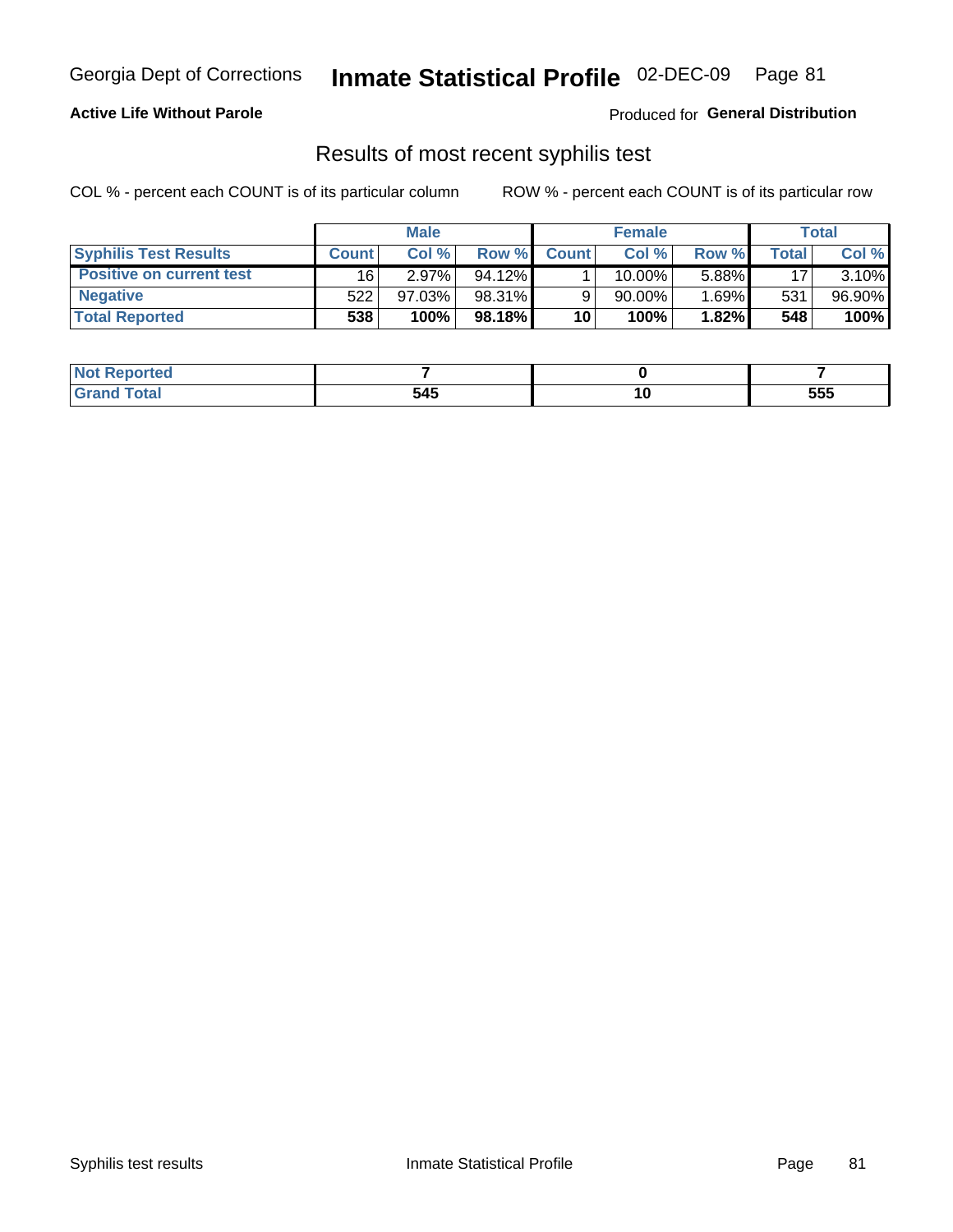Georgia Dept of Corrections **Inmate Statistical Profile** 02-DEC-09

**Active Life Without Parole**

Produced for **General Distribution**

## Results of most recent syphilis test

COL % - percent each COUNT is of its particular column ROW % - percent each COUNT is of its particular row

| | Male | | | Female | | | Total | |
|---|---|---|---|---|---|---|---|---|
| **Syphilis Test Results** | **Count** | **Col %** | **Row %** | **Count** | **Col %** | **Row %** | **Total** | **Col %** |
| **Positive on current test** | 16 | 2.97% | 94.12% | 1 | 10.00% | 5.88% | 17 | 3.10% |
| **Negative** | 522 | 97.03% | 98.31% | 9 | 90.00% | 1.69% | 531 | 96.90% |
| **Total Reported** | **538** | **100%** | **98.18%** | **10** | **100%** | **1.82%** | **548** | **100%** |

| | Male | Female | Total |
|---|---|---|---|
| **Not Reported** | **7** | **0** | **7** |
| **Grand Total** | **545** | **10** | **555** |

Syphilis test results Inmate Statistical Profile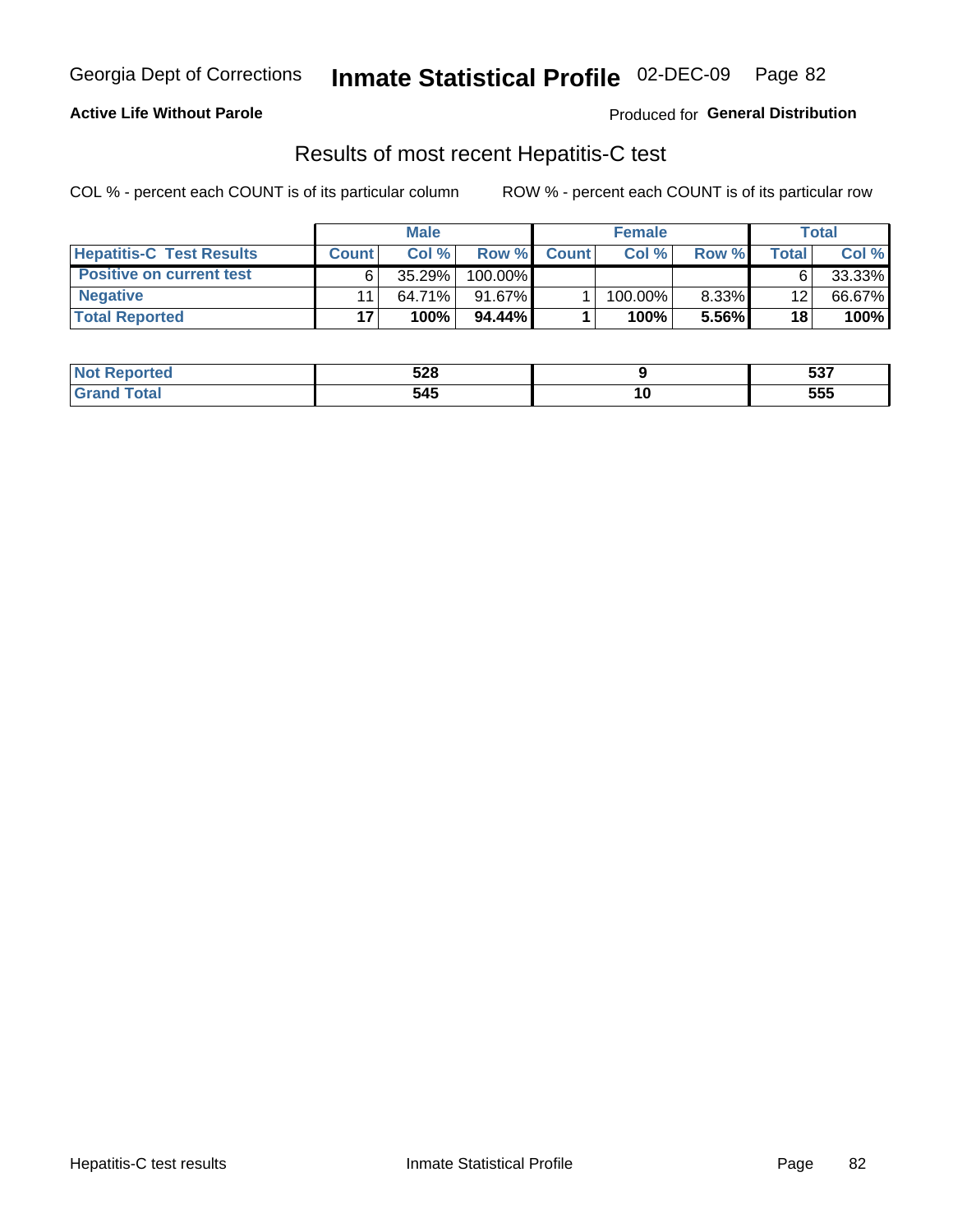Georgia Dept of Corrections **Inmate Statistical Profile** 02-DEC-09

**Active Life Without Parole**

Produced for **General Distribution**

## Results of most recent Hepatitis-C test

COL % - percent each COUNT is of its particular column

ROW % - percent each COUNT is of its particular row

| | Male | | | Female | | | Total | |
|---|---|---|---|---|---|---|---|---|
| **Hepatitis-C Test Results** | **Count** | **Col %** | **Row %** | **Count** | **Col %** | **Row %** | **Total** | **Col %** |
| **Positive on current test** | 6 | 35.29% | 100.00% | | | | 6 | 33.33% |
| **Negative** | 11 | 64.71% | 91.67% | 1 | 100.00% | 8.33% | 12 | 66.67% |
| **Total Reported** | **17** | **100%** | **94.44%** | **1** | **100%** | **5.56%** | **18** | **100%** |

| | Male | Female | Total |
|---|---|---|---|
| **Not Reported** | **528** | **9** | **537** |
| **Grand Total** | **545** | **10** | **555** |